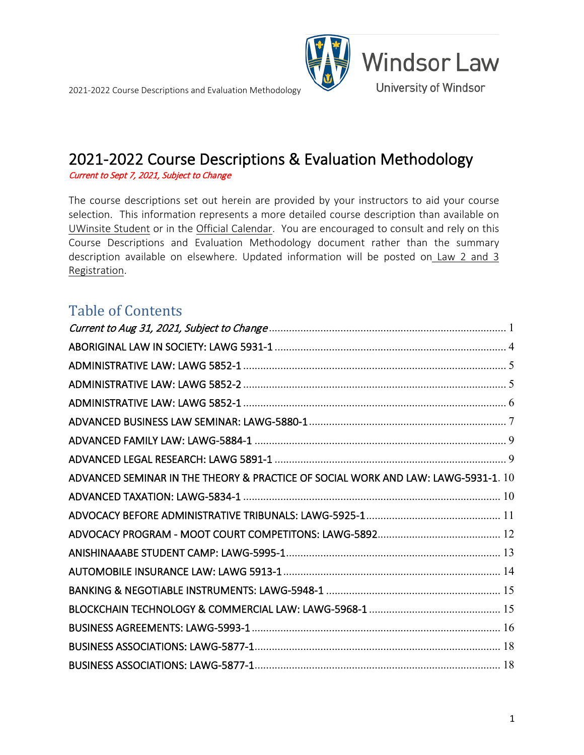# 2021-2022 Course Descriptions & Evaluation Methodology

*Current to Sept 7, 2021, Subject to Change*

The course descriptions set out herein are provided by your instructors to aid your course selection. This information represents a more detailed course description than available on UWinsite Student or in the Official Calendar. You are encouraged to consult and rely on this Course Descriptions and Evaluation Methodology document rather than the summary description available on elsewhere. Updated information will be posted on Law 2 and 3 Registration.

## Table of Contents

*Current to Aug 31, 2021, Subject to Change* ..... 1
ABORIGINAL LAW IN SOCIETY: LAWG 5931-1 ..... 4
ADMINISTRATIVE LAW: LAWG 5852-1 ..... 5
ADMINISTRATIVE LAW: LAWG 5852-2 ..... 5
ADMINISTRATIVE LAW: LAWG 5852-1 ..... 6
ADVANCED BUSINESS LAW SEMINAR: LAWG-5880-1 ..... 7
ADVANCED FAMILY LAW: LAWG-5884-1 ..... 9
ADVANCED LEGAL RESEARCH: LAWG 5891-1 ..... 9
ADVANCED SEMINAR IN THE THEORY & PRACTICE OF SOCIAL WORK AND LAW: LAWG-5931-1. 10
ADVANCED TAXATION: LAWG-5834-1 ..... 10
ADVOCACY BEFORE ADMINISTRATIVE TRIBUNALS: LAWG-5925-1 ..... 11
ADVOCACY PROGRAM - MOOT COURT COMPETITONS: LAWG-5892 ..... 12
ANISHINAAABE STUDENT CAMP: LAWG-5995-1 ..... 13
AUTOMOBILE INSURANCE LAW: LAWG 5913-1 ..... 14
BANKING & NEGOTIABLE INSTRUMENTS: LAWG-5948-1 ..... 15
BLOCKCHAIN TECHNOLOGY & COMMERCIAL LAW: LAWG-5968-1 ..... 15
BUSINESS AGREEMENTS: LAWG-5993-1 ..... 16
BUSINESS ASSOCIATIONS: LAWG-5877-1 ..... 18
BUSINESS ASSOCIATIONS: LAWG-5877-1 ..... 18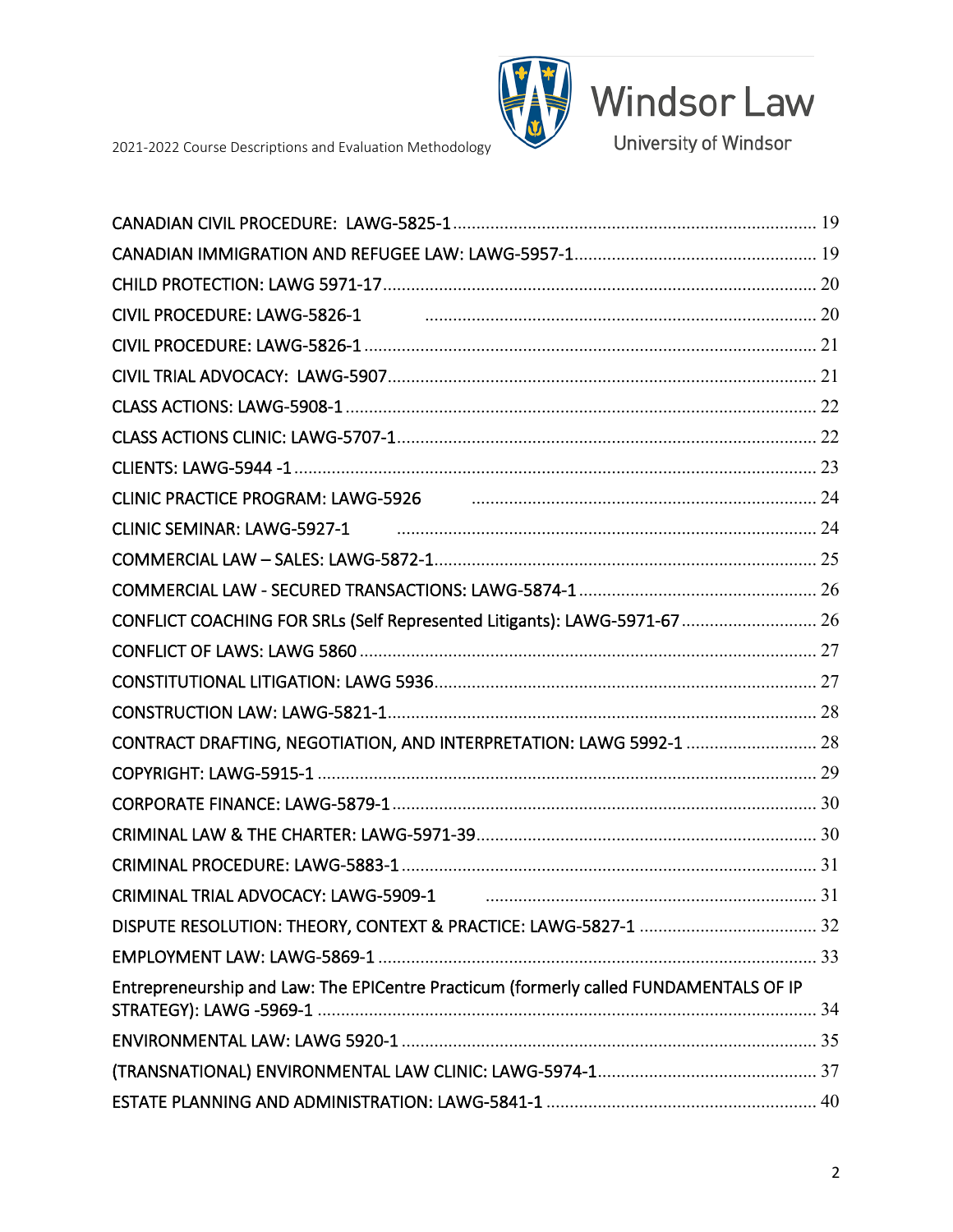CANADIAN CIVIL PROCEDURE: LAWG-5825-1 .......... 19
CANADIAN IMMIGRATION AND REFUGEE LAW: LAWG-5957-1 .......... 19
CHILD PROTECTION: LAWG 5971-17 .......... 20
CIVIL PROCEDURE: LAWG-5826-1 .......... 20
CIVIL PROCEDURE: LAWG-5826-1 .......... 21
CIVIL TRIAL ADVOCACY: LAWG-5907 .......... 21
CLASS ACTIONS: LAWG-5908-1 .......... 22
CLASS ACTIONS CLINIC: LAWG-5707-1 .......... 22
CLIENTS: LAWG-5944 -1 .......... 23
CLINIC PRACTICE PROGRAM: LAWG-5926 .......... 24
CLINIC SEMINAR: LAWG-5927-1 .......... 24
COMMERCIAL LAW – SALES: LAWG-5872-1 .......... 25
COMMERCIAL LAW - SECURED TRANSACTIONS: LAWG-5874-1 .......... 26
CONFLICT COACHING FOR SRLs (Self Represented Litigants): LAWG-5971-67 .......... 26
CONFLICT OF LAWS: LAWG 5860 .......... 27
CONSTITUTIONAL LITIGATION: LAWG 5936 .......... 27
CONSTRUCTION LAW: LAWG-5821-1 .......... 28
CONTRACT DRAFTING, NEGOTIATION, AND INTERPRETATION: LAWG 5992-1 .......... 28
COPYRIGHT: LAWG-5915-1 .......... 29
CORPORATE FINANCE: LAWG-5879-1 .......... 30
CRIMINAL LAW & THE CHARTER: LAWG-5971-39 .......... 30
CRIMINAL PROCEDURE: LAWG-5883-1 .......... 31
CRIMINAL TRIAL ADVOCACY: LAWG-5909-1 .......... 31
DISPUTE RESOLUTION: THEORY, CONTEXT & PRACTICE: LAWG-5827-1 .......... 32
EMPLOYMENT LAW: LAWG-5869-1 .......... 33
Entrepreneurship and Law: The EPICentre Practicum (formerly called FUNDAMENTALS OF IP STRATEGY): LAWG -5969-1 .......... 34
ENVIRONMENTAL LAW: LAWG 5920-1 .......... 35
(TRANSNATIONAL) ENVIRONMENTAL LAW CLINIC: LAWG-5974-1 .......... 37
ESTATE PLANNING AND ADMINISTRATION: LAWG-5841-1 .......... 40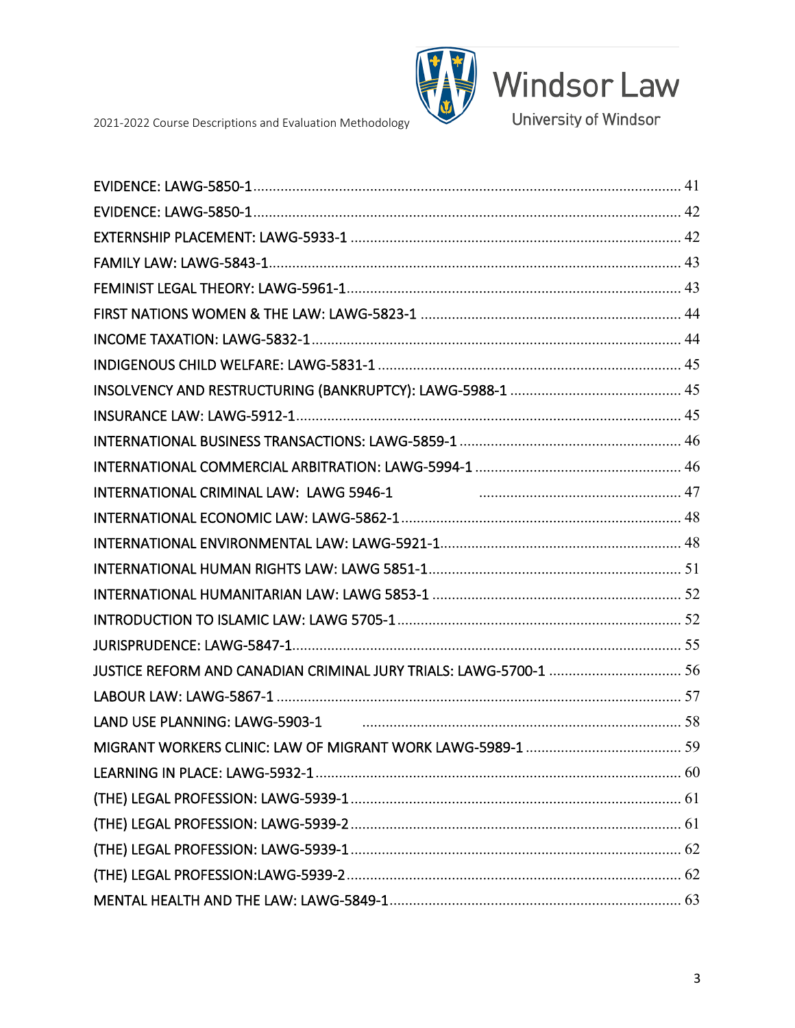EVIDENCE: LAWG-5850-1 ........................................ 41
EVIDENCE: LAWG-5850-1 ........................................ 42
EXTERNSHIP PLACEMENT: LAWG-5933-1 ........................................ 42
FAMILY LAW: LAWG-5843-1 ........................................ 43
FEMINIST LEGAL THEORY: LAWG-5961-1 ........................................ 43
FIRST NATIONS WOMEN & THE LAW: LAWG-5823-1 ........................................ 44
INCOME TAXATION: LAWG-5832-1 ........................................ 44
INDIGENOUS CHILD WELFARE: LAWG-5831-1 ........................................ 45
INSOLVENCY AND RESTRUCTURING (BANKRUPTCY): LAWG-5988-1 ........................................ 45
INSURANCE LAW: LAWG-5912-1 ........................................ 45
INTERNATIONAL BUSINESS TRANSACTIONS: LAWG-5859-1 ........................................ 46
INTERNATIONAL COMMERCIAL ARBITRATION: LAWG-5994-1 ........................................ 46
INTERNATIONAL CRIMINAL LAW: LAWG 5946-1 ........................................ 47
INTERNATIONAL ECONOMIC LAW: LAWG-5862-1 ........................................ 48
INTERNATIONAL ENVIRONMENTAL LAW: LAWG-5921-1 ........................................ 48
INTERNATIONAL HUMAN RIGHTS LAW: LAWG 5851-1 ........................................ 51
INTERNATIONAL HUMANITARIAN LAW: LAWG 5853-1 ........................................ 52
INTRODUCTION TO ISLAMIC LAW: LAWG 5705-1 ........................................ 52
JURISPRUDENCE: LAWG-5847-1 ........................................ 55
JUSTICE REFORM AND CANADIAN CRIMINAL JURY TRIALS: LAWG-5700-1 ........................................ 56
LABOUR LAW: LAWG-5867-1 ........................................ 57
LAND USE PLANNING: LAWG-5903-1 ........................................ 58
MIGRANT WORKERS CLINIC: LAW OF MIGRANT WORK LAWG-5989-1 ........................................ 59
LEARNING IN PLACE: LAWG-5932-1 ........................................ 60
(THE) LEGAL PROFESSION: LAWG-5939-1 ........................................ 61
(THE) LEGAL PROFESSION: LAWG-5939-2 ........................................ 61
(THE) LEGAL PROFESSION: LAWG-5939-1 ........................................ 62
(THE) LEGAL PROFESSION:LAWG-5939-2 ........................................ 62
MENTAL HEALTH AND THE LAW: LAWG-5849-1 ........................................ 63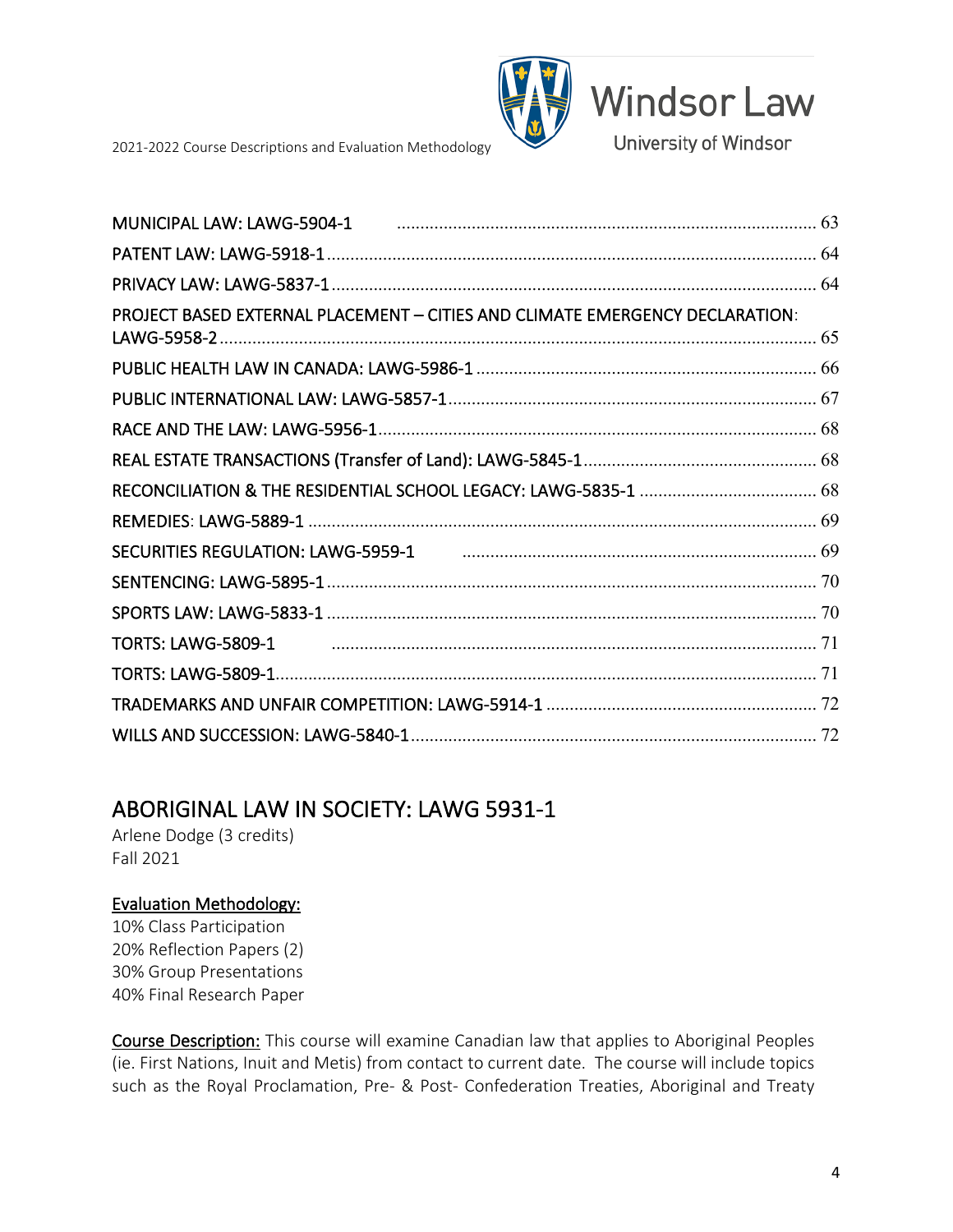MUNICIPAL LAW: LAWG-5904-1 .......... 63
PATENT LAW: LAWG-5918-1 .......... 64
PRIVACY LAW: LAWG-5837-1 .......... 64
PROJECT BASED EXTERNAL PLACEMENT – CITIES AND CLIMATE EMERGENCY DECLARATION: LAWG-5958-2 .......... 65
PUBLIC HEALTH LAW IN CANADA: LAWG-5986-1 .......... 66
PUBLIC INTERNATIONAL LAW: LAWG-5857-1 .......... 67
RACE AND THE LAW: LAWG-5956-1 .......... 68
REAL ESTATE TRANSACTIONS (Transfer of Land): LAWG-5845-1 .......... 68
RECONCILIATION & THE RESIDENTIAL SCHOOL LEGACY: LAWG-5835-1 .......... 68
REMEDIES: LAWG-5889-1 .......... 69
SECURITIES REGULATION: LAWG-5959-1 .......... 69
SENTENCING: LAWG-5895-1 .......... 70
SPORTS LAW: LAWG-5833-1 .......... 70
TORTS: LAWG-5809-1 .......... 71
TORTS: LAWG-5809-1 .......... 71
TRADEMARKS AND UNFAIR COMPETITION: LAWG-5914-1 .......... 72
WILLS AND SUCCESSION: LAWG-5840-1 .......... 72

## ABORIGINAL LAW IN SOCIETY: LAWG 5931-1

Arlene Dodge (3 credits)
Fall 2021

**Evaluation Methodology:**
10% Class Participation
20% Reflection Papers (2)
30% Group Presentations
40% Final Research Paper

**Course Description:** This course will examine Canadian law that applies to Aboriginal Peoples (ie. First Nations, Inuit and Metis) from contact to current date. The course will include topics such as the Royal Proclamation, Pre- & Post- Confederation Treaties, Aboriginal and Treaty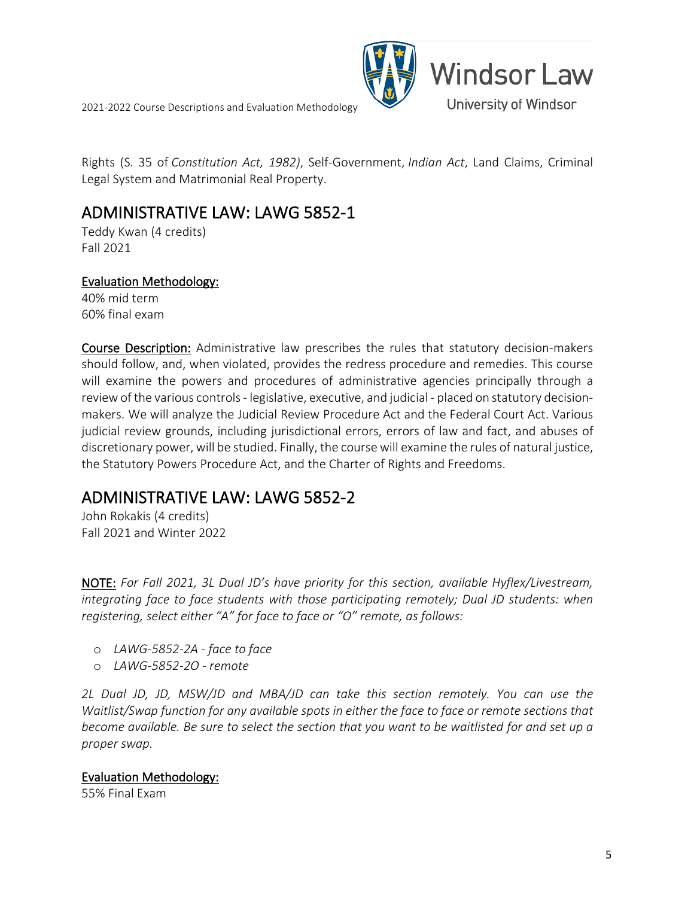Rights (S. 35 of *Constitution Act, 1982)*, Self-Government, *Indian Act*, Land Claims, Criminal Legal System and Matrimonial Real Property.

## ADMINISTRATIVE LAW: LAWG 5852-1

Teddy Kwan (4 credits)
Fall 2021

**Evaluation Methodology:**
40% mid term
60% final exam

**Course Description:** Administrative law prescribes the rules that statutory decision-makers should follow, and, when violated, provides the redress procedure and remedies. This course will examine the powers and procedures of administrative agencies principally through a review of the various controls - legislative, executive, and judicial - placed on statutory decision-makers. We will analyze the Judicial Review Procedure Act and the Federal Court Act. Various judicial review grounds, including jurisdictional errors, errors of law and fact, and abuses of discretionary power, will be studied. Finally, the course will examine the rules of natural justice, the Statutory Powers Procedure Act, and the Charter of Rights and Freedoms.

## ADMINISTRATIVE LAW: LAWG 5852-2

John Rokakis (4 credits)
Fall 2021 and Winter 2022

**NOTE:** *For Fall 2021, 3L Dual JD's have priority for this section, available Hyflex/Livestream, integrating face to face students with those participating remotely; Dual JD students: when registering, select either "A" for face to face or "O" remote, as follows:*

- *LAWG-5852-2A - face to face*
- *LAWG-5852-2O - remote*

*2L Dual JD, JD, MSW/JD and MBA/JD can take this section remotely. You can use the Waitlist/Swap function for any available spots in either the face to face or remote sections that become available. Be sure to select the section that you want to be waitlisted for and set up a proper swap.*

**Evaluation Methodology:**
55% Final Exam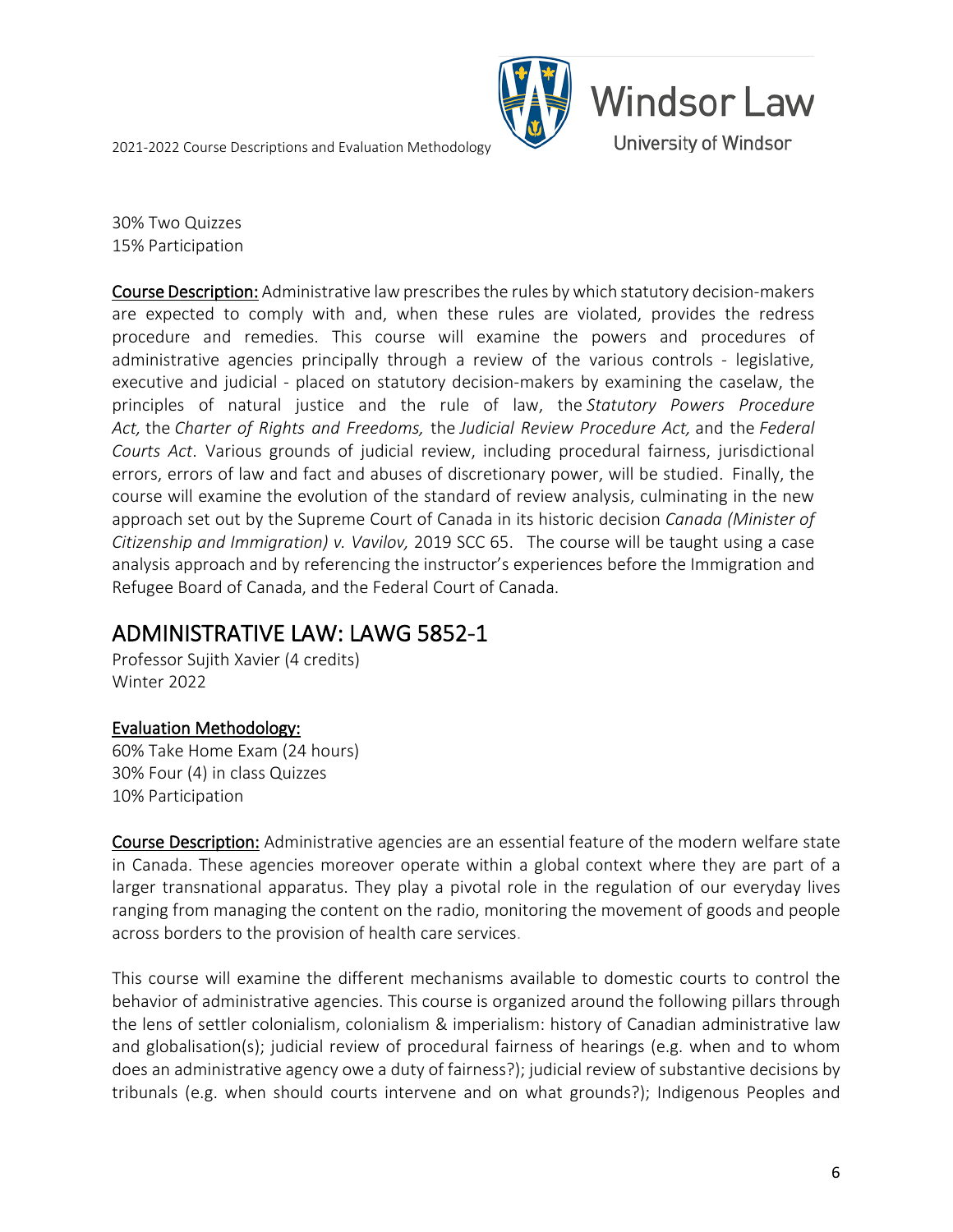30% Two Quizzes
15% Participation

**Course Description:** Administrative law prescribes the rules by which statutory decision-makers are expected to comply with and, when these rules are violated, provides the redress procedure and remedies. This course will examine the powers and procedures of administrative agencies principally through a review of the various controls - legislative, executive and judicial - placed on statutory decision-makers by examining the caselaw, the principles of natural justice and the rule of law, the *Statutory Powers Procedure Act,* the *Charter of Rights and Freedoms,* the *Judicial Review Procedure Act,* and the *Federal Courts Act*. Various grounds of judicial review, including procedural fairness, jurisdictional errors, errors of law and fact and abuses of discretionary power, will be studied. Finally, the course will examine the evolution of the standard of review analysis, culminating in the new approach set out by the Supreme Court of Canada in its historic decision *Canada (Minister of Citizenship and Immigration) v. Vavilov,* 2019 SCC 65. The course will be taught using a case analysis approach and by referencing the instructor's experiences before the Immigration and Refugee Board of Canada, and the Federal Court of Canada.

## ADMINISTRATIVE LAW: LAWG 5852-1

Professor Sujith Xavier (4 credits)
Winter 2022

**Evaluation Methodology:**
60% Take Home Exam (24 hours)
30% Four (4) in class Quizzes
10% Participation

**Course Description:** Administrative agencies are an essential feature of the modern welfare state in Canada. These agencies moreover operate within a global context where they are part of a larger transnational apparatus. They play a pivotal role in the regulation of our everyday lives ranging from managing the content on the radio, monitoring the movement of goods and people across borders to the provision of health care services.

This course will examine the different mechanisms available to domestic courts to control the behavior of administrative agencies. This course is organized around the following pillars through the lens of settler colonialism, colonialism & imperialism: history of Canadian administrative law and globalisation(s); judicial review of procedural fairness of hearings (e.g. when and to whom does an administrative agency owe a duty of fairness?); judicial review of substantive decisions by tribunals (e.g. when should courts intervene and on what grounds?); Indigenous Peoples and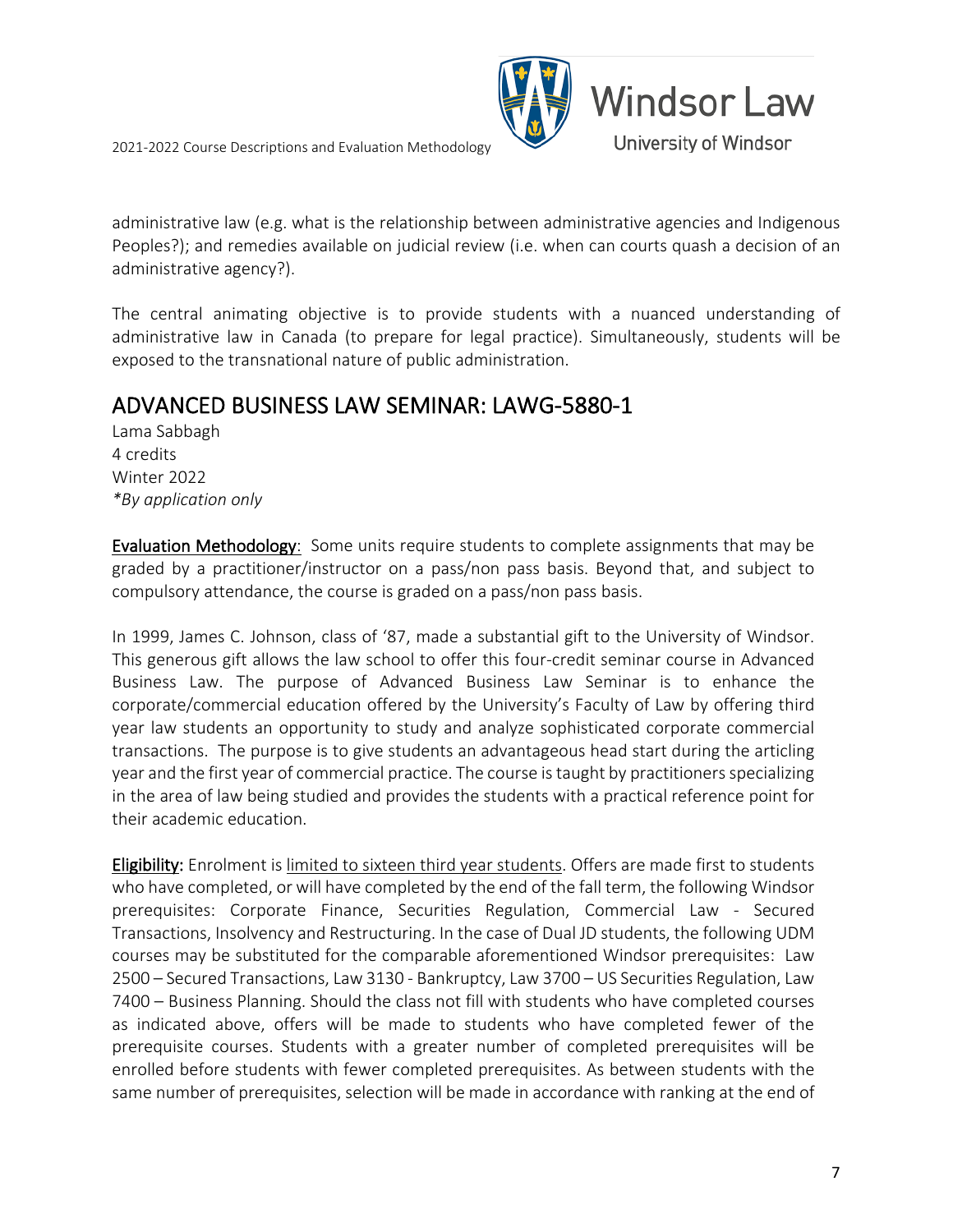administrative law (e.g. what is the relationship between administrative agencies and Indigenous Peoples?); and remedies available on judicial review (i.e. when can courts quash a decision of an administrative agency?).

The central animating objective is to provide students with a nuanced understanding of administrative law in Canada (to prepare for legal practice). Simultaneously, students will be exposed to the transnational nature of public administration.

## ADVANCED BUSINESS LAW SEMINAR: LAWG-5880-1

Lama Sabbagh
4 credits
Winter 2022
*\*By application only*

**Evaluation Methodology**: Some units require students to complete assignments that may be graded by a practitioner/instructor on a pass/non pass basis. Beyond that, and subject to compulsory attendance, the course is graded on a pass/non pass basis.

In 1999, James C. Johnson, class of '87, made a substantial gift to the University of Windsor. This generous gift allows the law school to offer this four-credit seminar course in Advanced Business Law. The purpose of Advanced Business Law Seminar is to enhance the corporate/commercial education offered by the University's Faculty of Law by offering third year law students an opportunity to study and analyze sophisticated corporate commercial transactions. The purpose is to give students an advantageous head start during the articling year and the first year of commercial practice. The course is taught by practitioners specializing in the area of law being studied and provides the students with a practical reference point for their academic education.

**Eligibility:** Enrolment is limited to sixteen third year students. Offers are made first to students who have completed, or will have completed by the end of the fall term, the following Windsor prerequisites: Corporate Finance, Securities Regulation, Commercial Law - Secured Transactions, Insolvency and Restructuring. In the case of Dual JD students, the following UDM courses may be substituted for the comparable aforementioned Windsor prerequisites: Law 2500 – Secured Transactions, Law 3130 - Bankruptcy, Law 3700 – US Securities Regulation, Law 7400 – Business Planning. Should the class not fill with students who have completed courses as indicated above, offers will be made to students who have completed fewer of the prerequisite courses. Students with a greater number of completed prerequisites will be enrolled before students with fewer completed prerequisites. As between students with the same number of prerequisites, selection will be made in accordance with ranking at the end of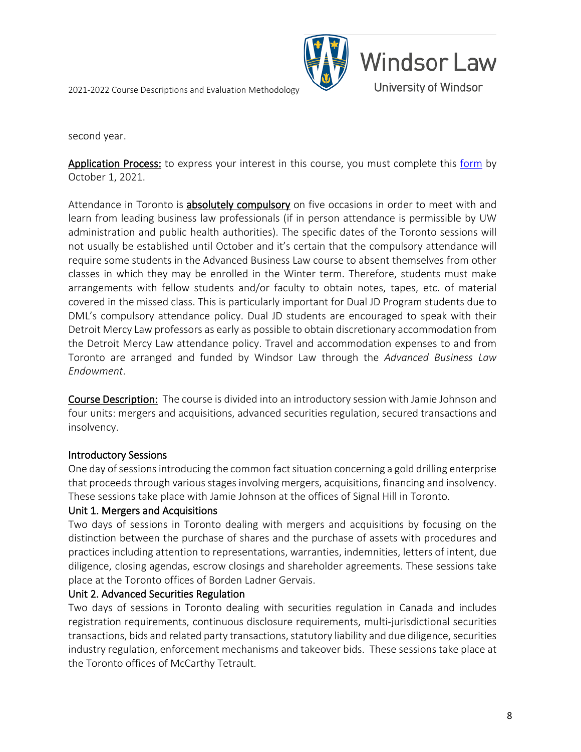second year.

**Application Process:** to express your interest in this course, you must complete this form by October 1, 2021.

Attendance in Toronto is **absolutely compulsory** on five occasions in order to meet with and learn from leading business law professionals (if in person attendance is permissible by UW administration and public health authorities). The specific dates of the Toronto sessions will not usually be established until October and it's certain that the compulsory attendance will require some students in the Advanced Business Law course to absent themselves from other classes in which they may be enrolled in the Winter term. Therefore, students must make arrangements with fellow students and/or faculty to obtain notes, tapes, etc. of material covered in the missed class. This is particularly important for Dual JD Program students due to DML's compulsory attendance policy. Dual JD students are encouraged to speak with their Detroit Mercy Law professors as early as possible to obtain discretionary accommodation from the Detroit Mercy Law attendance policy. Travel and accommodation expenses to and from Toronto are arranged and funded by Windsor Law through the *Advanced Business Law Endowment*.

**Course Description:** The course is divided into an introductory session with Jamie Johnson and four units: mergers and acquisitions, advanced securities regulation, secured transactions and insolvency.

### Introductory Sessions

One day of sessions introducing the common fact situation concerning a gold drilling enterprise that proceeds through various stages involving mergers, acquisitions, financing and insolvency. These sessions take place with Jamie Johnson at the offices of Signal Hill in Toronto.

### Unit 1. Mergers and Acquisitions

Two days of sessions in Toronto dealing with mergers and acquisitions by focusing on the distinction between the purchase of shares and the purchase of assets with procedures and practices including attention to representations, warranties, indemnities, letters of intent, due diligence, closing agendas, escrow closings and shareholder agreements. These sessions take place at the Toronto offices of Borden Ladner Gervais.

### Unit 2. Advanced Securities Regulation

Two days of sessions in Toronto dealing with securities regulation in Canada and includes registration requirements, continuous disclosure requirements, multi-jurisdictional securities transactions, bids and related party transactions, statutory liability and due diligence, securities industry regulation, enforcement mechanisms and takeover bids. These sessions take place at the Toronto offices of McCarthy Tetrault.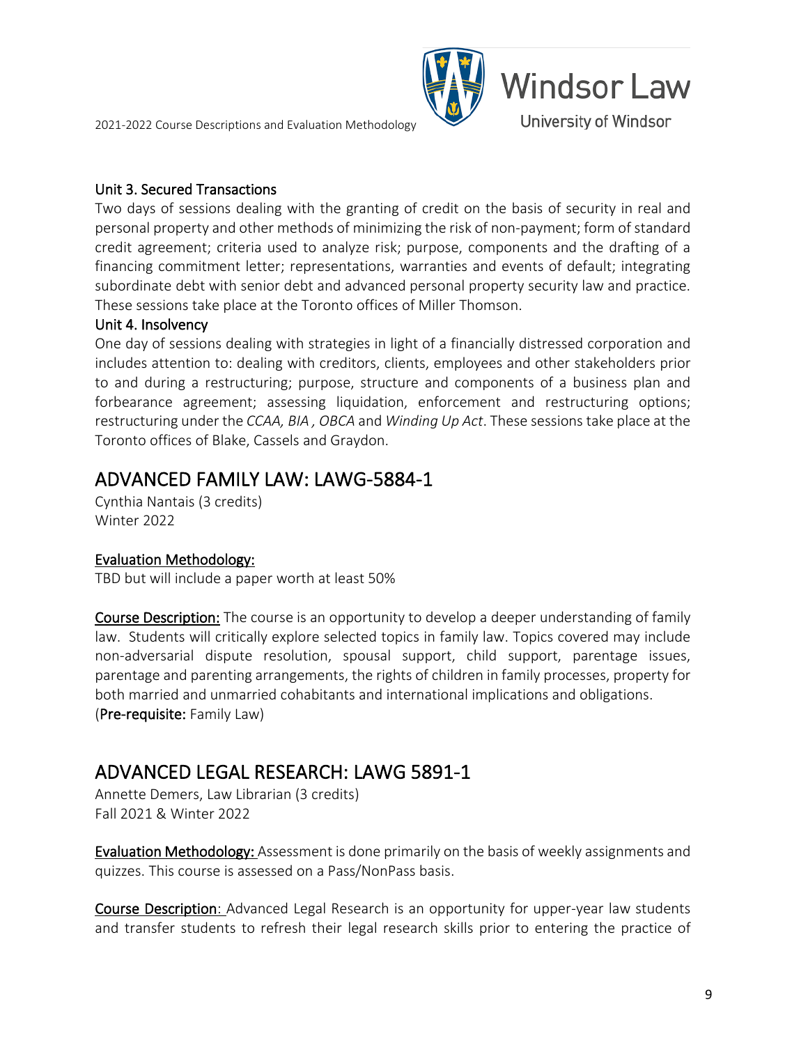### Unit 3. Secured Transactions

Two days of sessions dealing with the granting of credit on the basis of security in real and personal property and other methods of minimizing the risk of non-payment; form of standard credit agreement; criteria used to analyze risk; purpose, components and the drafting of a financing commitment letter; representations, warranties and events of default; integrating subordinate debt with senior debt and advanced personal property security law and practice. These sessions take place at the Toronto offices of Miller Thomson.

### Unit 4. Insolvency

One day of sessions dealing with strategies in light of a financially distressed corporation and includes attention to: dealing with creditors, clients, employees and other stakeholders prior to and during a restructuring; purpose, structure and components of a business plan and forbearance agreement; assessing liquidation, enforcement and restructuring options; restructuring under the *CCAA, BIA , OBCA* and *Winding Up Act*. These sessions take place at the Toronto offices of Blake, Cassels and Graydon.

## ADVANCED FAMILY LAW: LAWG-5884-1

Cynthia Nantais (3 credits)
Winter 2022

**Evaluation Methodology:**
TBD but will include a paper worth at least 50%

**Course Description:** The course is an opportunity to develop a deeper understanding of family law. Students will critically explore selected topics in family law. Topics covered may include non-adversarial dispute resolution, spousal support, child support, parentage issues, parentage and parenting arrangements, the rights of children in family processes, property for both married and unmarried cohabitants and international implications and obligations.
(**Pre-requisite:** Family Law)

## ADVANCED LEGAL RESEARCH: LAWG 5891-1

Annette Demers, Law Librarian (3 credits)
Fall 2021 & Winter 2022

**Evaluation Methodology:** Assessment is done primarily on the basis of weekly assignments and quizzes. This course is assessed on a Pass/NonPass basis.

**Course Description**: Advanced Legal Research is an opportunity for upper-year law students and transfer students to refresh their legal research skills prior to entering the practice of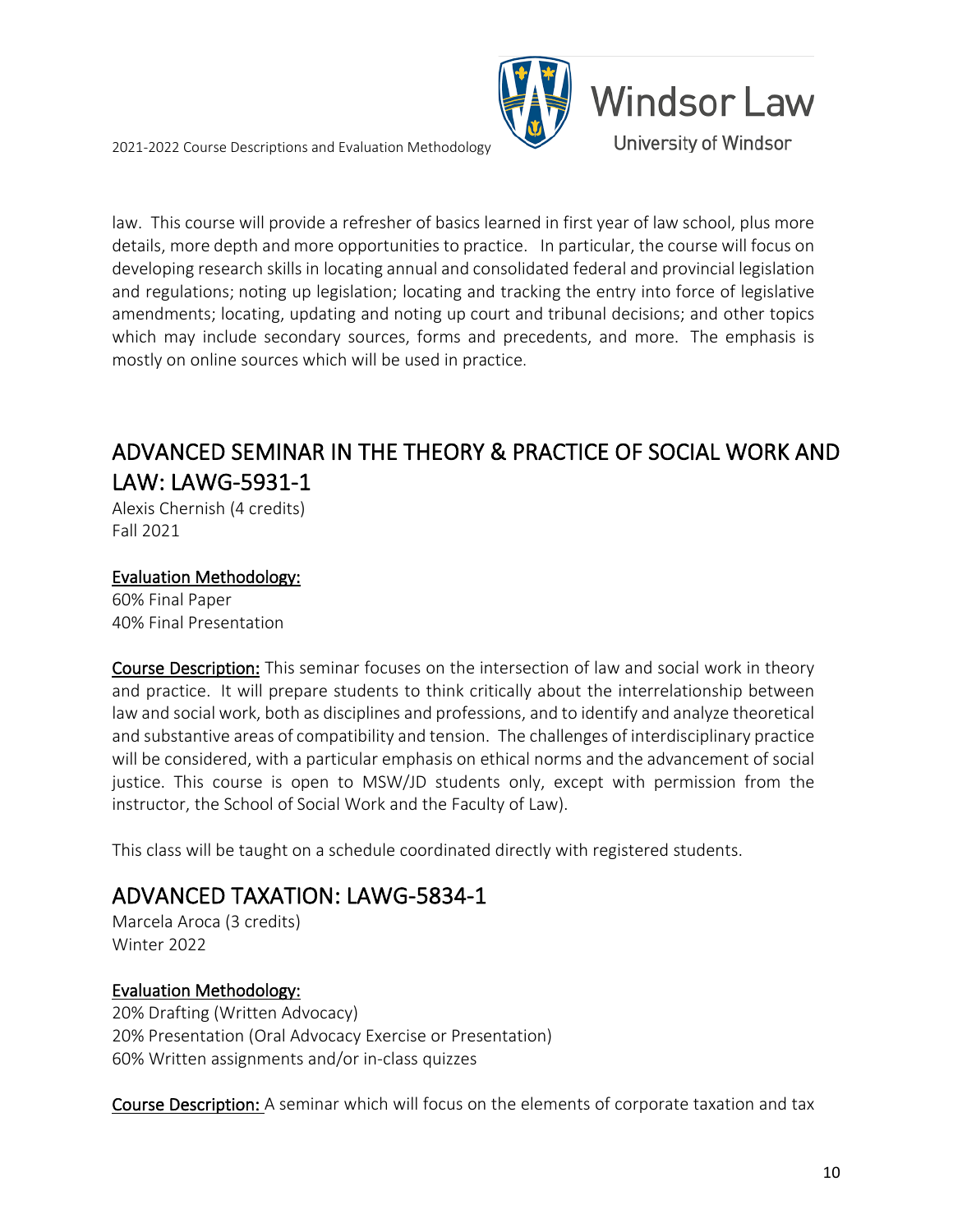law. This course will provide a refresher of basics learned in first year of law school, plus more details, more depth and more opportunities to practice. In particular, the course will focus on developing research skills in locating annual and consolidated federal and provincial legislation and regulations; noting up legislation; locating and tracking the entry into force of legislative amendments; locating, updating and noting up court and tribunal decisions; and other topics which may include secondary sources, forms and precedents, and more. The emphasis is mostly on online sources which will be used in practice.

## ADVANCED SEMINAR IN THE THEORY & PRACTICE OF SOCIAL WORK AND LAW: LAWG-5931-1

Alexis Chernish (4 credits)
Fall 2021

**Evaluation Methodology:**
60% Final Paper
40% Final Presentation

**Course Description:** This seminar focuses on the intersection of law and social work in theory and practice. It will prepare students to think critically about the interrelationship between law and social work, both as disciplines and professions, and to identify and analyze theoretical and substantive areas of compatibility and tension. The challenges of interdisciplinary practice will be considered, with a particular emphasis on ethical norms and the advancement of social justice. This course is open to MSW/JD students only, except with permission from the instructor, the School of Social Work and the Faculty of Law).

This class will be taught on a schedule coordinated directly with registered students.

## ADVANCED TAXATION: LAWG-5834-1

Marcela Aroca (3 credits)
Winter 2022

**Evaluation Methodology:**
20% Drafting (Written Advocacy)
20% Presentation (Oral Advocacy Exercise or Presentation)
60% Written assignments and/or in-class quizzes

**Course Description:** A seminar which will focus on the elements of corporate taxation and tax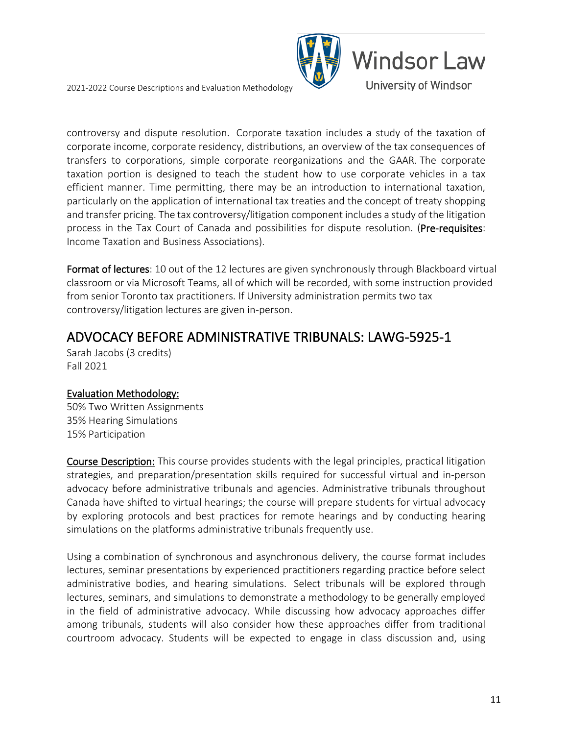controversy and dispute resolution. Corporate taxation includes a study of the taxation of corporate income, corporate residency, distributions, an overview of the tax consequences of transfers to corporations, simple corporate reorganizations and the GAAR. The corporate taxation portion is designed to teach the student how to use corporate vehicles in a tax efficient manner. Time permitting, there may be an introduction to international taxation, particularly on the application of international tax treaties and the concept of treaty shopping and transfer pricing. The tax controversy/litigation component includes a study of the litigation process in the Tax Court of Canada and possibilities for dispute resolution. (**Pre-requisites**: Income Taxation and Business Associations).

**Format of lectures**: 10 out of the 12 lectures are given synchronously through Blackboard virtual classroom or via Microsoft Teams, all of which will be recorded, with some instruction provided from senior Toronto tax practitioners. If University administration permits two tax controversy/litigation lectures are given in-person.

## ADVOCACY BEFORE ADMINISTRATIVE TRIBUNALS: LAWG-5925-1

Sarah Jacobs (3 credits)
Fall 2021

**Evaluation Methodology:**

50% Two Written Assignments
35% Hearing Simulations
15% Participation

**Course Description:** This course provides students with the legal principles, practical litigation strategies, and preparation/presentation skills required for successful virtual and in-person advocacy before administrative tribunals and agencies. Administrative tribunals throughout Canada have shifted to virtual hearings; the course will prepare students for virtual advocacy by exploring protocols and best practices for remote hearings and by conducting hearing simulations on the platforms administrative tribunals frequently use.

Using a combination of synchronous and asynchronous delivery, the course format includes lectures, seminar presentations by experienced practitioners regarding practice before select administrative bodies, and hearing simulations. Select tribunals will be explored through lectures, seminars, and simulations to demonstrate a methodology to be generally employed in the field of administrative advocacy. While discussing how advocacy approaches differ among tribunals, students will also consider how these approaches differ from traditional courtroom advocacy. Students will be expected to engage in class discussion and, using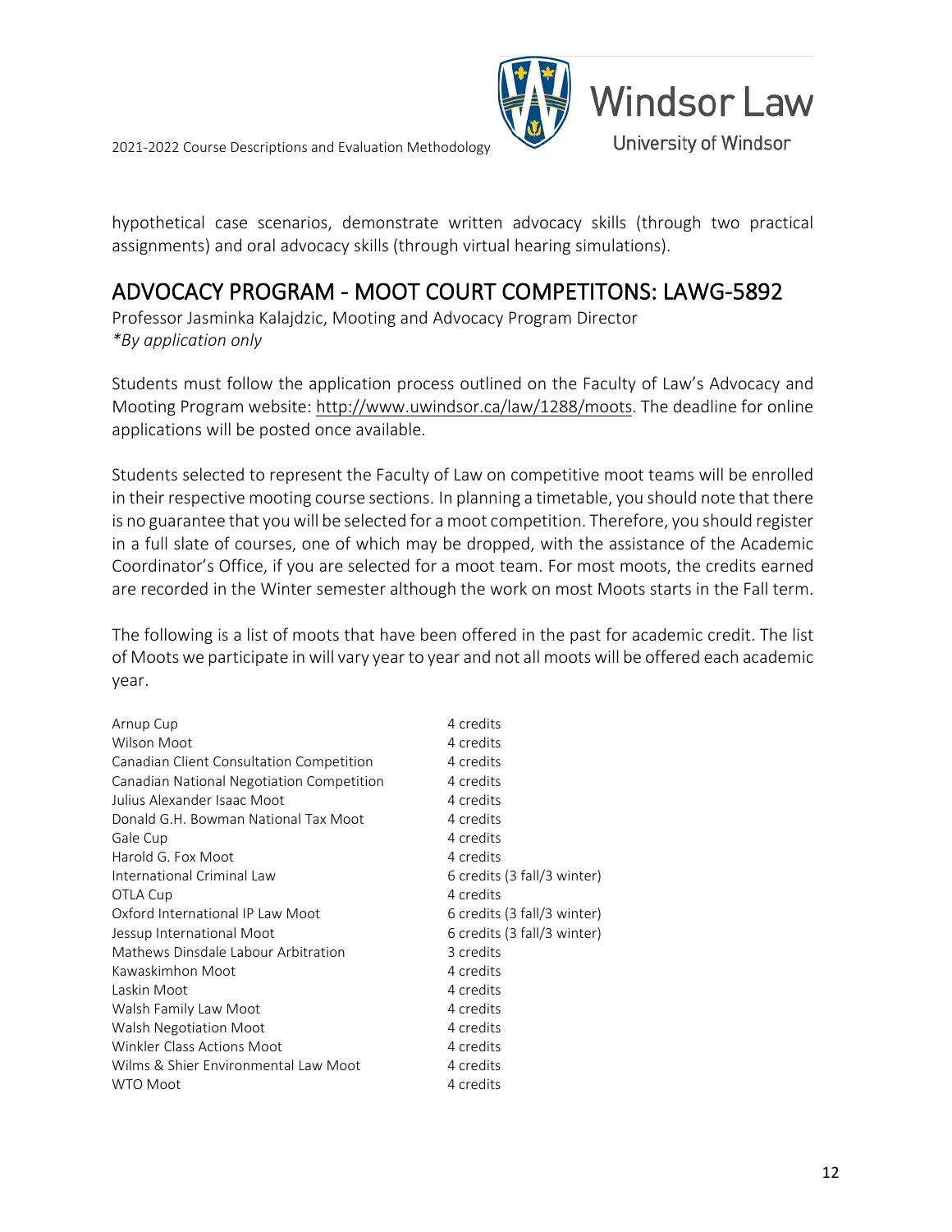hypothetical case scenarios, demonstrate written advocacy skills (through two practical assignments) and oral advocacy skills (through virtual hearing simulations).

## ADVOCACY PROGRAM - MOOT COURT COMPETITONS: LAWG-5892

Professor Jasminka Kalajdzic, Mooting and Advocacy Program Director
*\*By application only*

Students must follow the application process outlined on the Faculty of Law's Advocacy and Mooting Program website: http://www.uwindsor.ca/law/1288/moots. The deadline for online applications will be posted once available.

Students selected to represent the Faculty of Law on competitive moot teams will be enrolled in their respective mooting course sections. In planning a timetable, you should note that there is no guarantee that you will be selected for a moot competition. Therefore, you should register in a full slate of courses, one of which may be dropped, with the assistance of the Academic Coordinator's Office, if you are selected for a moot team. For most moots, the credits earned are recorded in the Winter semester although the work on most Moots starts in the Fall term.

The following is a list of moots that have been offered in the past for academic credit. The list of Moots we participate in will vary year to year and not all moots will be offered each academic year.

| | |
|---|---|
| Arnup Cup | 4 credits |
| Wilson Moot | 4 credits |
| Canadian Client Consultation Competition | 4 credits |
| Canadian National Negotiation Competition | 4 credits |
| Julius Alexander Isaac Moot | 4 credits |
| Donald G.H. Bowman National Tax Moot | 4 credits |
| Gale Cup | 4 credits |
| Harold G. Fox Moot | 4 credits |
| International Criminal Law | 6 credits (3 fall/3 winter) |
| OTLA Cup | 4 credits |
| Oxford International IP Law Moot | 6 credits (3 fall/3 winter) |
| Jessup International Moot | 6 credits (3 fall/3 winter) |
| Mathews Dinsdale Labour Arbitration | 3 credits |
| Kawaskimhon Moot | 4 credits |
| Laskin Moot | 4 credits |
| Walsh Family Law Moot | 4 credits |
| Walsh Negotiation Moot | 4 credits |
| Winkler Class Actions Moot | 4 credits |
| Wilms & Shier Environmental Law Moot | 4 credits |
| WTO Moot | 4 credits |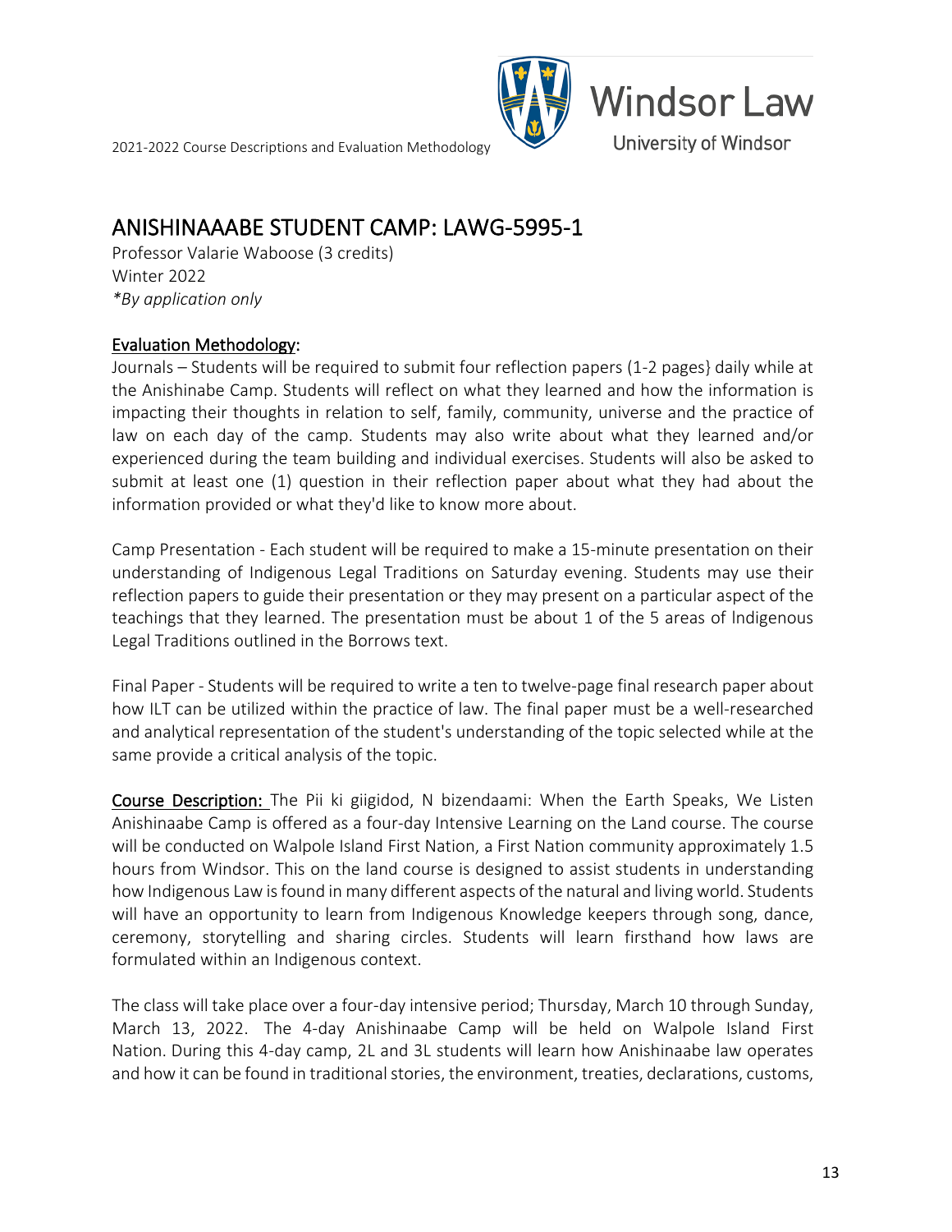# ANISHINAAABE STUDENT CAMP: LAWG-5995-1

Professor Valarie Waboose (3 credits)
Winter 2022
*\*By application only*

<u>Evaluation Methodology</u>:
Journals – Students will be required to submit four reflection papers (1-2 pages} daily while at the Anishinabe Camp. Students will reflect on what they learned and how the information is impacting their thoughts in relation to self, family, community, universe and the practice of law on each day of the camp. Students may also write about what they learned and/or experienced during the team building and individual exercises. Students will also be asked to submit at least one (1) question in their reflection paper about what they had about the information provided or what they'd like to know more about.

Camp Presentation - Each student will be required to make a 15-minute presentation on their understanding of Indigenous Legal Traditions on Saturday evening. Students may use their reflection papers to guide their presentation or they may present on a particular aspect of the teachings that they learned. The presentation must be about 1 of the 5 areas of lndigenous Legal Traditions outlined in the Borrows text.

Final Paper - Students will be required to write a ten to twelve-page final research paper about how ILT can be utilized within the practice of law. The final paper must be a well-researched and analytical representation of the student's understanding of the topic selected while at the same provide a critical analysis of the topic.

**<u>Course Description:</u>** The Pii ki giigidod, N bizendaami: When the Earth Speaks, We Listen Anishinaabe Camp is offered as a four-day Intensive Learning on the Land course. The course will be conducted on Walpole Island First Nation, a First Nation community approximately 1.5 hours from Windsor. This on the land course is designed to assist students in understanding how Indigenous Law is found in many different aspects of the natural and living world. Students will have an opportunity to learn from Indigenous Knowledge keepers through song, dance, ceremony, storytelling and sharing circles. Students will learn firsthand how laws are formulated within an Indigenous context.

The class will take place over a four-day intensive period; Thursday, March 10 through Sunday, March 13, 2022. The 4-day Anishinaabe Camp will be held on Walpole Island First Nation. During this 4-day camp, 2L and 3L students will learn how Anishinaabe law operates and how it can be found in traditional stories, the environment, treaties, declarations, customs,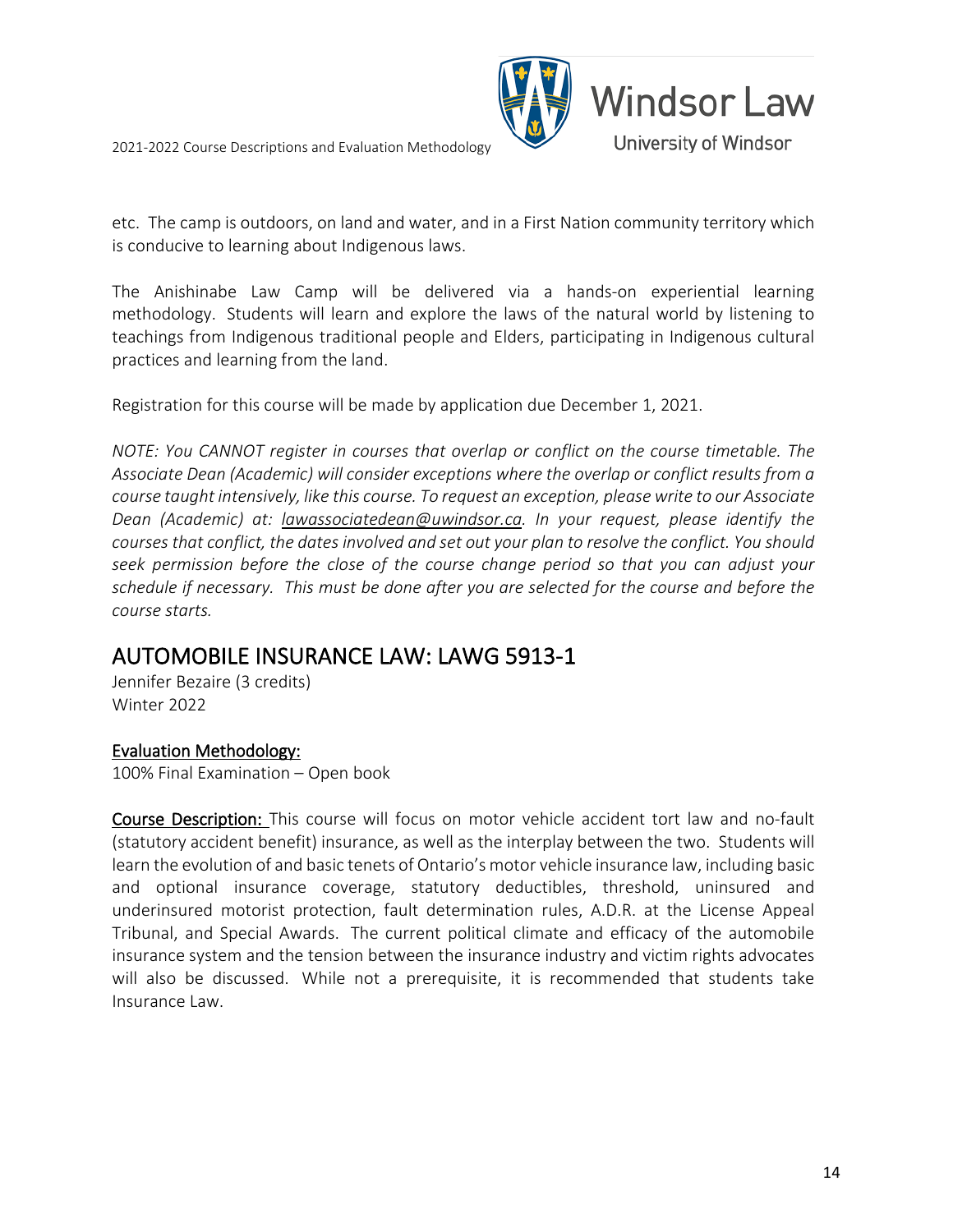etc. The camp is outdoors, on land and water, and in a First Nation community territory which is conducive to learning about Indigenous laws.

The Anishinabe Law Camp will be delivered via a hands-on experiential learning methodology. Students will learn and explore the laws of the natural world by listening to teachings from Indigenous traditional people and Elders, participating in Indigenous cultural practices and learning from the land.

Registration for this course will be made by application due December 1, 2021.

*NOTE: You CANNOT register in courses that overlap or conflict on the course timetable. The Associate Dean (Academic) will consider exceptions where the overlap or conflict results from a course taught intensively, like this course. To request an exception, please write to our Associate Dean (Academic) at: lawassociatedean@uwindsor.ca. In your request, please identify the courses that conflict, the dates involved and set out your plan to resolve the conflict. You should seek permission before the close of the course change period so that you can adjust your schedule if necessary. This must be done after you are selected for the course and before the course starts.*

## AUTOMOBILE INSURANCE LAW: LAWG 5913-1

Jennifer Bezaire (3 credits)
Winter 2022

**Evaluation Methodology:**
100% Final Examination – Open book

**Course Description:** This course will focus on motor vehicle accident tort law and no-fault (statutory accident benefit) insurance, as well as the interplay between the two. Students will learn the evolution of and basic tenets of Ontario's motor vehicle insurance law, including basic and optional insurance coverage, statutory deductibles, threshold, uninsured and underinsured motorist protection, fault determination rules, A.D.R. at the License Appeal Tribunal, and Special Awards. The current political climate and efficacy of the automobile insurance system and the tension between the insurance industry and victim rights advocates will also be discussed. While not a prerequisite, it is recommended that students take Insurance Law.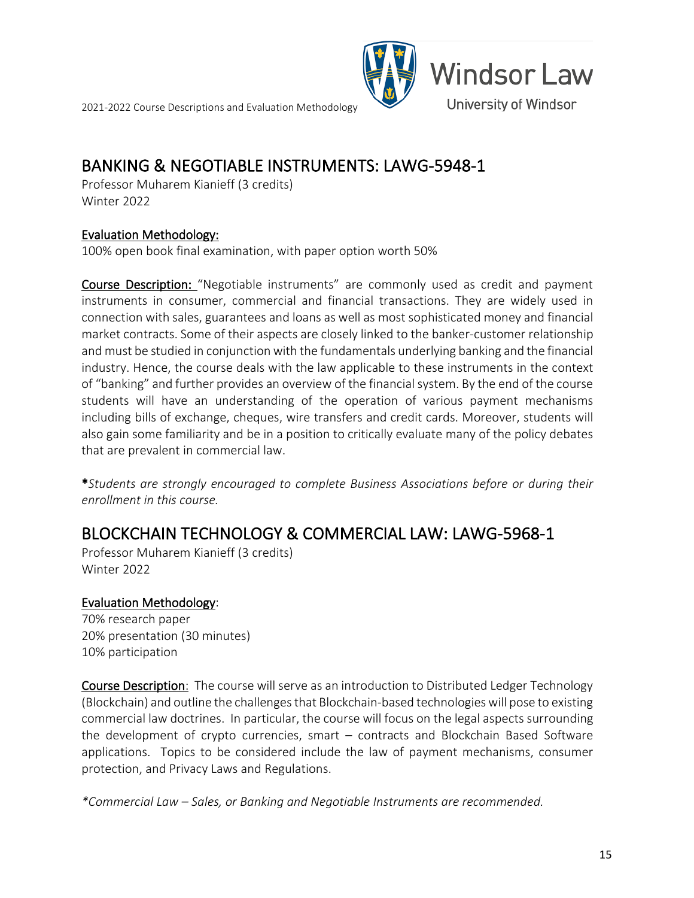## BANKING & NEGOTIABLE INSTRUMENTS: LAWG-5948-1

Professor Muharem Kianieff (3 credits)
Winter 2022

**Evaluation Methodology:**
100% open book final examination, with paper option worth 50%

**Course Description:** "Negotiable instruments" are commonly used as credit and payment instruments in consumer, commercial and financial transactions. They are widely used in connection with sales, guarantees and loans as well as most sophisticated money and financial market contracts. Some of their aspects are closely linked to the banker-customer relationship and must be studied in conjunction with the fundamentals underlying banking and the financial industry. Hence, the course deals with the law applicable to these instruments in the context of "banking" and further provides an overview of the financial system. By the end of the course students will have an understanding of the operation of various payment mechanisms including bills of exchange, cheques, wire transfers and credit cards. Moreover, students will also gain some familiarity and be in a position to critically evaluate many of the policy debates that are prevalent in commercial law.

**\***_Students are strongly encouraged to complete Business Associations before or during their enrollment in this course._

## BLOCKCHAIN TECHNOLOGY & COMMERCIAL LAW: LAWG-5968-1

Professor Muharem Kianieff (3 credits)
Winter 2022

**Evaluation Methodology:**
70% research paper
20% presentation (30 minutes)
10% participation

**Course Description:** The course will serve as an introduction to Distributed Ledger Technology (Blockchain) and outline the challenges that Blockchain-based technologies will pose to existing commercial law doctrines. In particular, the course will focus on the legal aspects surrounding the development of crypto currencies, smart – contracts and Blockchain Based Software applications. Topics to be considered include the law of payment mechanisms, consumer protection, and Privacy Laws and Regulations.

_*Commercial Law – Sales, or Banking and Negotiable Instruments are recommended._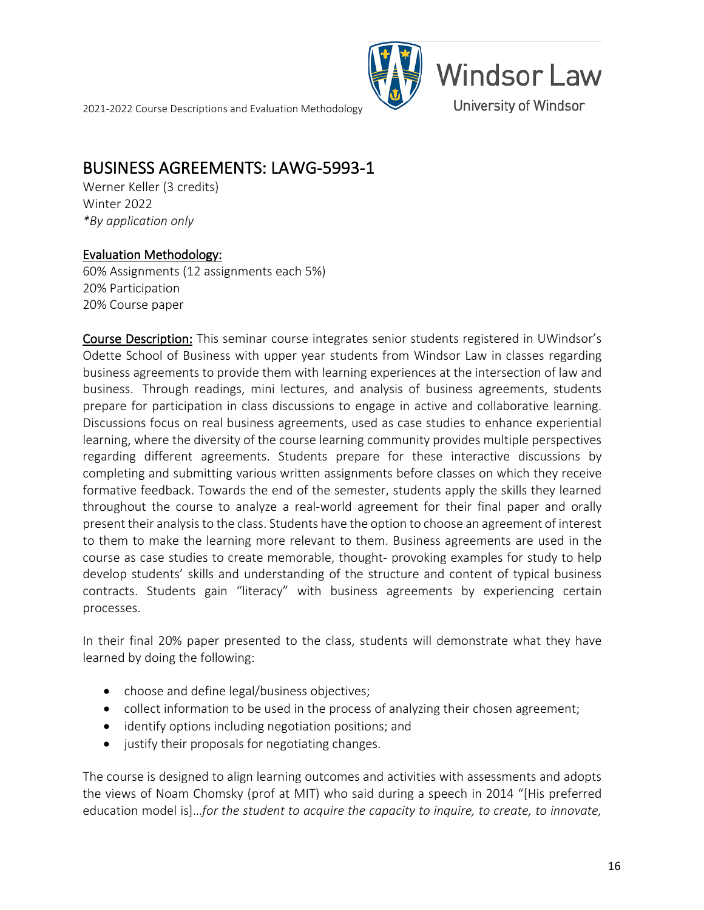## BUSINESS AGREEMENTS: LAWG-5993-1

Werner Keller (3 credits)
Winter 2022
*\*By application only*

**Evaluation Methodology:**
60% Assignments (12 assignments each 5%)
20% Participation
20% Course paper

**Course Description:** This seminar course integrates senior students registered in UWindsor's Odette School of Business with upper year students from Windsor Law in classes regarding business agreements to provide them with learning experiences at the intersection of law and business. Through readings, mini lectures, and analysis of business agreements, students prepare for participation in class discussions to engage in active and collaborative learning. Discussions focus on real business agreements, used as case studies to enhance experiential learning, where the diversity of the course learning community provides multiple perspectives regarding different agreements. Students prepare for these interactive discussions by completing and submitting various written assignments before classes on which they receive formative feedback. Towards the end of the semester, students apply the skills they learned throughout the course to analyze a real-world agreement for their final paper and orally present their analysis to the class. Students have the option to choose an agreement of interest to them to make the learning more relevant to them. Business agreements are used in the course as case studies to create memorable, thought- provoking examples for study to help develop students' skills and understanding of the structure and content of typical business contracts. Students gain "literacy" with business agreements by experiencing certain processes.

In their final 20% paper presented to the class, students will demonstrate what they have learned by doing the following:

- choose and define legal/business objectives;
- collect information to be used in the process of analyzing their chosen agreement;
- identify options including negotiation positions; and
- justify their proposals for negotiating changes.

The course is designed to align learning outcomes and activities with assessments and adopts the views of Noam Chomsky (prof at MIT) who said during a speech in 2014 "[His preferred education model is]…*for the student to acquire the capacity to inquire, to create, to innovate,*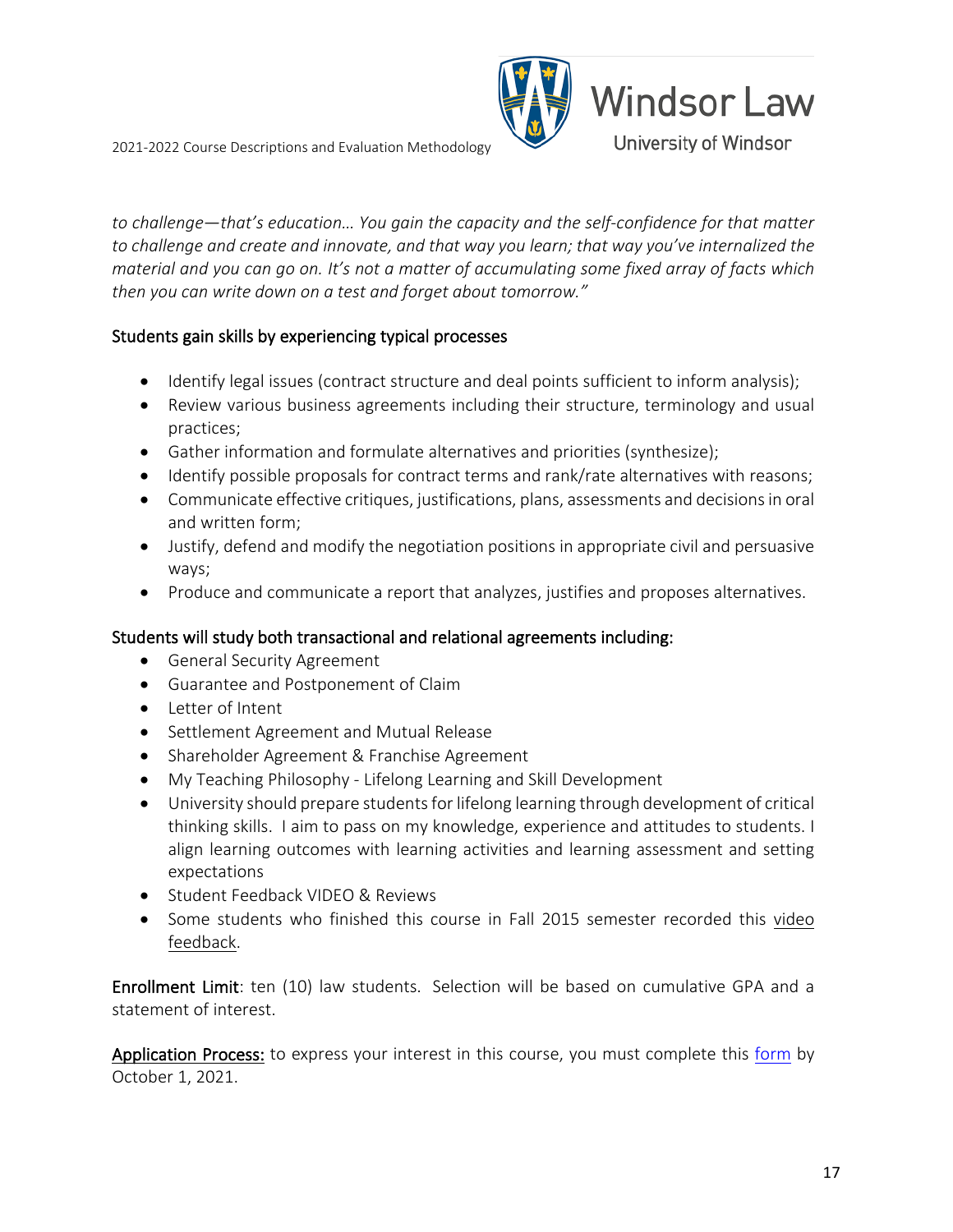*to challenge—that's education… You gain the capacity and the self-confidence for that matter to challenge and create and innovate, and that way you learn; that way you've internalized the material and you can go on. It's not a matter of accumulating some fixed array of facts which then you can write down on a test and forget about tomorrow."*

Students gain skills by experiencing typical processes

- Identify legal issues (contract structure and deal points sufficient to inform analysis);
- Review various business agreements including their structure, terminology and usual practices;
- Gather information and formulate alternatives and priorities (synthesize);
- Identify possible proposals for contract terms and rank/rate alternatives with reasons;
- Communicate effective critiques, justifications, plans, assessments and decisions in oral and written form;
- Justify, defend and modify the negotiation positions in appropriate civil and persuasive ways;
- Produce and communicate a report that analyzes, justifies and proposes alternatives.

Students will study both transactional and relational agreements including:

- General Security Agreement
- Guarantee and Postponement of Claim
- Letter of Intent
- Settlement Agreement and Mutual Release
- Shareholder Agreement & Franchise Agreement
- My Teaching Philosophy - Lifelong Learning and Skill Development
- University should prepare students for lifelong learning through development of critical thinking skills. I aim to pass on my knowledge, experience and attitudes to students. I align learning outcomes with learning activities and learning assessment and setting expectations
- Student Feedback VIDEO & Reviews
- Some students who finished this course in Fall 2015 semester recorded this video feedback.

**Enrollment Limit**: ten (10) law students. Selection will be based on cumulative GPA and a statement of interest.

**Application Process:** to express your interest in this course, you must complete this form by October 1, 2021.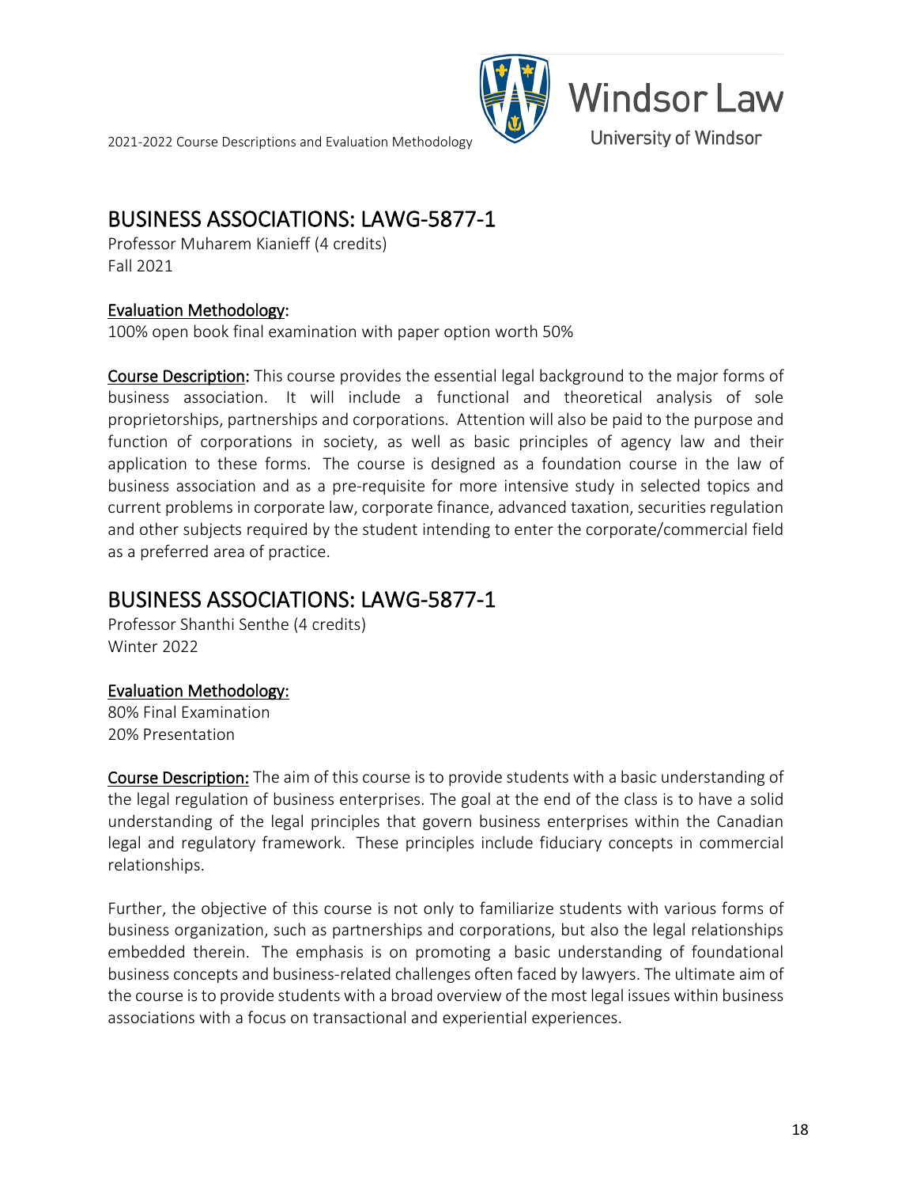## BUSINESS ASSOCIATIONS: LAWG-5877-1

Professor Muharem Kianieff (4 credits)
Fall 2021

**Evaluation Methodology:**
100% open book final examination with paper option worth 50%

**Course Description:** This course provides the essential legal background to the major forms of business association. It will include a functional and theoretical analysis of sole proprietorships, partnerships and corporations. Attention will also be paid to the purpose and function of corporations in society, as well as basic principles of agency law and their application to these forms. The course is designed as a foundation course in the law of business association and as a pre-requisite for more intensive study in selected topics and current problems in corporate law, corporate finance, advanced taxation, securities regulation and other subjects required by the student intending to enter the corporate/commercial field as a preferred area of practice.

## BUSINESS ASSOCIATIONS: LAWG-5877-1

Professor Shanthi Senthe (4 credits)
Winter 2022

**Evaluation Methodology:**
80% Final Examination
20% Presentation

**Course Description:** The aim of this course is to provide students with a basic understanding of the legal regulation of business enterprises. The goal at the end of the class is to have a solid understanding of the legal principles that govern business enterprises within the Canadian legal and regulatory framework. These principles include fiduciary concepts in commercial relationships.

Further, the objective of this course is not only to familiarize students with various forms of business organization, such as partnerships and corporations, but also the legal relationships embedded therein. The emphasis is on promoting a basic understanding of foundational business concepts and business-related challenges often faced by lawyers. The ultimate aim of the course is to provide students with a broad overview of the most legal issues within business associations with a focus on transactional and experiential experiences.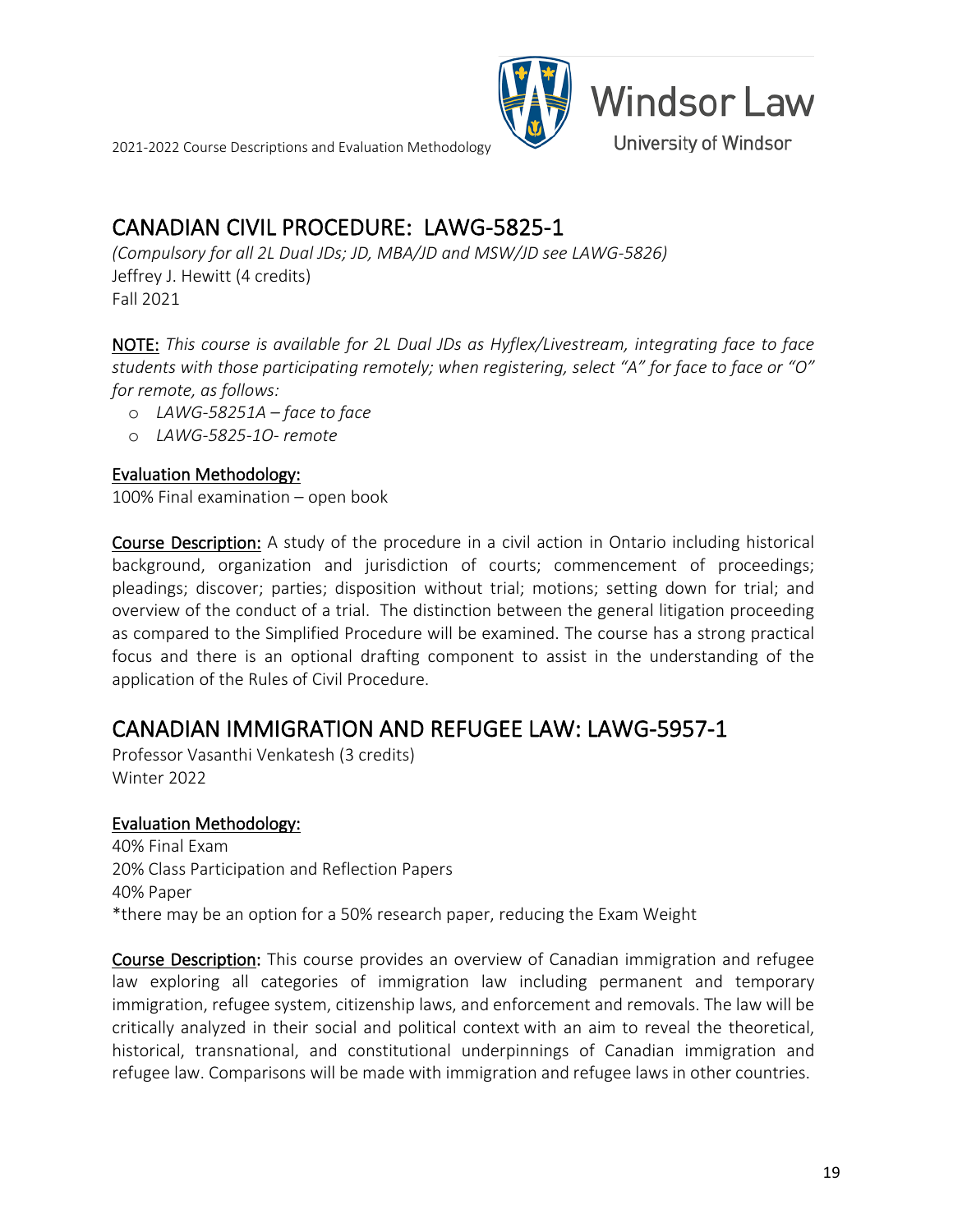## CANADIAN CIVIL PROCEDURE: LAWG-5825-1

*(Compulsory for all 2L Dual JDs; JD, MBA/JD and MSW/JD see LAWG-5826)*
Jeffrey J. Hewitt (4 credits)
Fall 2021

**NOTE:** *This course is available for 2L Dual JDs as Hyflex/Livestream, integrating face to face students with those participating remotely; when registering, select "A" for face to face or "O" for remote, as follows:*

- *LAWG-58251A – face to face*
- *LAWG-5825-1O- remote*

**Evaluation Methodology:**
100% Final examination – open book

**Course Description:** A study of the procedure in a civil action in Ontario including historical background, organization and jurisdiction of courts; commencement of proceedings; pleadings; discover; parties; disposition without trial; motions; setting down for trial; and overview of the conduct of a trial. The distinction between the general litigation proceeding as compared to the Simplified Procedure will be examined. The course has a strong practical focus and there is an optional drafting component to assist in the understanding of the application of the Rules of Civil Procedure.

## CANADIAN IMMIGRATION AND REFUGEE LAW: LAWG-5957-1

Professor Vasanthi Venkatesh (3 credits)
Winter 2022

**Evaluation Methodology:**
40% Final Exam
20% Class Participation and Reflection Papers
40% Paper
*there may be an option for a 50% research paper, reducing the Exam Weight

**Course Description:** This course provides an overview of Canadian immigration and refugee law exploring all categories of immigration law including permanent and temporary immigration, refugee system, citizenship laws, and enforcement and removals. The law will be critically analyzed in their social and political context with an aim to reveal the theoretical, historical, transnational, and constitutional underpinnings of Canadian immigration and refugee law. Comparisons will be made with immigration and refugee laws in other countries.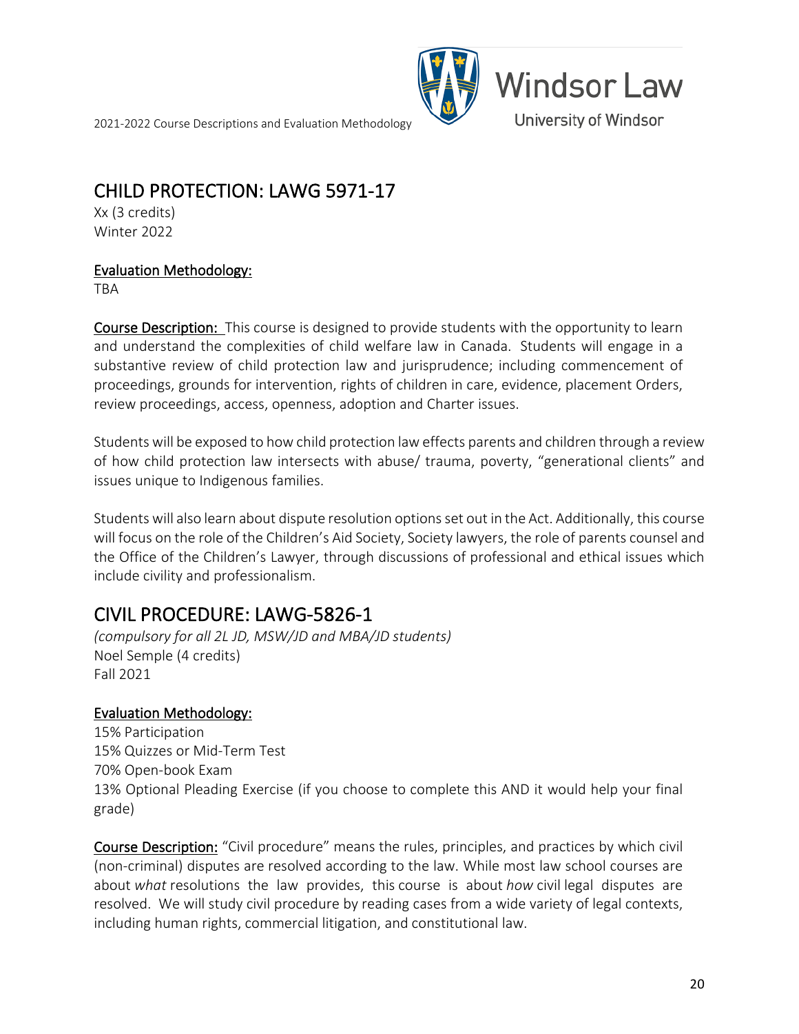## CHILD PROTECTION: LAWG 5971-17

Xx (3 credits)
Winter 2022

**Evaluation Methodology:**
TBA

**Course Description:** This course is designed to provide students with the opportunity to learn and understand the complexities of child welfare law in Canada. Students will engage in a substantive review of child protection law and jurisprudence; including commencement of proceedings, grounds for intervention, rights of children in care, evidence, placement Orders, review proceedings, access, openness, adoption and Charter issues.

Students will be exposed to how child protection law effects parents and children through a review of how child protection law intersects with abuse/ trauma, poverty, "generational clients" and issues unique to Indigenous families.

Students will also learn about dispute resolution options set out in the Act. Additionally, this course will focus on the role of the Children's Aid Society, Society lawyers, the role of parents counsel and the Office of the Children's Lawyer, through discussions of professional and ethical issues which include civility and professionalism.

## CIVIL PROCEDURE: LAWG-5826-1

*(compulsory for all 2L JD, MSW/JD and MBA/JD students)*
Noel Semple (4 credits)
Fall 2021

**Evaluation Methodology:**
15% Participation
15% Quizzes or Mid-Term Test
70% Open-book Exam
13% Optional Pleading Exercise (if you choose to complete this AND it would help your final grade)

**Course Description:** "Civil procedure" means the rules, principles, and practices by which civil (non-criminal) disputes are resolved according to the law. While most law school courses are about *what* resolutions the law provides, this course is about *how* civil legal disputes are resolved. We will study civil procedure by reading cases from a wide variety of legal contexts, including human rights, commercial litigation, and constitutional law.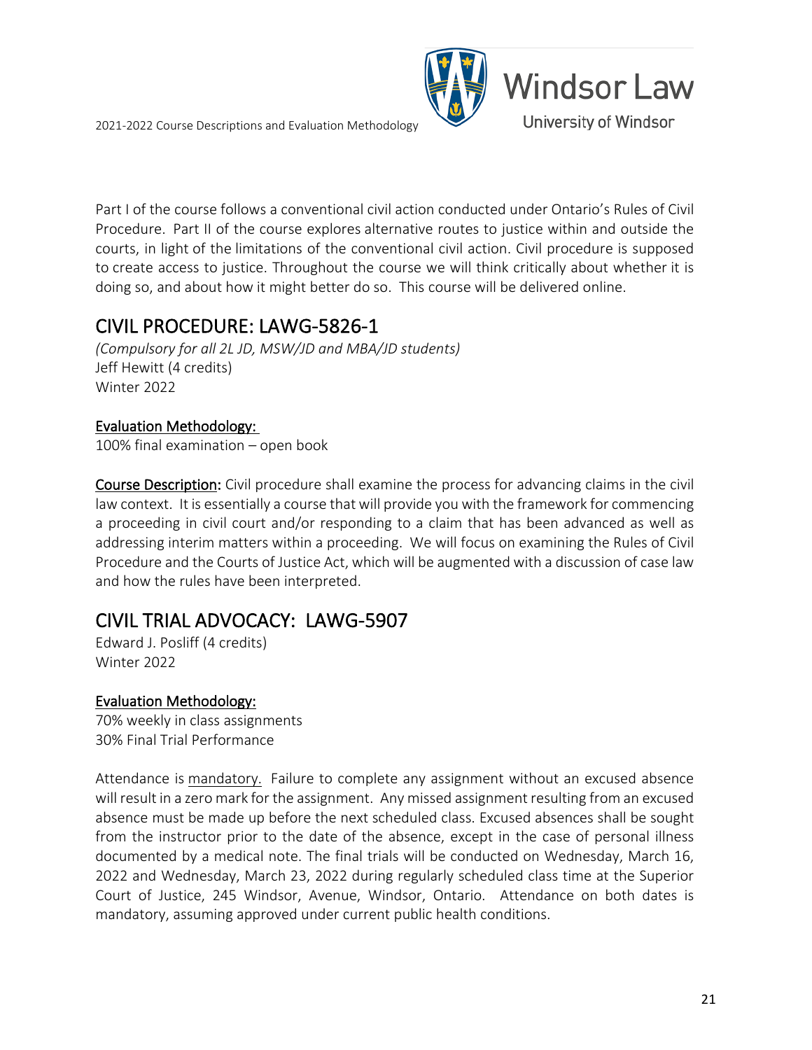Part I of the course follows a conventional civil action conducted under Ontario's Rules of Civil Procedure. Part II of the course explores alternative routes to justice within and outside the courts, in light of the limitations of the conventional civil action. Civil procedure is supposed to create access to justice. Throughout the course we will think critically about whether it is doing so, and about how it might better do so. This course will be delivered online.

## CIVIL PROCEDURE: LAWG-5826-1

*(Compulsory for all 2L JD, MSW/JD and MBA/JD students)*
Jeff Hewitt (4 credits)
Winter 2022

Evaluation Methodology:
100% final examination – open book

**Course Description:** Civil procedure shall examine the process for advancing claims in the civil law context. It is essentially a course that will provide you with the framework for commencing a proceeding in civil court and/or responding to a claim that has been advanced as well as addressing interim matters within a proceeding. We will focus on examining the Rules of Civil Procedure and the Courts of Justice Act, which will be augmented with a discussion of case law and how the rules have been interpreted.

## CIVIL TRIAL ADVOCACY: LAWG-5907

Edward J. Posliff (4 credits)
Winter 2022

Evaluation Methodology:
70% weekly in class assignments
30% Final Trial Performance

Attendance is mandatory. Failure to complete any assignment without an excused absence will result in a zero mark for the assignment. Any missed assignment resulting from an excused absence must be made up before the next scheduled class. Excused absences shall be sought from the instructor prior to the date of the absence, except in the case of personal illness documented by a medical note. The final trials will be conducted on Wednesday, March 16, 2022 and Wednesday, March 23, 2022 during regularly scheduled class time at the Superior Court of Justice, 245 Windsor, Avenue, Windsor, Ontario. Attendance on both dates is mandatory, assuming approved under current public health conditions.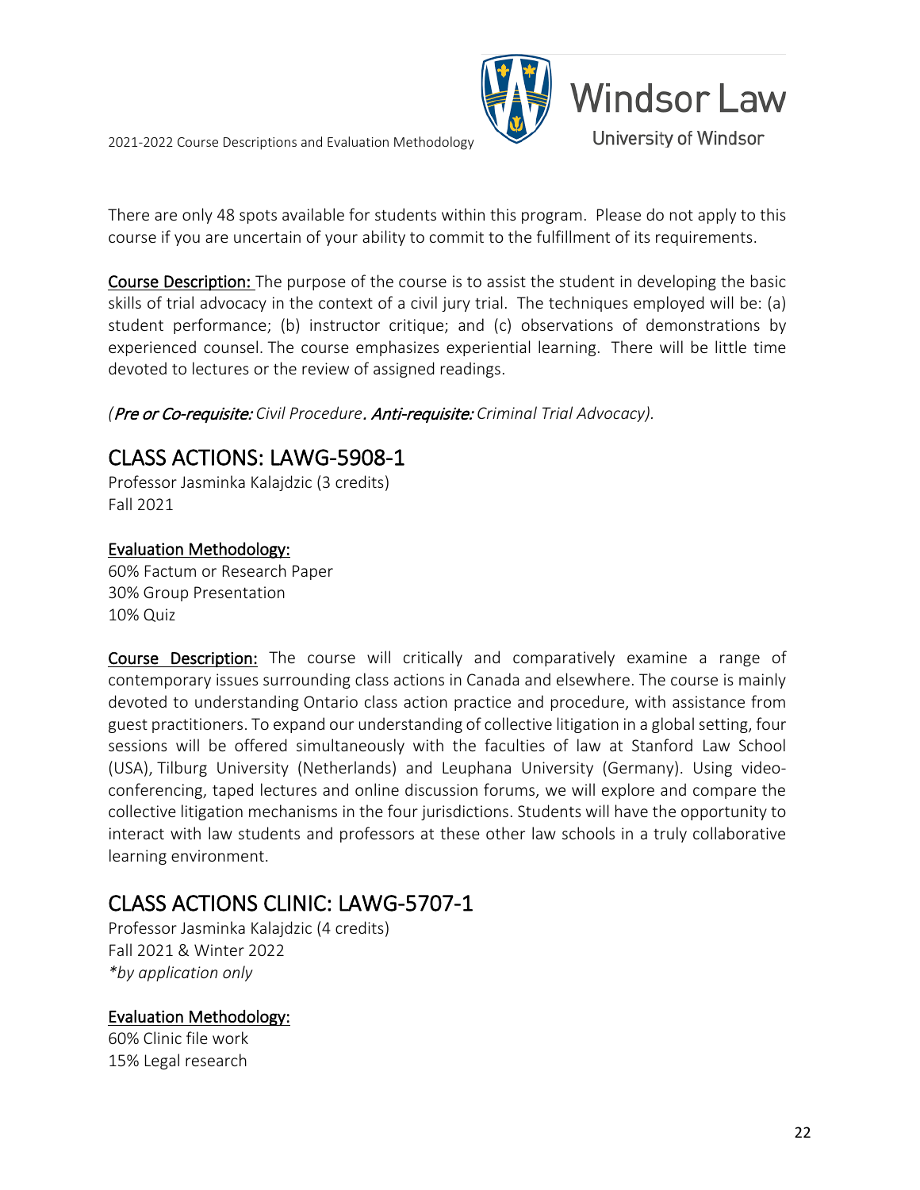There are only 48 spots available for students within this program. Please do not apply to this course if you are uncertain of your ability to commit to the fulfillment of its requirements.

**Course Description:** The purpose of the course is to assist the student in developing the basic skills of trial advocacy in the context of a civil jury trial. The techniques employed will be: (a) student performance; (b) instructor critique; and (c) observations of demonstrations by experienced counsel. The course emphasizes experiential learning. There will be little time devoted to lectures or the review of assigned readings.

*(**Pre or Co-requisite:** Civil Procedure. **Anti-requisite:** Criminal Trial Advocacy).*

## CLASS ACTIONS: LAWG-5908-1

Professor Jasminka Kalajdzic (3 credits)
Fall 2021

**Evaluation Methodology:**
60% Factum or Research Paper
30% Group Presentation
10% Quiz

**Course Description:** The course will critically and comparatively examine a range of contemporary issues surrounding class actions in Canada and elsewhere. The course is mainly devoted to understanding Ontario class action practice and procedure, with assistance from guest practitioners. To expand our understanding of collective litigation in a global setting, four sessions will be offered simultaneously with the faculties of law at Stanford Law School (USA), Tilburg University (Netherlands) and Leuphana University (Germany). Using video-conferencing, taped lectures and online discussion forums, we will explore and compare the collective litigation mechanisms in the four jurisdictions. Students will have the opportunity to interact with law students and professors at these other law schools in a truly collaborative learning environment.

## CLASS ACTIONS CLINIC: LAWG-5707-1

Professor Jasminka Kalajdzic (4 credits)
Fall 2021 & Winter 2022
*\*by application only*

**Evaluation Methodology:**
60% Clinic file work
15% Legal research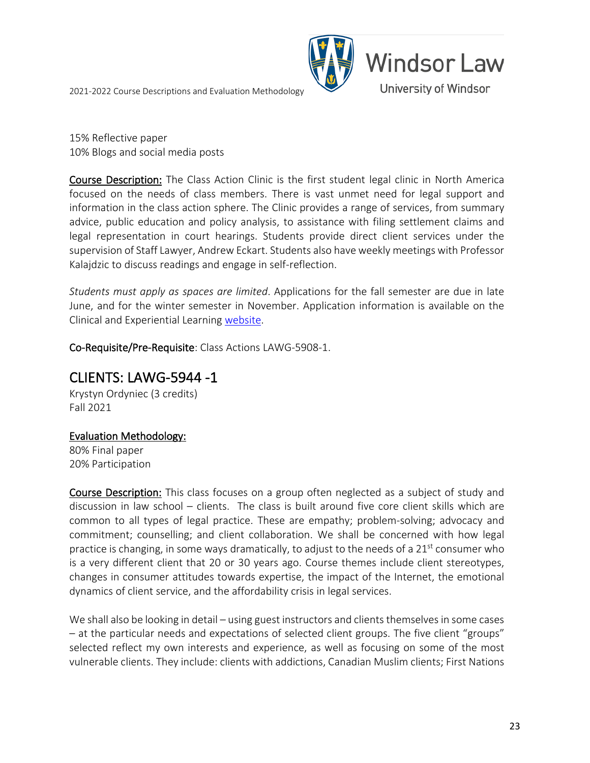15% Reflective paper
10% Blogs and social media posts

**Course Description:** The Class Action Clinic is the first student legal clinic in North America focused on the needs of class members. There is vast unmet need for legal support and information in the class action sphere. The Clinic provides a range of services, from summary advice, public education and policy analysis, to assistance with filing settlement claims and legal representation in court hearings. Students provide direct client services under the supervision of Staff Lawyer, Andrew Eckart. Students also have weekly meetings with Professor Kalajdzic to discuss readings and engage in self-reflection.

*Students must apply as spaces are limited*. Applications for the fall semester are due in late June, and for the winter semester in November. Application information is available on the Clinical and Experiential Learning website.

**Co-Requisite/Pre-Requisite**: Class Actions LAWG-5908-1.

## CLIENTS: LAWG-5944 -1

Krystyn Ordyniec (3 credits)
Fall 2021

**Evaluation Methodology:**
80% Final paper
20% Participation

**Course Description:** This class focuses on a group often neglected as a subject of study and discussion in law school – clients. The class is built around five core client skills which are common to all types of legal practice. These are empathy; problem-solving; advocacy and commitment; counselling; and client collaboration. We shall be concerned with how legal practice is changing, in some ways dramatically, to adjust to the needs of a 21st consumer who is a very different client that 20 or 30 years ago. Course themes include client stereotypes, changes in consumer attitudes towards expertise, the impact of the Internet, the emotional dynamics of client service, and the affordability crisis in legal services.

We shall also be looking in detail – using guest instructors and clients themselves in some cases – at the particular needs and expectations of selected client groups. The five client "groups" selected reflect my own interests and experience, as well as focusing on some of the most vulnerable clients. They include: clients with addictions, Canadian Muslim clients; First Nations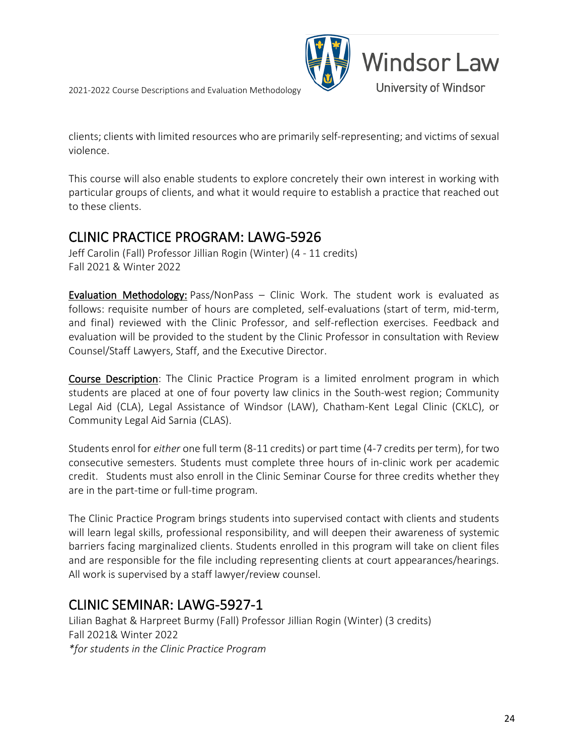clients; clients with limited resources who are primarily self-representing; and victims of sexual violence.

This course will also enable students to explore concretely their own interest in working with particular groups of clients, and what it would require to establish a practice that reached out to these clients.

## CLINIC PRACTICE PROGRAM: LAWG-5926

Jeff Carolin (Fall) Professor Jillian Rogin (Winter) (4 - 11 credits)
Fall 2021 & Winter 2022

**Evaluation Methodology:** Pass/NonPass – Clinic Work. The student work is evaluated as follows: requisite number of hours are completed, self-evaluations (start of term, mid-term, and final) reviewed with the Clinic Professor, and self-reflection exercises. Feedback and evaluation will be provided to the student by the Clinic Professor in consultation with Review Counsel/Staff Lawyers, Staff, and the Executive Director.

**Course Description**: The Clinic Practice Program is a limited enrolment program in which students are placed at one of four poverty law clinics in the South-west region; Community Legal Aid (CLA), Legal Assistance of Windsor (LAW), Chatham-Kent Legal Clinic (CKLC), or Community Legal Aid Sarnia (CLAS).

Students enrol for *either* one full term (8-11 credits) or part time (4-7 credits per term), for two consecutive semesters. Students must complete three hours of in-clinic work per academic credit. Students must also enroll in the Clinic Seminar Course for three credits whether they are in the part-time or full-time program.

The Clinic Practice Program brings students into supervised contact with clients and students will learn legal skills, professional responsibility, and will deepen their awareness of systemic barriers facing marginalized clients. Students enrolled in this program will take on client files and are responsible for the file including representing clients at court appearances/hearings. All work is supervised by a staff lawyer/review counsel.

## CLINIC SEMINAR: LAWG-5927-1

Lilian Baghat & Harpreet Burmy (Fall) Professor Jillian Rogin (Winter) (3 credits)
Fall 2021& Winter 2022
*\*for students in the Clinic Practice Program*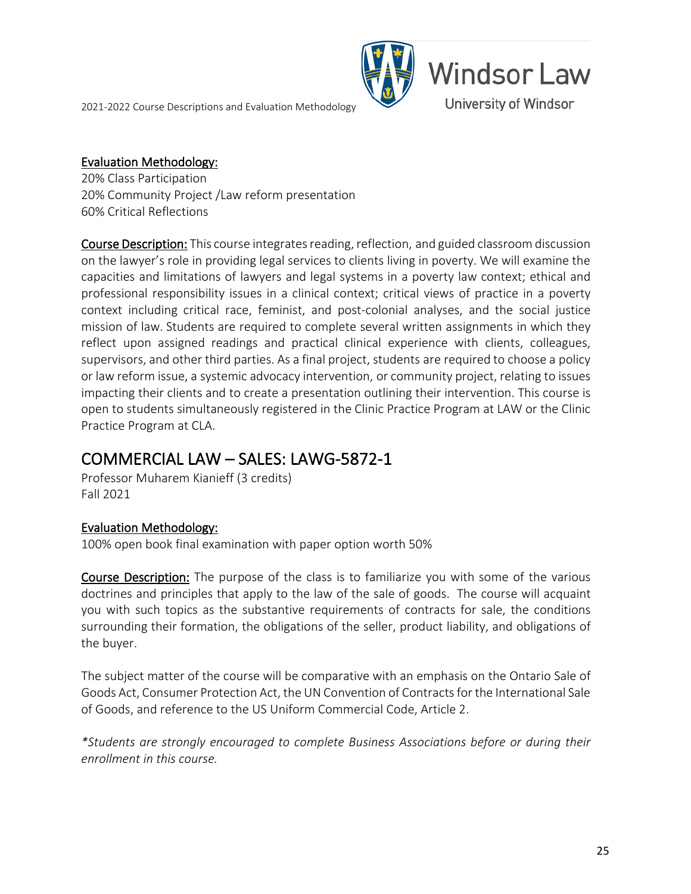**Evaluation Methodology:**
20% Class Participation
20% Community Project /Law reform presentation
60% Critical Reflections

**Course Description:** This course integrates reading, reflection, and guided classroom discussion on the lawyer's role in providing legal services to clients living in poverty. We will examine the capacities and limitations of lawyers and legal systems in a poverty law context; ethical and professional responsibility issues in a clinical context; critical views of practice in a poverty context including critical race, feminist, and post-colonial analyses, and the social justice mission of law. Students are required to complete several written assignments in which they reflect upon assigned readings and practical clinical experience with clients, colleagues, supervisors, and other third parties. As a final project, students are required to choose a policy or law reform issue, a systemic advocacy intervention, or community project, relating to issues impacting their clients and to create a presentation outlining their intervention. This course is open to students simultaneously registered in the Clinic Practice Program at LAW or the Clinic Practice Program at CLA.

## COMMERCIAL LAW – SALES: LAWG-5872-1

Professor Muharem Kianieff (3 credits)
Fall 2021

**Evaluation Methodology:**
100% open book final examination with paper option worth 50%

**Course Description:** The purpose of the class is to familiarize you with some of the various doctrines and principles that apply to the law of the sale of goods. The course will acquaint you with such topics as the substantive requirements of contracts for sale, the conditions surrounding their formation, the obligations of the seller, product liability, and obligations of the buyer.

The subject matter of the course will be comparative with an emphasis on the Ontario Sale of Goods Act, Consumer Protection Act, the UN Convention of Contracts for the International Sale of Goods, and reference to the US Uniform Commercial Code, Article 2.

*\*Students are strongly encouraged to complete Business Associations before or during their enrollment in this course.*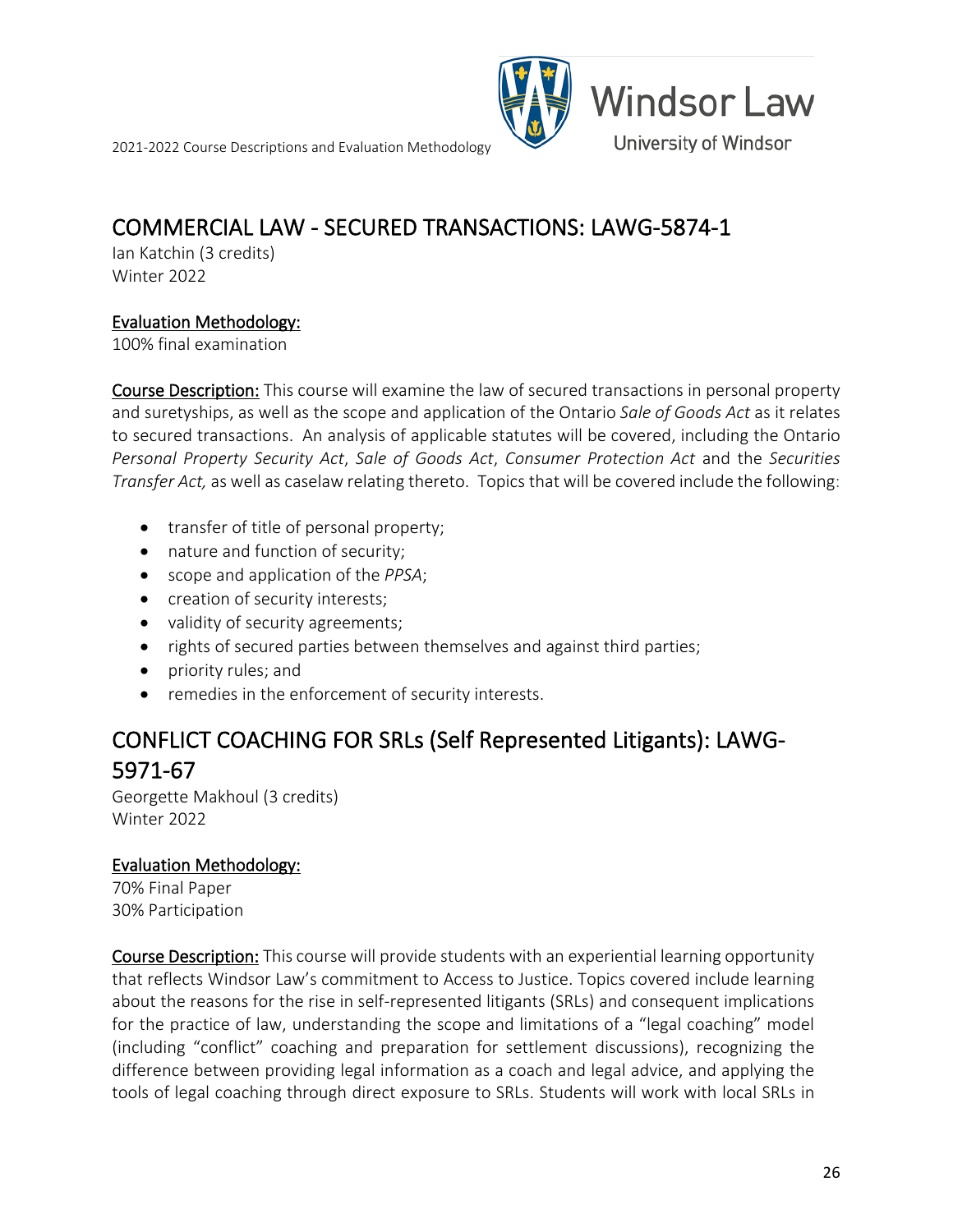## COMMERCIAL LAW - SECURED TRANSACTIONS: LAWG-5874-1

Ian Katchin (3 credits)
Winter 2022

**Evaluation Methodology:**
100% final examination

**Course Description:** This course will examine the law of secured transactions in personal property and suretyships, as well as the scope and application of the Ontario *Sale of Goods Act* as it relates to secured transactions. An analysis of applicable statutes will be covered, including the Ontario *Personal Property Security Act*, *Sale of Goods Act*, *Consumer Protection Act* and the *Securities Transfer Act,* as well as caselaw relating thereto. Topics that will be covered include the following:

- transfer of title of personal property;
- nature and function of security;
- scope and application of the *PPSA*;
- creation of security interests;
- validity of security agreements;
- rights of secured parties between themselves and against third parties;
- priority rules; and
- remedies in the enforcement of security interests.

## CONFLICT COACHING FOR SRLs (Self Represented Litigants): LAWG-5971-67

Georgette Makhoul (3 credits)
Winter 2022

**Evaluation Methodology:**
70% Final Paper
30% Participation

**Course Description:** This course will provide students with an experiential learning opportunity that reflects Windsor Law's commitment to Access to Justice. Topics covered include learning about the reasons for the rise in self-represented litigants (SRLs) and consequent implications for the practice of law, understanding the scope and limitations of a "legal coaching" model (including "conflict" coaching and preparation for settlement discussions), recognizing the difference between providing legal information as a coach and legal advice, and applying the tools of legal coaching through direct exposure to SRLs. Students will work with local SRLs in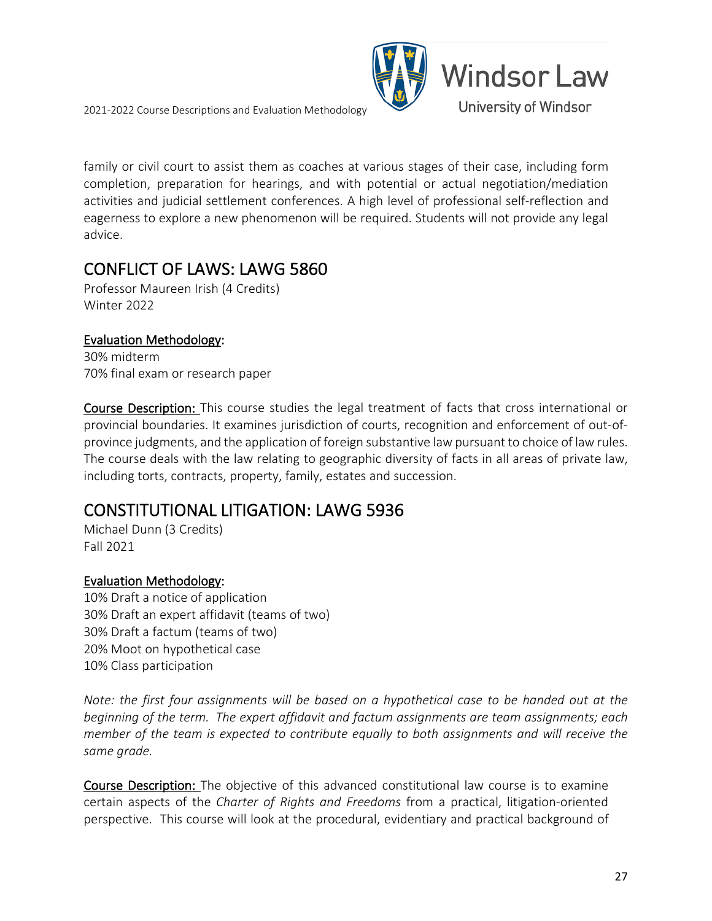family or civil court to assist them as coaches at various stages of their case, including form completion, preparation for hearings, and with potential or actual negotiation/mediation activities and judicial settlement conferences. A high level of professional self-reflection and eagerness to explore a new phenomenon will be required. Students will not provide any legal advice.

## CONFLICT OF LAWS: LAWG 5860

Professor Maureen Irish (4 Credits)
Winter 2022

**Evaluation Methodology:**
30% midterm
70% final exam or research paper

**Course Description:** This course studies the legal treatment of facts that cross international or provincial boundaries. It examines jurisdiction of courts, recognition and enforcement of out-of-province judgments, and the application of foreign substantive law pursuant to choice of law rules. The course deals with the law relating to geographic diversity of facts in all areas of private law, including torts, contracts, property, family, estates and succession.

## CONSTITUTIONAL LITIGATION: LAWG 5936

Michael Dunn (3 Credits)
Fall 2021

**Evaluation Methodology:**
10% Draft a notice of application
30% Draft an expert affidavit (teams of two)
30% Draft a factum (teams of two)
20% Moot on hypothetical case
10% Class participation

*Note: the first four assignments will be based on a hypothetical case to be handed out at the beginning of the term. The expert affidavit and factum assignments are team assignments; each member of the team is expected to contribute equally to both assignments and will receive the same grade.*

**Course Description:** The objective of this advanced constitutional law course is to examine certain aspects of the *Charter of Rights and Freedoms* from a practical, litigation-oriented perspective. This course will look at the procedural, evidentiary and practical background of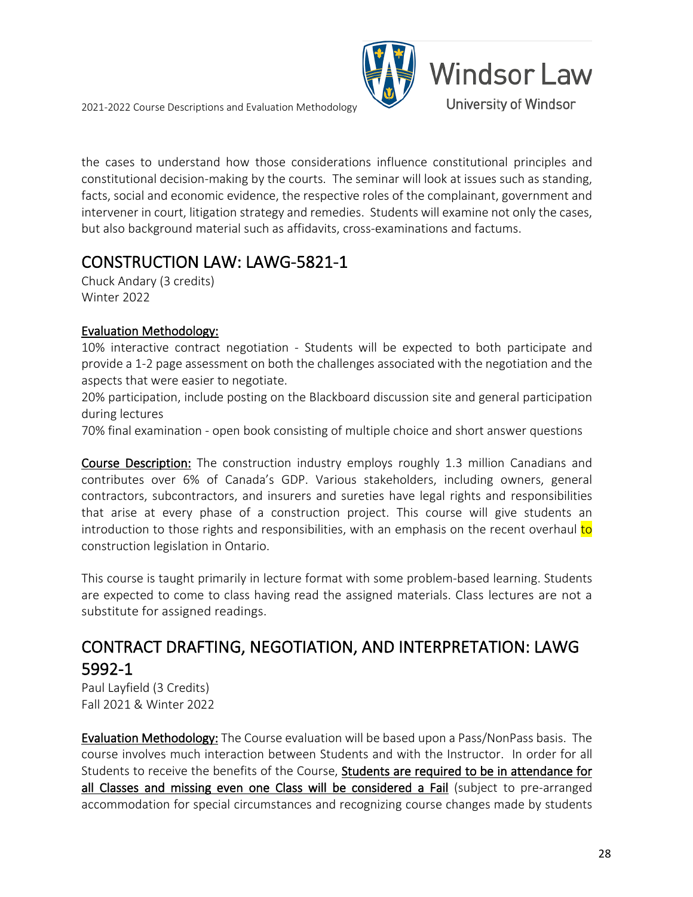the cases to understand how those considerations influence constitutional principles and constitutional decision-making by the courts. The seminar will look at issues such as standing, facts, social and economic evidence, the respective roles of the complainant, government and intervener in court, litigation strategy and remedies. Students will examine not only the cases, but also background material such as affidavits, cross-examinations and factums.

## CONSTRUCTION LAW: LAWG-5821-1

Chuck Andary (3 credits)
Winter 2022

**Evaluation Methodology:**
10% interactive contract negotiation - Students will be expected to both participate and provide a 1-2 page assessment on both the challenges associated with the negotiation and the aspects that were easier to negotiate.
20% participation, include posting on the Blackboard discussion site and general participation during lectures
70% final examination - open book consisting of multiple choice and short answer questions

**Course Description:** The construction industry employs roughly 1.3 million Canadians and contributes over 6% of Canada's GDP. Various stakeholders, including owners, general contractors, subcontractors, and insurers and sureties have legal rights and responsibilities that arise at every phase of a construction project. This course will give students an introduction to those rights and responsibilities, with an emphasis on the recent overhaul to construction legislation in Ontario.

This course is taught primarily in lecture format with some problem-based learning. Students are expected to come to class having read the assigned materials. Class lectures are not a substitute for assigned readings.

## CONTRACT DRAFTING, NEGOTIATION, AND INTERPRETATION: LAWG 5992-1

Paul Layfield (3 Credits)
Fall 2021 & Winter 2022

**Evaluation Methodology:** The Course evaluation will be based upon a Pass/NonPass basis. The course involves much interaction between Students and with the Instructor. In order for all Students to receive the benefits of the Course, **Students are required to be in attendance for all Classes and missing even one Class will be considered a Fail** (subject to pre-arranged accommodation for special circumstances and recognizing course changes made by students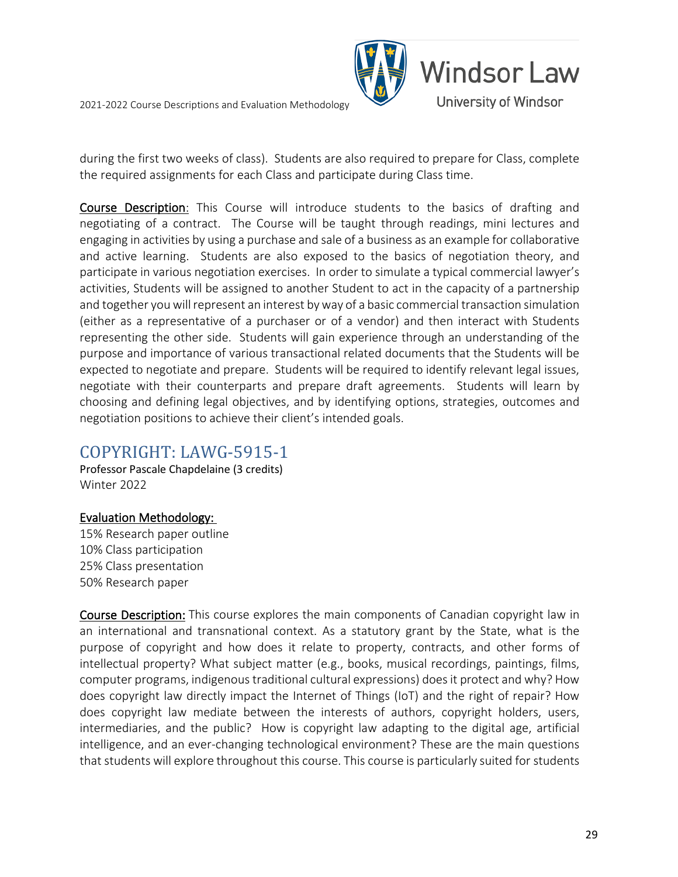during the first two weeks of class). Students are also required to prepare for Class, complete the required assignments for each Class and participate during Class time.

**Course Description**: This Course will introduce students to the basics of drafting and negotiating of a contract. The Course will be taught through readings, mini lectures and engaging in activities by using a purchase and sale of a business as an example for collaborative and active learning. Students are also exposed to the basics of negotiation theory, and participate in various negotiation exercises. In order to simulate a typical commercial lawyer's activities, Students will be assigned to another Student to act in the capacity of a partnership and together you will represent an interest by way of a basic commercial transaction simulation (either as a representative of a purchaser or of a vendor) and then interact with Students representing the other side. Students will gain experience through an understanding of the purpose and importance of various transactional related documents that the Students will be expected to negotiate and prepare. Students will be required to identify relevant legal issues, negotiate with their counterparts and prepare draft agreements. Students will learn by choosing and defining legal objectives, and by identifying options, strategies, outcomes and negotiation positions to achieve their client's intended goals.

## COPYRIGHT: LAWG-5915-1

Professor Pascale Chapdelaine (3 credits)
Winter 2022

**Evaluation Methodology:**

15% Research paper outline
10% Class participation
25% Class presentation
50% Research paper

**Course Description:** This course explores the main components of Canadian copyright law in an international and transnational context. As a statutory grant by the State, what is the purpose of copyright and how does it relate to property, contracts, and other forms of intellectual property? What subject matter (e.g., books, musical recordings, paintings, films, computer programs, indigenous traditional cultural expressions) does it protect and why? How does copyright law directly impact the Internet of Things (IoT) and the right of repair? How does copyright law mediate between the interests of authors, copyright holders, users, intermediaries, and the public? How is copyright law adapting to the digital age, artificial intelligence, and an ever-changing technological environment? These are the main questions that students will explore throughout this course. This course is particularly suited for students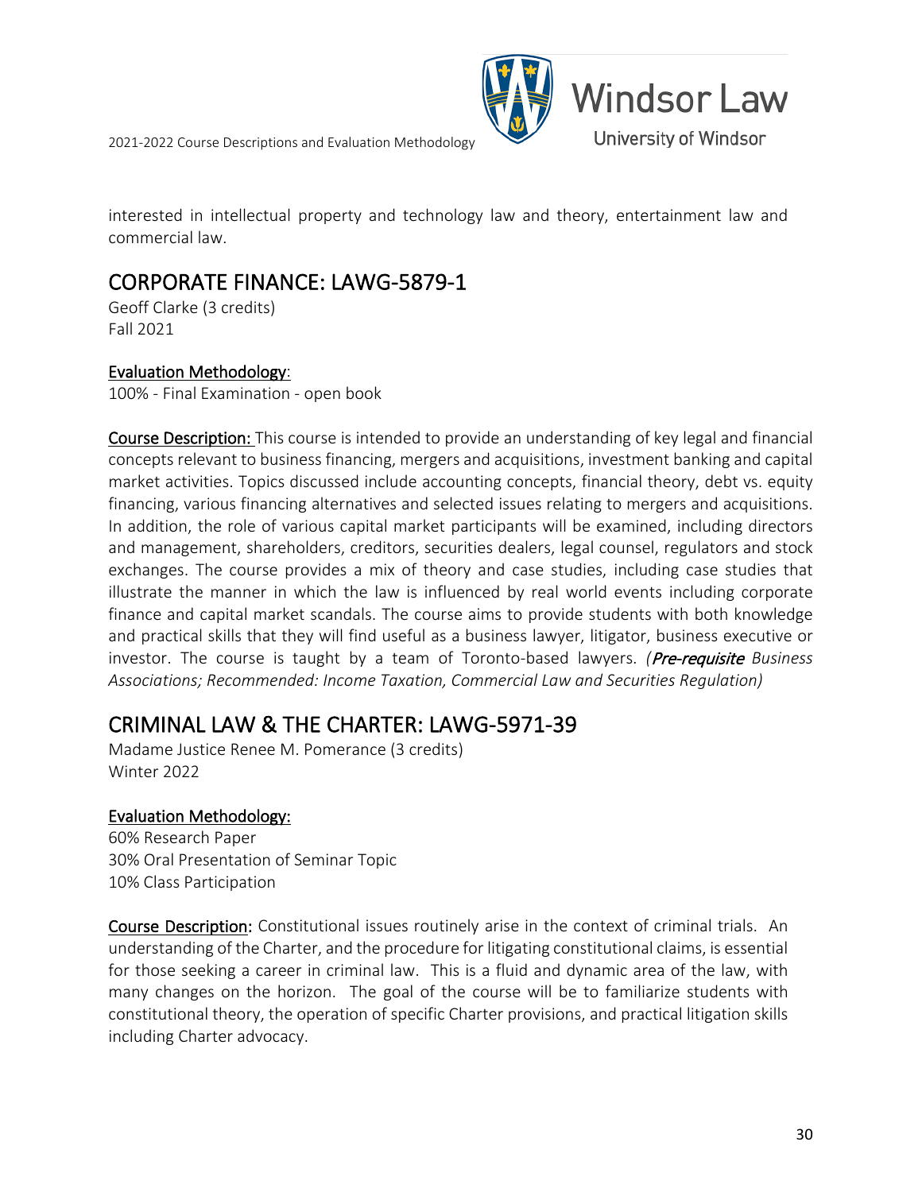interested in intellectual property and technology law and theory, entertainment law and commercial law.

## CORPORATE FINANCE: LAWG-5879-1

Geoff Clarke (3 credits)
Fall 2021

**Evaluation Methodology**:
100% - Final Examination - open book

**Course Description:** This course is intended to provide an understanding of key legal and financial concepts relevant to business financing, mergers and acquisitions, investment banking and capital market activities. Topics discussed include accounting concepts, financial theory, debt vs. equity financing, various financing alternatives and selected issues relating to mergers and acquisitions. In addition, the role of various capital market participants will be examined, including directors and management, shareholders, creditors, securities dealers, legal counsel, regulators and stock exchanges. The course provides a mix of theory and case studies, including case studies that illustrate the manner in which the law is influenced by real world events including corporate finance and capital market scandals. The course aims to provide students with both knowledge and practical skills that they will find useful as a business lawyer, litigator, business executive or investor. The course is taught by a team of Toronto-based lawyers. *(**Pre-requisite** Business Associations; Recommended: Income Taxation, Commercial Law and Securities Regulation)*

## CRIMINAL LAW & THE CHARTER: LAWG-5971-39

Madame Justice Renee M. Pomerance (3 credits)
Winter 2022

**Evaluation Methodology:**
60% Research Paper
30% Oral Presentation of Seminar Topic
10% Class Participation

**Course Description:** Constitutional issues routinely arise in the context of criminal trials. An understanding of the Charter, and the procedure for litigating constitutional claims, is essential for those seeking a career in criminal law. This is a fluid and dynamic area of the law, with many changes on the horizon. The goal of the course will be to familiarize students with constitutional theory, the operation of specific Charter provisions, and practical litigation skills including Charter advocacy.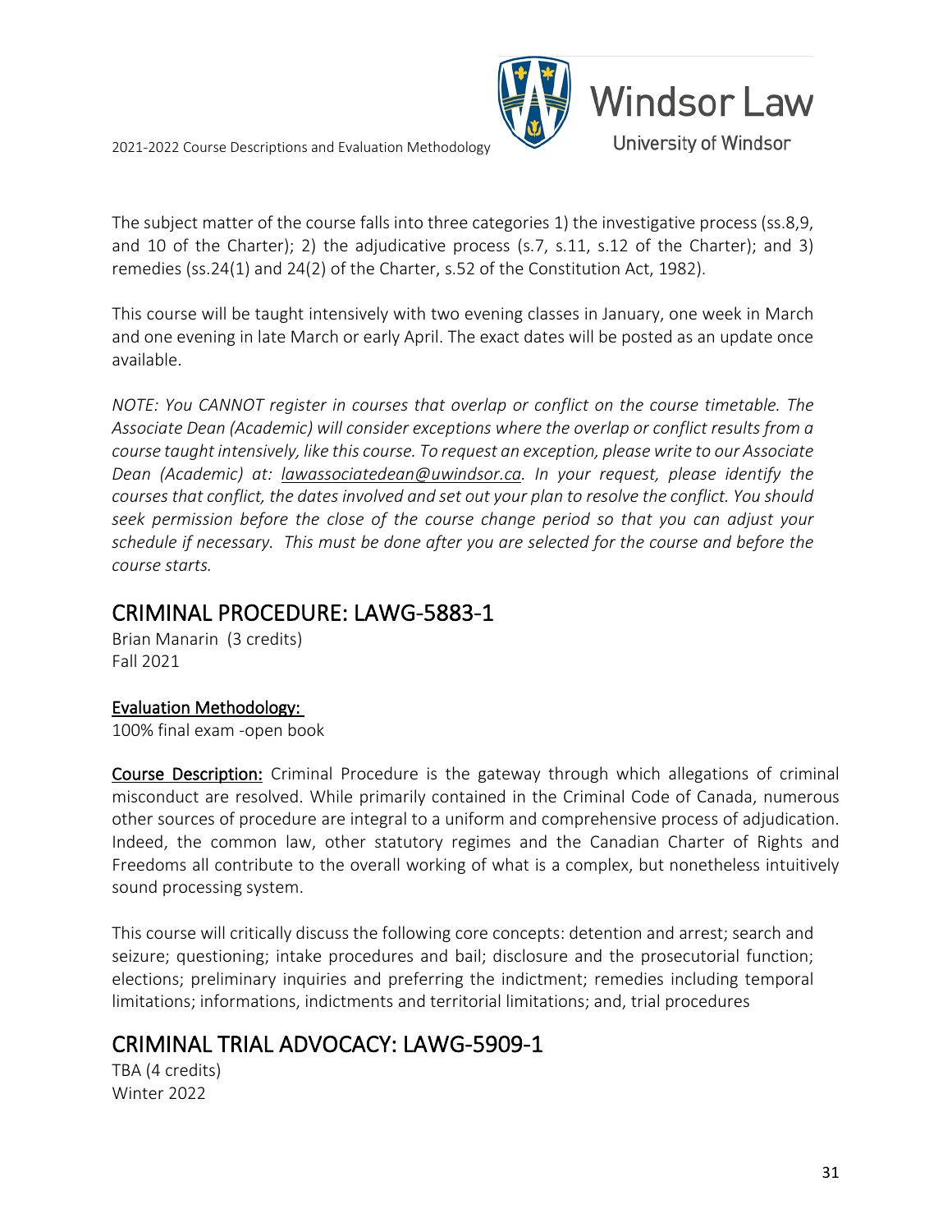The subject matter of the course falls into three categories 1) the investigative process (ss.8,9, and 10 of the Charter); 2) the adjudicative process (s.7, s.11, s.12 of the Charter); and 3) remedies (ss.24(1) and 24(2) of the Charter, s.52 of the Constitution Act, 1982).

This course will be taught intensively with two evening classes in January, one week in March and one evening in late March or early April. The exact dates will be posted as an update once available.

*NOTE: You CANNOT register in courses that overlap or conflict on the course timetable. The Associate Dean (Academic) will consider exceptions where the overlap or conflict results from a course taught intensively, like this course. To request an exception, please write to our Associate Dean (Academic) at: lawassociatedean@uwindsor.ca. In your request, please identify the courses that conflict, the dates involved and set out your plan to resolve the conflict. You should seek permission before the close of the course change period so that you can adjust your schedule if necessary. This must be done after you are selected for the course and before the course starts.*

## CRIMINAL PROCEDURE: LAWG-5883-1

Brian Manarin (3 credits)
Fall 2021

**Evaluation Methodology:**
100% final exam -open book

**Course Description:** Criminal Procedure is the gateway through which allegations of criminal misconduct are resolved. While primarily contained in the Criminal Code of Canada, numerous other sources of procedure are integral to a uniform and comprehensive process of adjudication. Indeed, the common law, other statutory regimes and the Canadian Charter of Rights and Freedoms all contribute to the overall working of what is a complex, but nonetheless intuitively sound processing system.

This course will critically discuss the following core concepts: detention and arrest; search and seizure; questioning; intake procedures and bail; disclosure and the prosecutorial function; elections; preliminary inquiries and preferring the indictment; remedies including temporal limitations; informations, indictments and territorial limitations; and, trial procedures

## CRIMINAL TRIAL ADVOCACY: LAWG-5909-1

TBA (4 credits)
Winter 2022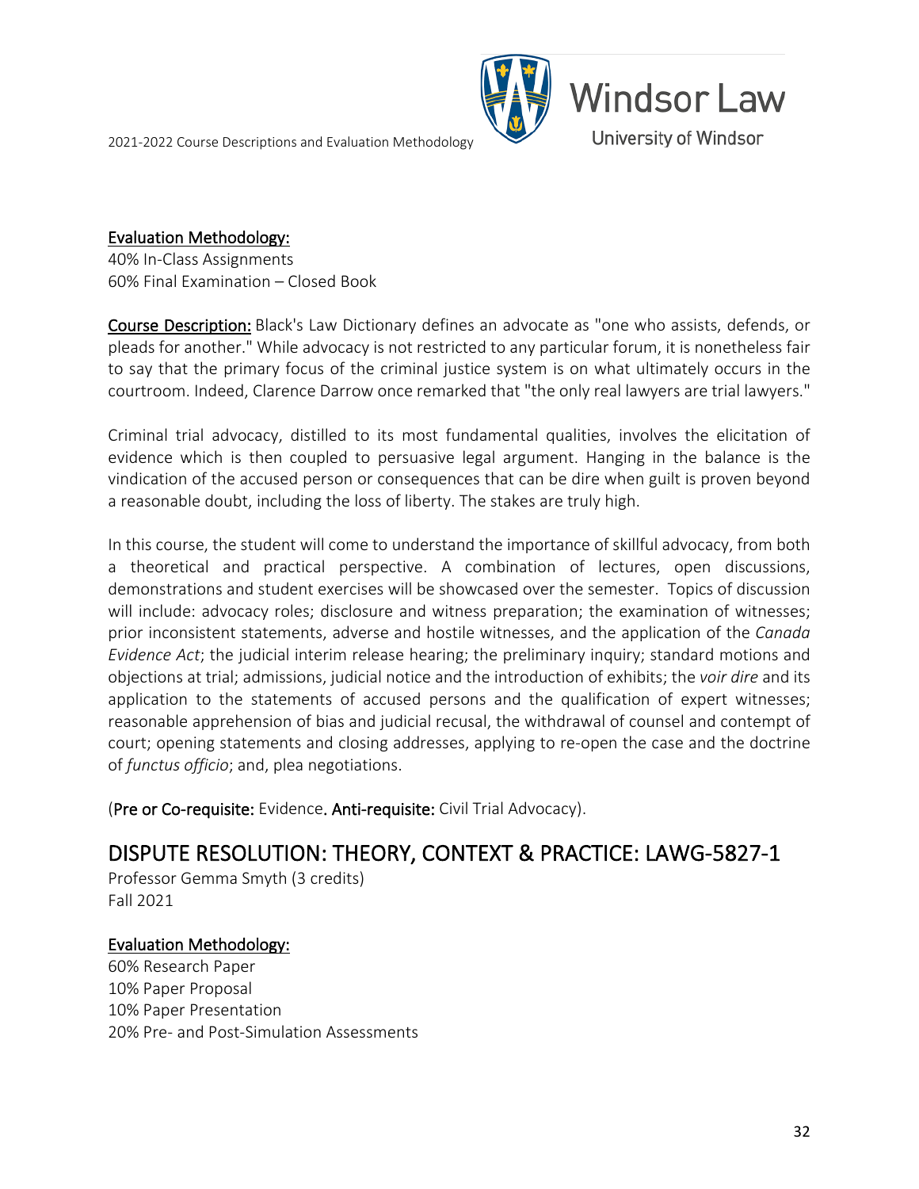Evaluation Methodology:
40% In-Class Assignments
60% Final Examination – Closed Book

**Course Description:** Black's Law Dictionary defines an advocate as "one who assists, defends, or pleads for another." While advocacy is not restricted to any particular forum, it is nonetheless fair to say that the primary focus of the criminal justice system is on what ultimately occurs in the courtroom. Indeed, Clarence Darrow once remarked that "the only real lawyers are trial lawyers."

Criminal trial advocacy, distilled to its most fundamental qualities, involves the elicitation of evidence which is then coupled to persuasive legal argument. Hanging in the balance is the vindication of the accused person or consequences that can be dire when guilt is proven beyond a reasonable doubt, including the loss of liberty. The stakes are truly high.

In this course, the student will come to understand the importance of skillful advocacy, from both a theoretical and practical perspective. A combination of lectures, open discussions, demonstrations and student exercises will be showcased over the semester. Topics of discussion will include: advocacy roles; disclosure and witness preparation; the examination of witnesses; prior inconsistent statements, adverse and hostile witnesses, and the application of the *Canada Evidence Act*; the judicial interim release hearing; the preliminary inquiry; standard motions and objections at trial; admissions, judicial notice and the introduction of exhibits; the *voir dire* and its application to the statements of accused persons and the qualification of expert witnesses; reasonable apprehension of bias and judicial recusal, the withdrawal of counsel and contempt of court; opening statements and closing addresses, applying to re-open the case and the doctrine of *functus officio*; and, plea negotiations.

(**Pre or Co-requisite:** Evidence. **Anti-requisite:** Civil Trial Advocacy).

## DISPUTE RESOLUTION: THEORY, CONTEXT & PRACTICE: LAWG-5827-1

Professor Gemma Smyth (3 credits)
Fall 2021

Evaluation Methodology:
60% Research Paper
10% Paper Proposal
10% Paper Presentation
20% Pre- and Post-Simulation Assessments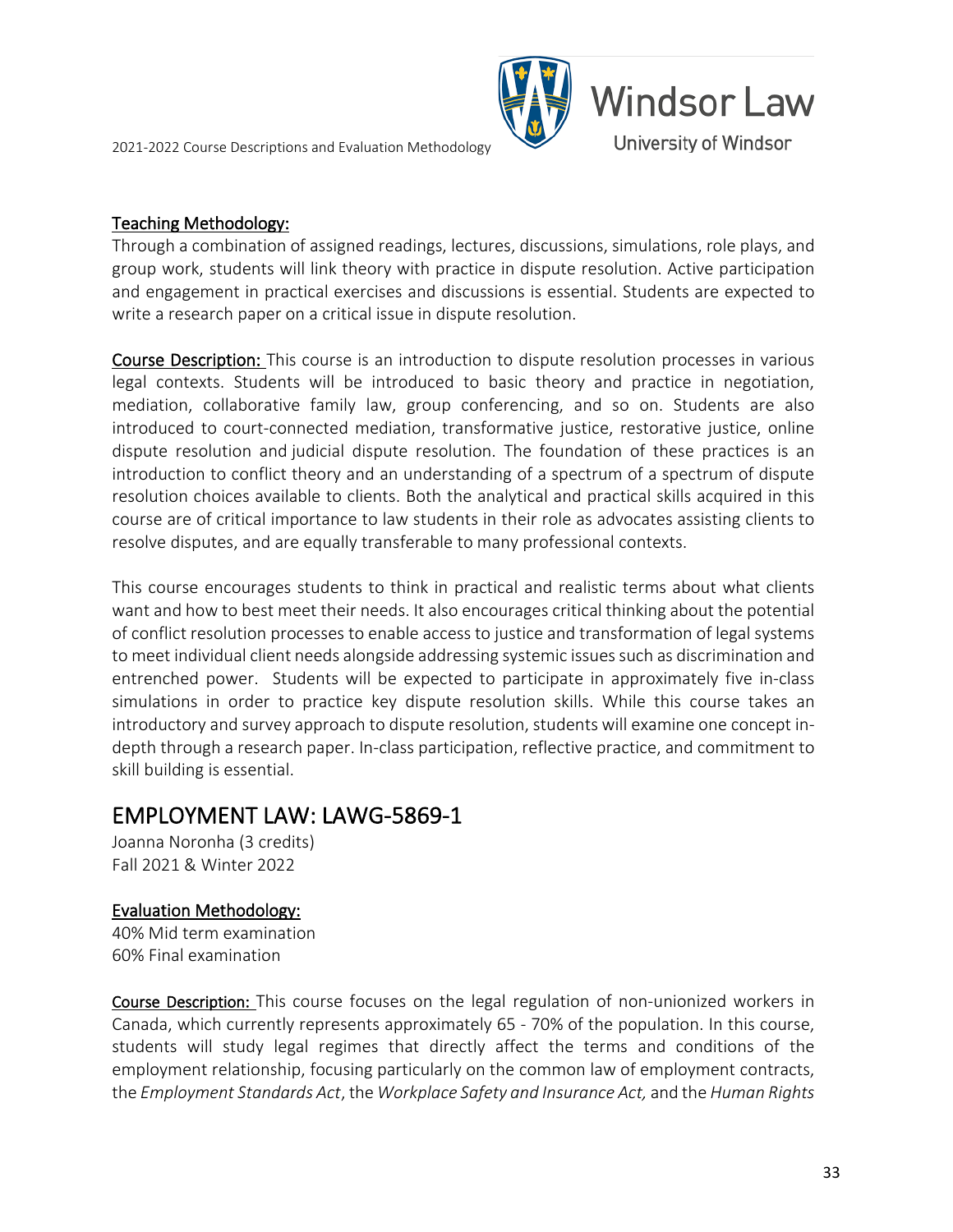**Teaching Methodology:**

Through a combination of assigned readings, lectures, discussions, simulations, role plays, and group work, students will link theory with practice in dispute resolution. Active participation and engagement in practical exercises and discussions is essential. Students are expected to write a research paper on a critical issue in dispute resolution.

**Course Description:** This course is an introduction to dispute resolution processes in various legal contexts. Students will be introduced to basic theory and practice in negotiation, mediation, collaborative family law, group conferencing, and so on. Students are also introduced to court-connected mediation, transformative justice, restorative justice, online dispute resolution and judicial dispute resolution. The foundation of these practices is an introduction to conflict theory and an understanding of a spectrum of a spectrum of dispute resolution choices available to clients. Both the analytical and practical skills acquired in this course are of critical importance to law students in their role as advocates assisting clients to resolve disputes, and are equally transferable to many professional contexts.

This course encourages students to think in practical and realistic terms about what clients want and how to best meet their needs. It also encourages critical thinking about the potential of conflict resolution processes to enable access to justice and transformation of legal systems to meet individual client needs alongside addressing systemic issues such as discrimination and entrenched power. Students will be expected to participate in approximately five in-class simulations in order to practice key dispute resolution skills. While this course takes an introductory and survey approach to dispute resolution, students will examine one concept in-depth through a research paper. In-class participation, reflective practice, and commitment to skill building is essential.

## EMPLOYMENT LAW: LAWG-5869-1

Joanna Noronha (3 credits)
Fall 2021 & Winter 2022

**Evaluation Methodology:**

40% Mid term examination
60% Final examination

**Course Description:** This course focuses on the legal regulation of non-unionized workers in Canada, which currently represents approximately 65 - 70% of the population. In this course, students will study legal regimes that directly affect the terms and conditions of the employment relationship, focusing particularly on the common law of employment contracts, the *Employment Standards Act*, the *Workplace Safety and Insurance Act,* and the *Human Rights*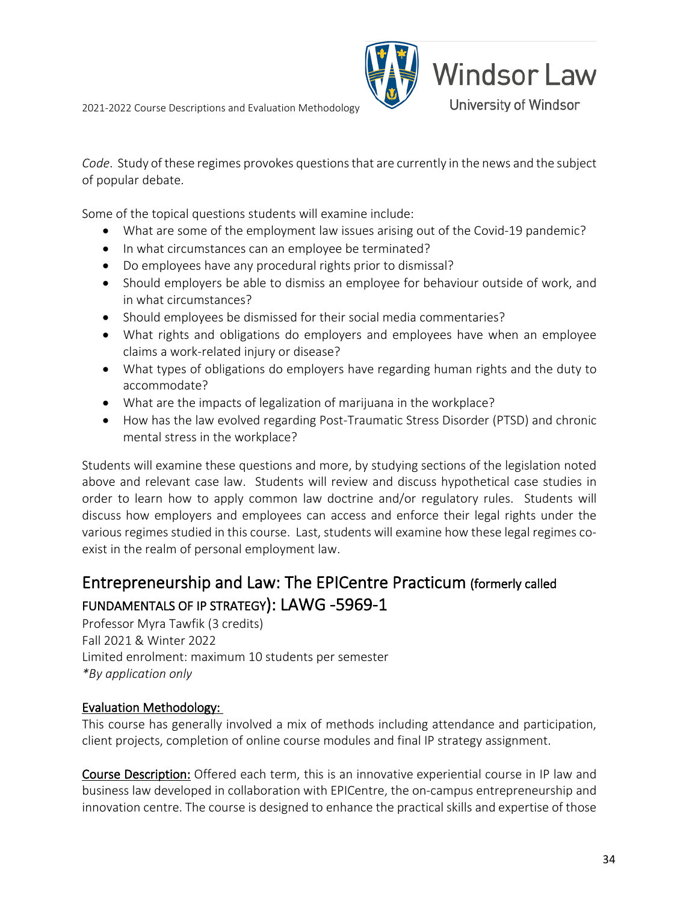*Code*. Study of these regimes provokes questions that are currently in the news and the subject of popular debate.

Some of the topical questions students will examine include:

- What are some of the employment law issues arising out of the Covid-19 pandemic?
- In what circumstances can an employee be terminated?
- Do employees have any procedural rights prior to dismissal?
- Should employers be able to dismiss an employee for behaviour outside of work, and in what circumstances?
- Should employees be dismissed for their social media commentaries?
- What rights and obligations do employers and employees have when an employee claims a work-related injury or disease?
- What types of obligations do employers have regarding human rights and the duty to accommodate?
- What are the impacts of legalization of marijuana in the workplace?
- How has the law evolved regarding Post-Traumatic Stress Disorder (PTSD) and chronic mental stress in the workplace?

Students will examine these questions and more, by studying sections of the legislation noted above and relevant case law. Students will review and discuss hypothetical case studies in order to learn how to apply common law doctrine and/or regulatory rules. Students will discuss how employers and employees can access and enforce their legal rights under the various regimes studied in this course. Last, students will examine how these legal regimes co-exist in the realm of personal employment law.

## Entrepreneurship and Law: The EPICentre Practicum (formerly called FUNDAMENTALS OF IP STRATEGY): LAWG -5969-1

Professor Myra Tawfik (3 credits)
Fall 2021 & Winter 2022
Limited enrolment: maximum 10 students per semester
*\*By application only*

**Evaluation Methodology:**
This course has generally involved a mix of methods including attendance and participation, client projects, completion of online course modules and final IP strategy assignment.

**Course Description:** Offered each term, this is an innovative experiential course in IP law and business law developed in collaboration with EPICentre, the on-campus entrepreneurship and innovation centre. The course is designed to enhance the practical skills and expertise of those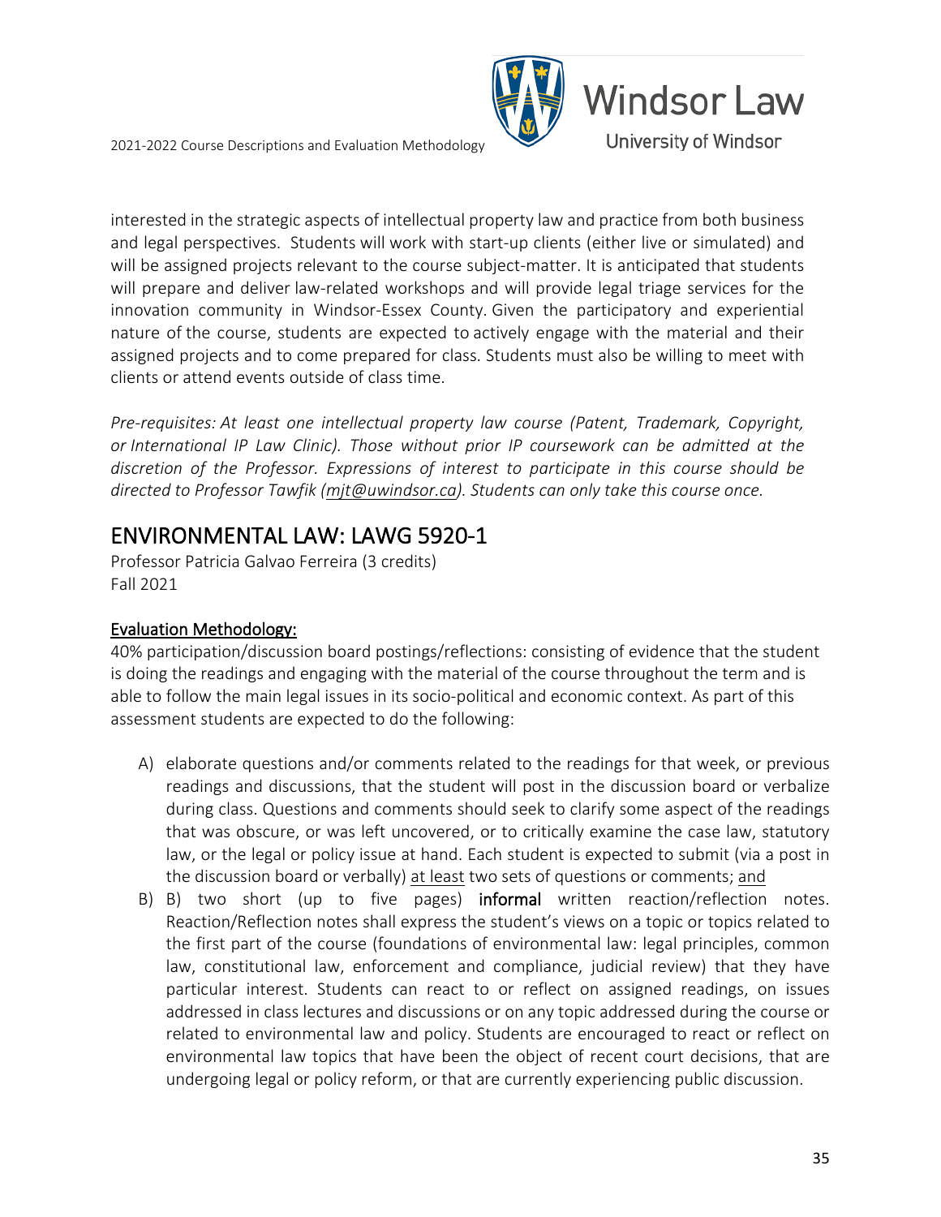interested in the strategic aspects of intellectual property law and practice from both business and legal perspectives. Students will work with start-up clients (either live or simulated) and will be assigned projects relevant to the course subject-matter. It is anticipated that students will prepare and deliver law-related workshops and will provide legal triage services for the innovation community in Windsor-Essex County. Given the participatory and experiential nature of the course, students are expected to actively engage with the material and their assigned projects and to come prepared for class. Students must also be willing to meet with clients or attend events outside of class time.

*Pre-requisites: At least one intellectual property law course (Patent, Trademark, Copyright, or International IP Law Clinic). Those without prior IP coursework can be admitted at the discretion of the Professor. Expressions of interest to participate in this course should be directed to Professor Tawfik (mjt@uwindsor.ca). Students can only take this course once.*

## ENVIRONMENTAL LAW: LAWG 5920-1

Professor Patricia Galvao Ferreira (3 credits)
Fall 2021

### Evaluation Methodology:

40% participation/discussion board postings/reflections: consisting of evidence that the student is doing the readings and engaging with the material of the course throughout the term and is able to follow the main legal issues in its socio-political and economic context. As part of this assessment students are expected to do the following:

A) elaborate questions and/or comments related to the readings for that week, or previous readings and discussions, that the student will post in the discussion board or verbalize during class. Questions and comments should seek to clarify some aspect of the readings that was obscure, or was left uncovered, or to critically examine the case law, statutory law, or the legal or policy issue at hand. Each student is expected to submit (via a post in the discussion board or verbally) at least two sets of questions or comments; and

B) B) two short (up to five pages) **informal** written reaction/reflection notes. Reaction/Reflection notes shall express the student's views on a topic or topics related to the first part of the course (foundations of environmental law: legal principles, common law, constitutional law, enforcement and compliance, judicial review) that they have particular interest. Students can react to or reflect on assigned readings, on issues addressed in class lectures and discussions or on any topic addressed during the course or related to environmental law and policy. Students are encouraged to react or reflect on environmental law topics that have been the object of recent court decisions, that are undergoing legal or policy reform, or that are currently experiencing public discussion.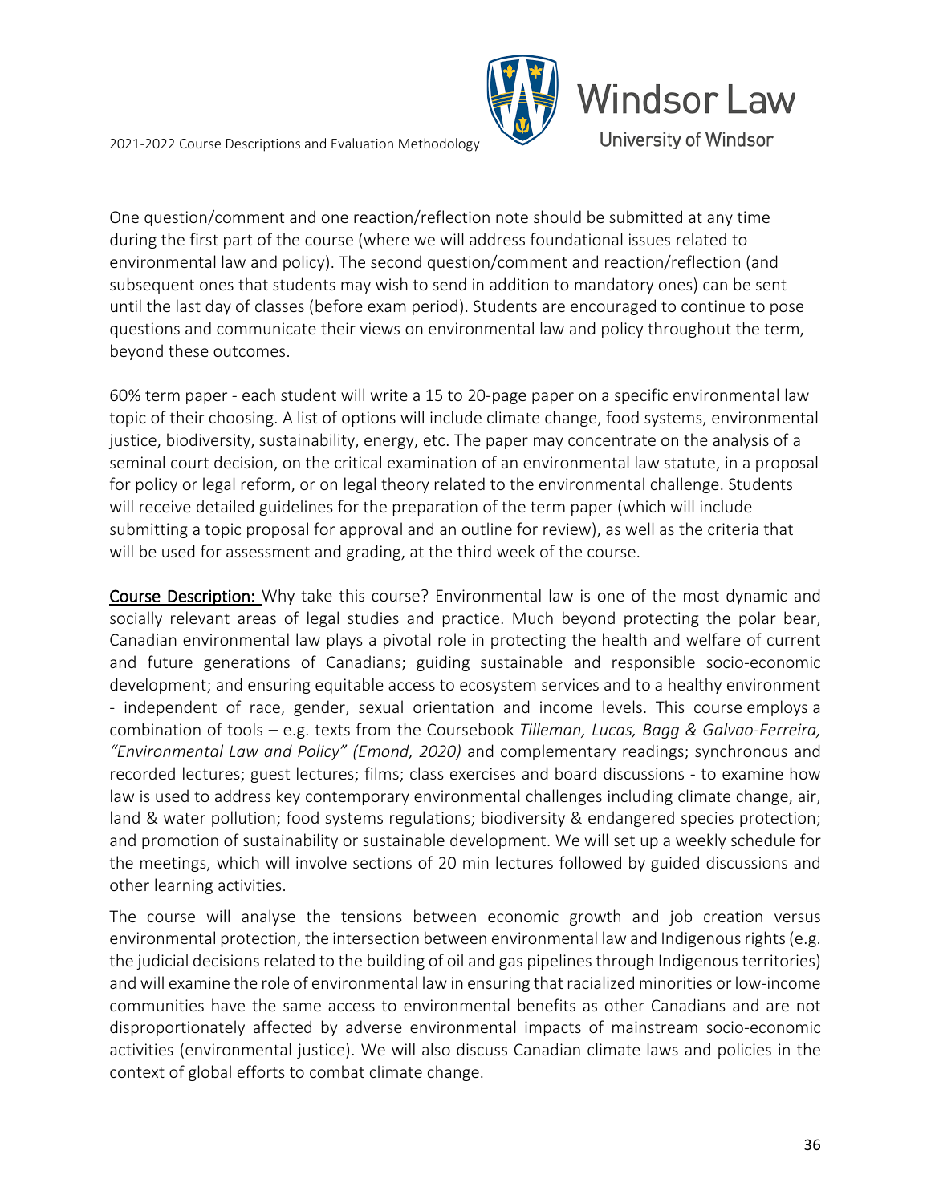One question/comment and one reaction/reflection note should be submitted at any time during the first part of the course (where we will address foundational issues related to environmental law and policy). The second question/comment and reaction/reflection (and subsequent ones that students may wish to send in addition to mandatory ones) can be sent until the last day of classes (before exam period). Students are encouraged to continue to pose questions and communicate their views on environmental law and policy throughout the term, beyond these outcomes.

60% term paper - each student will write a 15 to 20-page paper on a specific environmental law topic of their choosing. A list of options will include climate change, food systems, environmental justice, biodiversity, sustainability, energy, etc. The paper may concentrate on the analysis of a seminal court decision, on the critical examination of an environmental law statute, in a proposal for policy or legal reform, or on legal theory related to the environmental challenge. Students will receive detailed guidelines for the preparation of the term paper (which will include submitting a topic proposal for approval and an outline for review), as well as the criteria that will be used for assessment and grading, at the third week of the course.

<u>Course Description:</u> Why take this course? Environmental law is one of the most dynamic and socially relevant areas of legal studies and practice. Much beyond protecting the polar bear, Canadian environmental law plays a pivotal role in protecting the health and welfare of current and future generations of Canadians; guiding sustainable and responsible socio-economic development; and ensuring equitable access to ecosystem services and to a healthy environment - independent of race, gender, sexual orientation and income levels. This course employs a combination of tools – e.g. texts from the Coursebook *Tilleman, Lucas, Bagg & Galvao-Ferreira, "Environmental Law and Policy" (Emond, 2020)* and complementary readings; synchronous and recorded lectures; guest lectures; films; class exercises and board discussions - to examine how law is used to address key contemporary environmental challenges including climate change, air, land & water pollution; food systems regulations; biodiversity & endangered species protection; and promotion of sustainability or sustainable development. We will set up a weekly schedule for the meetings, which will involve sections of 20 min lectures followed by guided discussions and other learning activities.

The course will analyse the tensions between economic growth and job creation versus environmental protection, the intersection between environmental law and Indigenous rights (e.g. the judicial decisions related to the building of oil and gas pipelines through Indigenous territories) and will examine the role of environmental law in ensuring that racialized minorities or low-income communities have the same access to environmental benefits as other Canadians and are not disproportionately affected by adverse environmental impacts of mainstream socio-economic activities (environmental justice). We will also discuss Canadian climate laws and policies in the context of global efforts to combat climate change.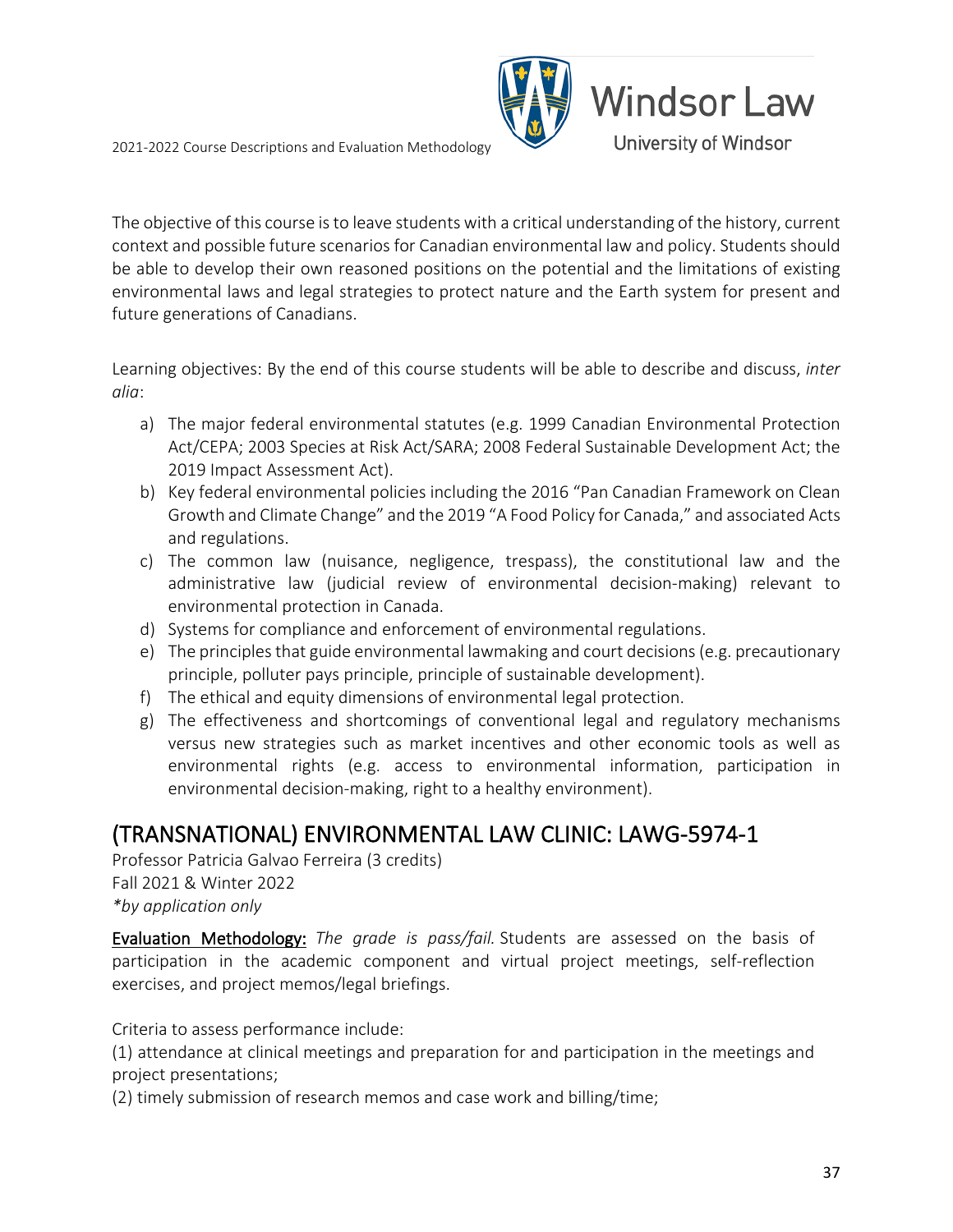The objective of this course is to leave students with a critical understanding of the history, current context and possible future scenarios for Canadian environmental law and policy. Students should be able to develop their own reasoned positions on the potential and the limitations of existing environmental laws and legal strategies to protect nature and the Earth system for present and future generations of Canadians.

Learning objectives: By the end of this course students will be able to describe and discuss, *inter alia*:

a) The major federal environmental statutes (e.g. 1999 Canadian Environmental Protection Act/CEPA; 2003 Species at Risk Act/SARA; 2008 Federal Sustainable Development Act; the 2019 Impact Assessment Act).
b) Key federal environmental policies including the 2016 "Pan Canadian Framework on Clean Growth and Climate Change" and the 2019 "A Food Policy for Canada," and associated Acts and regulations.
c) The common law (nuisance, negligence, trespass), the constitutional law and the administrative law (judicial review of environmental decision-making) relevant to environmental protection in Canada.
d) Systems for compliance and enforcement of environmental regulations.
e) The principles that guide environmental lawmaking and court decisions (e.g. precautionary principle, polluter pays principle, principle of sustainable development).
f) The ethical and equity dimensions of environmental legal protection.
g) The effectiveness and shortcomings of conventional legal and regulatory mechanisms versus new strategies such as market incentives and other economic tools as well as environmental rights (e.g. access to environmental information, participation in environmental decision-making, right to a healthy environment).

## (TRANSNATIONAL) ENVIRONMENTAL LAW CLINIC: LAWG-5974-1

Professor Patricia Galvao Ferreira (3 credits)
Fall 2021 & Winter 2022
*\*by application only*

**Evaluation Methodology:** *The grade is pass/fail.* Students are assessed on the basis of participation in the academic component and virtual project meetings, self-reflection exercises, and project memos/legal briefings.

Criteria to assess performance include:
(1) attendance at clinical meetings and preparation for and participation in the meetings and project presentations;
(2) timely submission of research memos and case work and billing/time;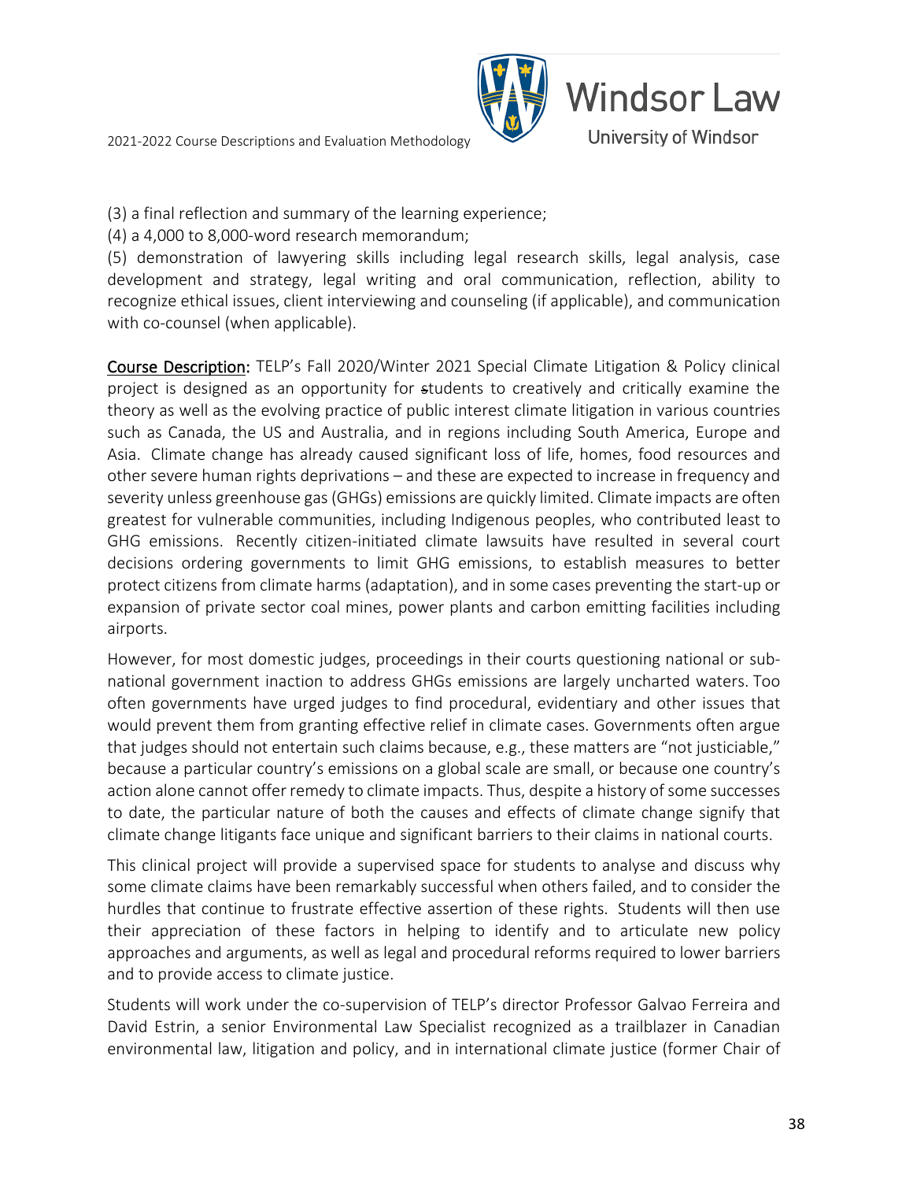(3) a final reflection and summary of the learning experience;

(4) a 4,000 to 8,000-word research memorandum;

(5) demonstration of lawyering skills including legal research skills, legal analysis, case development and strategy, legal writing and oral communication, reflection, ability to recognize ethical issues, client interviewing and counseling (if applicable), and communication with co-counsel (when applicable).

**Course Description:** TELP's Fall 2020/Winter 2021 Special Climate Litigation & Policy clinical project is designed as an opportunity for students to creatively and critically examine the theory as well as the evolving practice of public interest climate litigation in various countries such as Canada, the US and Australia, and in regions including South America, Europe and Asia. Climate change has already caused significant loss of life, homes, food resources and other severe human rights deprivations – and these are expected to increase in frequency and severity unless greenhouse gas (GHGs) emissions are quickly limited. Climate impacts are often greatest for vulnerable communities, including Indigenous peoples, who contributed least to GHG emissions. Recently citizen-initiated climate lawsuits have resulted in several court decisions ordering governments to limit GHG emissions, to establish measures to better protect citizens from climate harms (adaptation), and in some cases preventing the start-up or expansion of private sector coal mines, power plants and carbon emitting facilities including airports.

However, for most domestic judges, proceedings in their courts questioning national or sub-national government inaction to address GHGs emissions are largely uncharted waters. Too often governments have urged judges to find procedural, evidentiary and other issues that would prevent them from granting effective relief in climate cases. Governments often argue that judges should not entertain such claims because, e.g., these matters are "not justiciable," because a particular country's emissions on a global scale are small, or because one country's action alone cannot offer remedy to climate impacts. Thus, despite a history of some successes to date, the particular nature of both the causes and effects of climate change signify that climate change litigants face unique and significant barriers to their claims in national courts.

This clinical project will provide a supervised space for students to analyse and discuss why some climate claims have been remarkably successful when others failed, and to consider the hurdles that continue to frustrate effective assertion of these rights. Students will then use their appreciation of these factors in helping to identify and to articulate new policy approaches and arguments, as well as legal and procedural reforms required to lower barriers and to provide access to climate justice.

Students will work under the co-supervision of TELP's director Professor Galvao Ferreira and David Estrin, a senior Environmental Law Specialist recognized as a trailblazer in Canadian environmental law, litigation and policy, and in international climate justice (former Chair of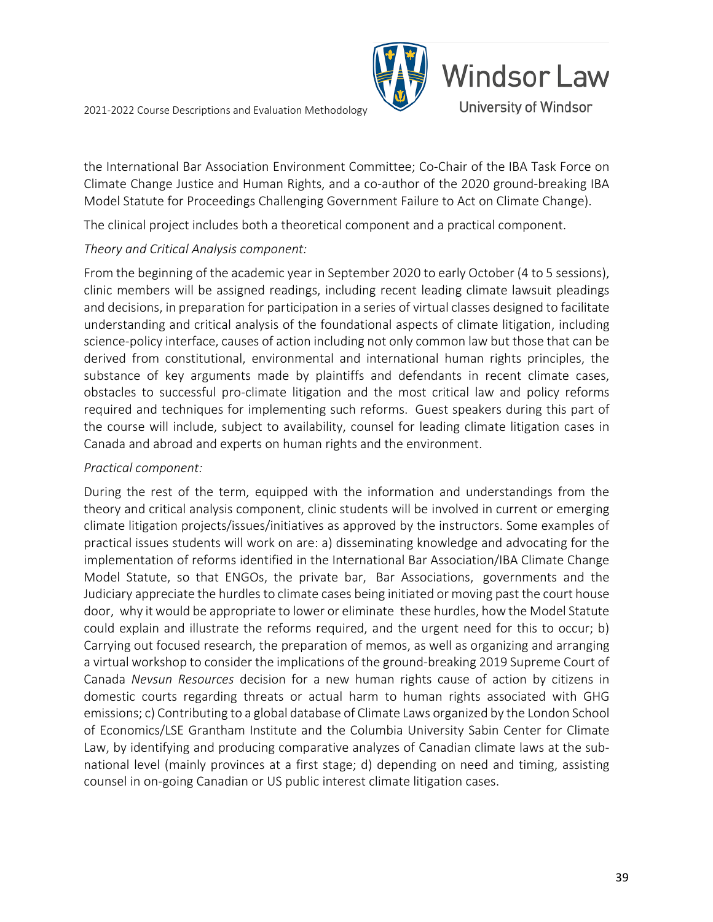the International Bar Association Environment Committee; Co-Chair of the IBA Task Force on Climate Change Justice and Human Rights, and a co-author of the 2020 ground-breaking IBA Model Statute for Proceedings Challenging Government Failure to Act on Climate Change).

The clinical project includes both a theoretical component and a practical component.

*Theory and Critical Analysis component:*

From the beginning of the academic year in September 2020 to early October (4 to 5 sessions), clinic members will be assigned readings, including recent leading climate lawsuit pleadings and decisions, in preparation for participation in a series of virtual classes designed to facilitate understanding and critical analysis of the foundational aspects of climate litigation, including science-policy interface, causes of action including not only common law but those that can be derived from constitutional, environmental and international human rights principles, the substance of key arguments made by plaintiffs and defendants in recent climate cases, obstacles to successful pro-climate litigation and the most critical law and policy reforms required and techniques for implementing such reforms. Guest speakers during this part of the course will include, subject to availability, counsel for leading climate litigation cases in Canada and abroad and experts on human rights and the environment.

*Practical component:*

During the rest of the term, equipped with the information and understandings from the theory and critical analysis component, clinic students will be involved in current or emerging climate litigation projects/issues/initiatives as approved by the instructors. Some examples of practical issues students will work on are: a) disseminating knowledge and advocating for the implementation of reforms identified in the International Bar Association/IBA Climate Change Model Statute, so that ENGOs, the private bar, Bar Associations, governments and the Judiciary appreciate the hurdles to climate cases being initiated or moving past the court house door, why it would be appropriate to lower or eliminate these hurdles, how the Model Statute could explain and illustrate the reforms required, and the urgent need for this to occur; b) Carrying out focused research, the preparation of memos, as well as organizing and arranging a virtual workshop to consider the implications of the ground-breaking 2019 Supreme Court of Canada *Nevsun Resources* decision for a new human rights cause of action by citizens in domestic courts regarding threats or actual harm to human rights associated with GHG emissions; c) Contributing to a global database of Climate Laws organized by the London School of Economics/LSE Grantham Institute and the Columbia University Sabin Center for Climate Law, by identifying and producing comparative analyzes of Canadian climate laws at the sub-national level (mainly provinces at a first stage; d) depending on need and timing, assisting counsel in on-going Canadian or US public interest climate litigation cases.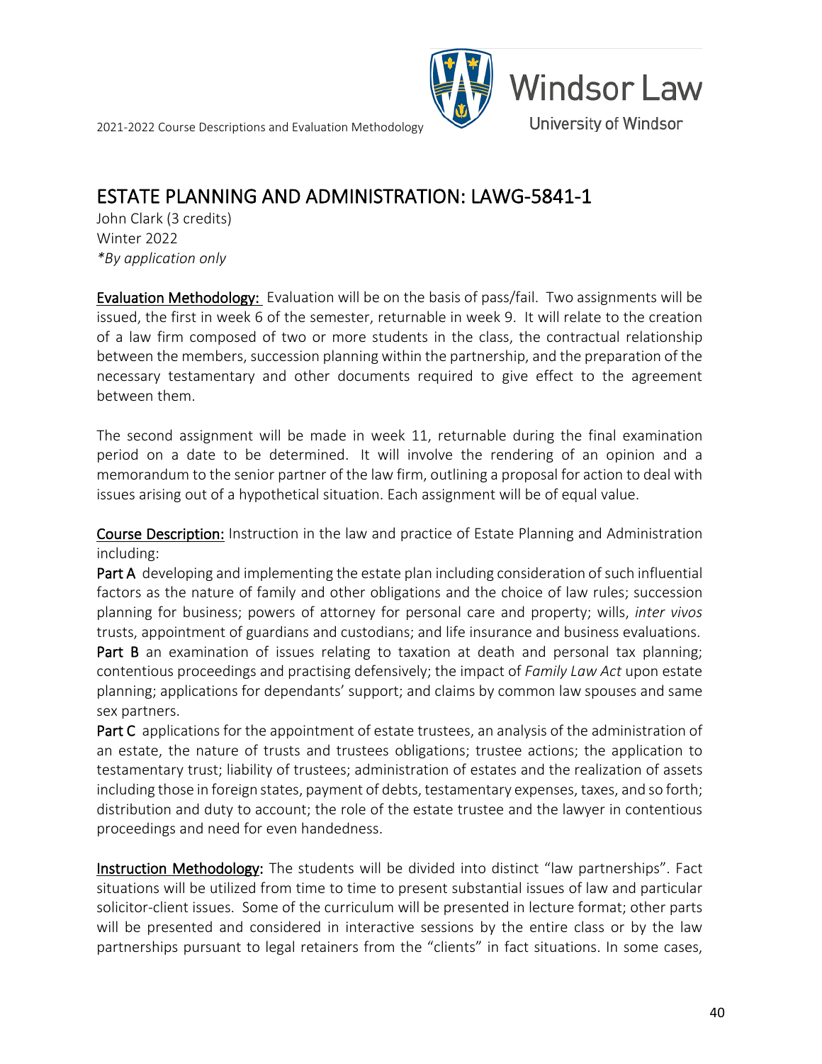## ESTATE PLANNING AND ADMINISTRATION: LAWG-5841-1

John Clark (3 credits)
Winter 2022
*\*By application only*

**Evaluation Methodology:** Evaluation will be on the basis of pass/fail. Two assignments will be issued, the first in week 6 of the semester, returnable in week 9. It will relate to the creation of a law firm composed of two or more students in the class, the contractual relationship between the members, succession planning within the partnership, and the preparation of the necessary testamentary and other documents required to give effect to the agreement between them.

The second assignment will be made in week 11, returnable during the final examination period on a date to be determined. It will involve the rendering of an opinion and a memorandum to the senior partner of the law firm, outlining a proposal for action to deal with issues arising out of a hypothetical situation. Each assignment will be of equal value.

**Course Description:** Instruction in the law and practice of Estate Planning and Administration including:

**Part A** developing and implementing the estate plan including consideration of such influential factors as the nature of family and other obligations and the choice of law rules; succession planning for business; powers of attorney for personal care and property; wills, *inter vivos* trusts, appointment of guardians and custodians; and life insurance and business evaluations.

**Part B** an examination of issues relating to taxation at death and personal tax planning; contentious proceedings and practising defensively; the impact of *Family Law Act* upon estate planning; applications for dependants' support; and claims by common law spouses and same sex partners.

**Part C** applications for the appointment of estate trustees, an analysis of the administration of an estate, the nature of trusts and trustees obligations; trustee actions; the application to testamentary trust; liability of trustees; administration of estates and the realization of assets including those in foreign states, payment of debts, testamentary expenses, taxes, and so forth; distribution and duty to account; the role of the estate trustee and the lawyer in contentious proceedings and need for even handedness.

**Instruction Methodology:** The students will be divided into distinct "law partnerships". Fact situations will be utilized from time to time to present substantial issues of law and particular solicitor-client issues. Some of the curriculum will be presented in lecture format; other parts will be presented and considered in interactive sessions by the entire class or by the law partnerships pursuant to legal retainers from the "clients" in fact situations. In some cases,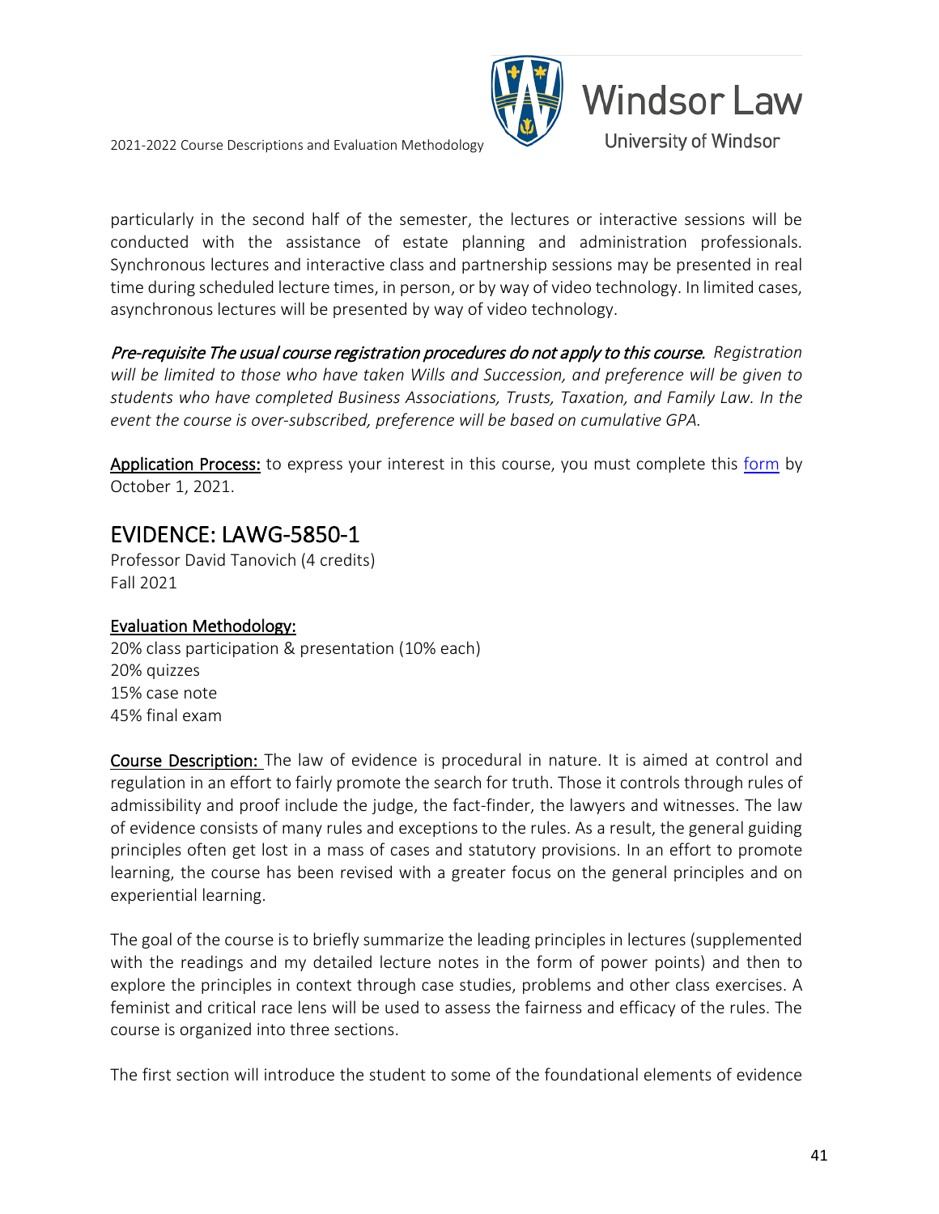particularly in the second half of the semester, the lectures or interactive sessions will be conducted with the assistance of estate planning and administration professionals. Synchronous lectures and interactive class and partnership sessions may be presented in real time during scheduled lecture times, in person, or by way of video technology. In limited cases, asynchronous lectures will be presented by way of video technology.

*Pre-requisite The usual course registration procedures do not apply to this course. Registration will be limited to those who have taken Wills and Succession, and preference will be given to students who have completed Business Associations, Trusts, Taxation, and Family Law. In the event the course is over-subscribed, preference will be based on cumulative GPA.*

**Application Process:** to express your interest in this course, you must complete this form by October 1, 2021.

## EVIDENCE: LAWG-5850-1

Professor David Tanovich (4 credits)
Fall 2021

**Evaluation Methodology:**
20% class participation & presentation (10% each)
20% quizzes
15% case note
45% final exam

**Course Description:** The law of evidence is procedural in nature. It is aimed at control and regulation in an effort to fairly promote the search for truth. Those it controls through rules of admissibility and proof include the judge, the fact-finder, the lawyers and witnesses. The law of evidence consists of many rules and exceptions to the rules. As a result, the general guiding principles often get lost in a mass of cases and statutory provisions. In an effort to promote learning, the course has been revised with a greater focus on the general principles and on experiential learning.

The goal of the course is to briefly summarize the leading principles in lectures (supplemented with the readings and my detailed lecture notes in the form of power points) and then to explore the principles in context through case studies, problems and other class exercises. A feminist and critical race lens will be used to assess the fairness and efficacy of the rules. The course is organized into three sections.

The first section will introduce the student to some of the foundational elements of evidence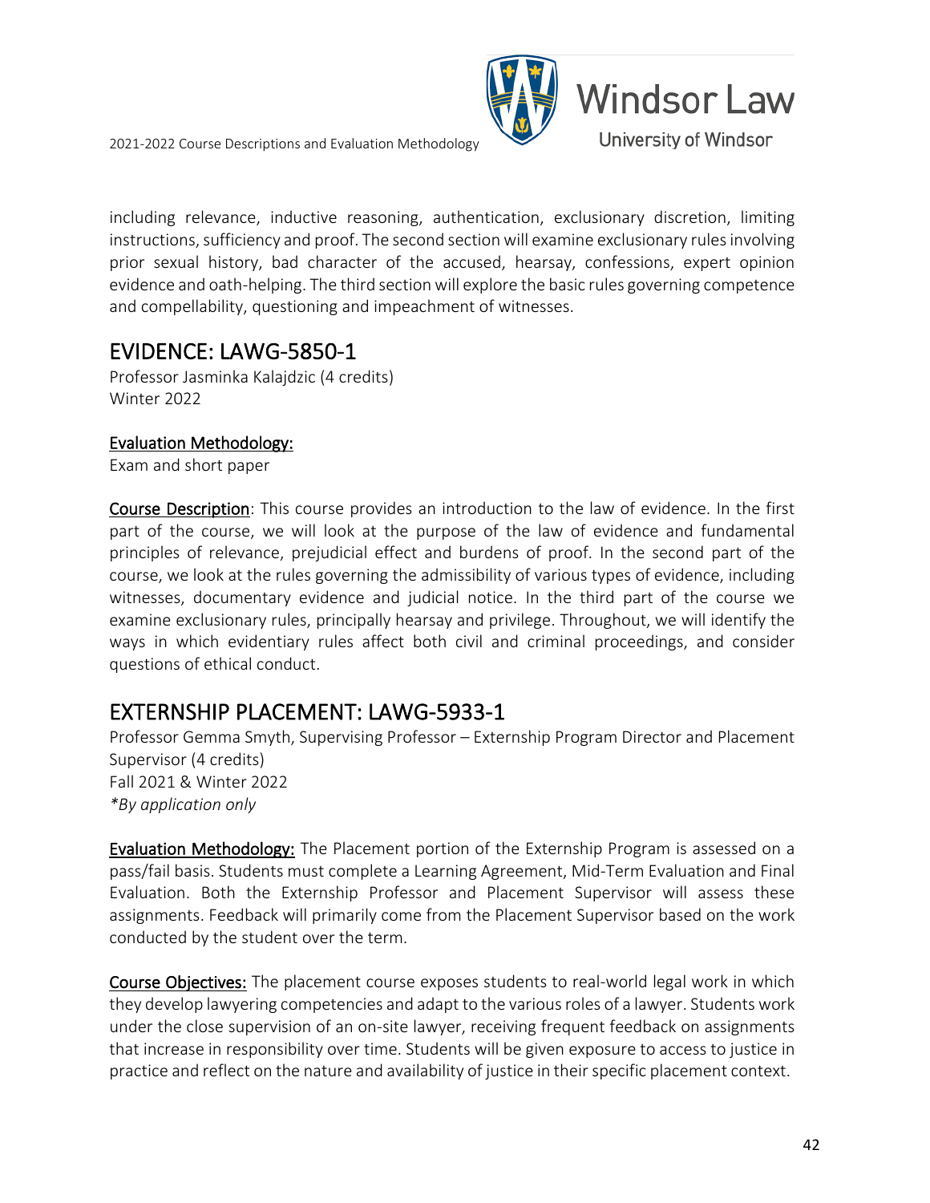including relevance, inductive reasoning, authentication, exclusionary discretion, limiting instructions, sufficiency and proof. The second section will examine exclusionary rules involving prior sexual history, bad character of the accused, hearsay, confessions, expert opinion evidence and oath-helping. The third section will explore the basic rules governing competence and compellability, questioning and impeachment of witnesses.

## EVIDENCE: LAWG-5850-1

Professor Jasminka Kalajdzic (4 credits)
Winter 2022

**Evaluation Methodology:**
Exam and short paper

**Course Description**: This course provides an introduction to the law of evidence. In the first part of the course, we will look at the purpose of the law of evidence and fundamental principles of relevance, prejudicial effect and burdens of proof. In the second part of the course, we look at the rules governing the admissibility of various types of evidence, including witnesses, documentary evidence and judicial notice. In the third part of the course we examine exclusionary rules, principally hearsay and privilege. Throughout, we will identify the ways in which evidentiary rules affect both civil and criminal proceedings, and consider questions of ethical conduct.

## EXTERNSHIP PLACEMENT: LAWG-5933-1

Professor Gemma Smyth, Supervising Professor – Externship Program Director and Placement Supervisor (4 credits)
Fall 2021 & Winter 2022
*\*By application only*

**Evaluation Methodology:** The Placement portion of the Externship Program is assessed on a pass/fail basis. Students must complete a Learning Agreement, Mid-Term Evaluation and Final Evaluation. Both the Externship Professor and Placement Supervisor will assess these assignments. Feedback will primarily come from the Placement Supervisor based on the work conducted by the student over the term.

**Course Objectives:** The placement course exposes students to real-world legal work in which they develop lawyering competencies and adapt to the various roles of a lawyer. Students work under the close supervision of an on-site lawyer, receiving frequent feedback on assignments that increase in responsibility over time. Students will be given exposure to access to justice in practice and reflect on the nature and availability of justice in their specific placement context.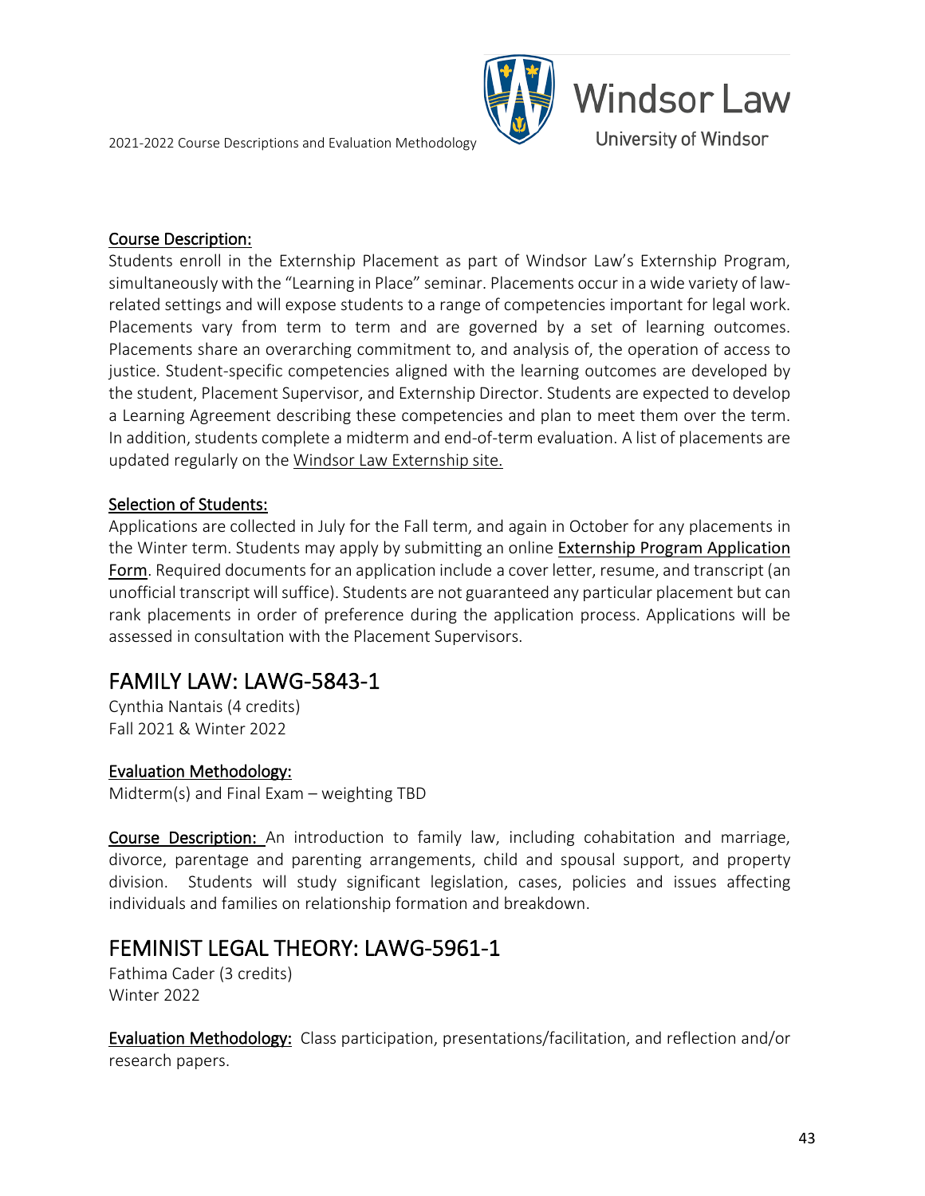**Course Description:**
Students enroll in the Externship Placement as part of Windsor Law's Externship Program, simultaneously with the "Learning in Place" seminar. Placements occur in a wide variety of law-related settings and will expose students to a range of competencies important for legal work. Placements vary from term to term and are governed by a set of learning outcomes. Placements share an overarching commitment to, and analysis of, the operation of access to justice. Student-specific competencies aligned with the learning outcomes are developed by the student, Placement Supervisor, and Externship Director. Students are expected to develop a Learning Agreement describing these competencies and plan to meet them over the term. In addition, students complete a midterm and end-of-term evaluation. A list of placements are updated regularly on the Windsor Law Externship site.

**Selection of Students:**
Applications are collected in July for the Fall term, and again in October for any placements in the Winter term. Students may apply by submitting an online Externship Program Application Form. Required documents for an application include a cover letter, resume, and transcript (an unofficial transcript will suffice). Students are not guaranteed any particular placement but can rank placements in order of preference during the application process. Applications will be assessed in consultation with the Placement Supervisors.

## FAMILY LAW: LAWG-5843-1

Cynthia Nantais (4 credits)
Fall 2021 & Winter 2022

**Evaluation Methodology:**
Midterm(s) and Final Exam – weighting TBD

**Course Description:** An introduction to family law, including cohabitation and marriage, divorce, parentage and parenting arrangements, child and spousal support, and property division. Students will study significant legislation, cases, policies and issues affecting individuals and families on relationship formation and breakdown.

## FEMINIST LEGAL THEORY: LAWG-5961-1

Fathima Cader (3 credits)
Winter 2022

**Evaluation Methodology:** Class participation, presentations/facilitation, and reflection and/or research papers.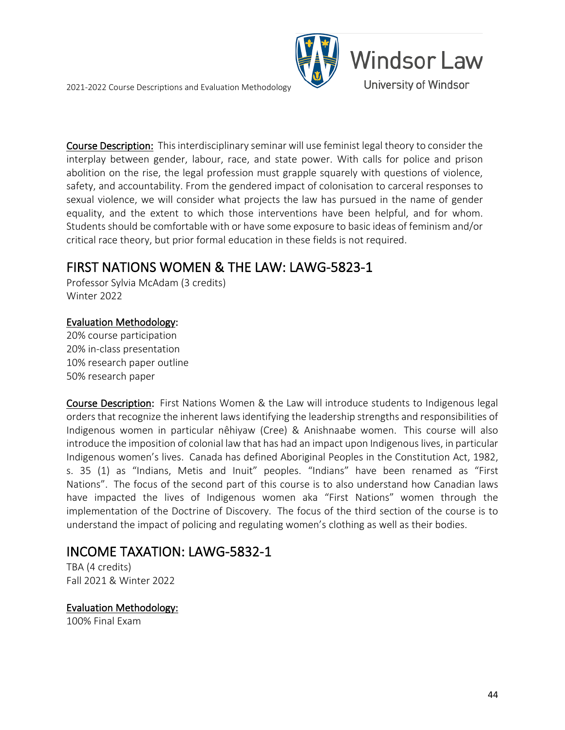**Course Description:** This interdisciplinary seminar will use feminist legal theory to consider the interplay between gender, labour, race, and state power. With calls for police and prison abolition on the rise, the legal profession must grapple squarely with questions of violence, safety, and accountability. From the gendered impact of colonisation to carceral responses to sexual violence, we will consider what projects the law has pursued in the name of gender equality, and the extent to which those interventions have been helpful, and for whom. Students should be comfortable with or have some exposure to basic ideas of feminism and/or critical race theory, but prior formal education in these fields is not required.

## FIRST NATIONS WOMEN & THE LAW: LAWG-5823-1

Professor Sylvia McAdam (3 credits)
Winter 2022

**Evaluation Methodology:**
20% course participation
20% in-class presentation
10% research paper outline
50% research paper

**Course Description:** First Nations Women & the Law will introduce students to Indigenous legal orders that recognize the inherent laws identifying the leadership strengths and responsibilities of Indigenous women in particular nêhiyaw (Cree) & Anishnaabe women. This course will also introduce the imposition of colonial law that has had an impact upon Indigenous lives, in particular Indigenous women's lives. Canada has defined Aboriginal Peoples in the Constitution Act, 1982, s. 35 (1) as "Indians, Metis and Inuit" peoples. "Indians" have been renamed as "First Nations". The focus of the second part of this course is to also understand how Canadian laws have impacted the lives of Indigenous women aka "First Nations" women through the implementation of the Doctrine of Discovery. The focus of the third section of the course is to understand the impact of policing and regulating women's clothing as well as their bodies.

## INCOME TAXATION: LAWG-5832-1

TBA (4 credits)
Fall 2021 & Winter 2022

**Evaluation Methodology:**
100% Final Exam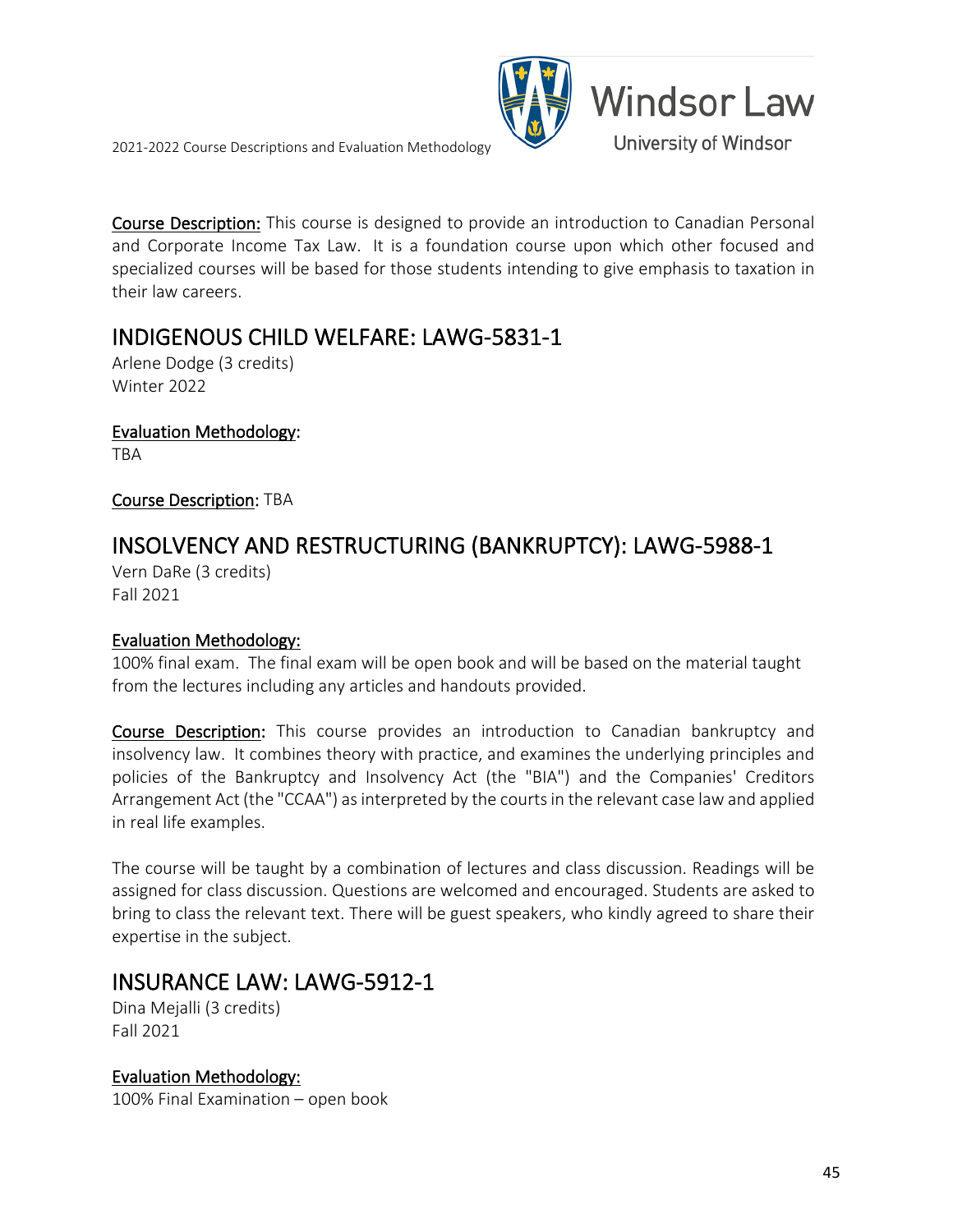**Course Description:** This course is designed to provide an introduction to Canadian Personal and Corporate Income Tax Law. It is a foundation course upon which other focused and specialized courses will be based for those students intending to give emphasis to taxation in their law careers.

## INDIGENOUS CHILD WELFARE: LAWG-5831-1

Arlene Dodge (3 credits)
Winter 2022

**Evaluation Methodology:**
TBA

**Course Description:** TBA

## INSOLVENCY AND RESTRUCTURING (BANKRUPTCY): LAWG-5988-1

Vern DaRe (3 credits)
Fall 2021

**Evaluation Methodology:**
100% final exam. The final exam will be open book and will be based on the material taught from the lectures including any articles and handouts provided.

**Course Description:** This course provides an introduction to Canadian bankruptcy and insolvency law. It combines theory with practice, and examines the underlying principles and policies of the Bankruptcy and Insolvency Act (the "BIA") and the Companies' Creditors Arrangement Act (the "CCAA") as interpreted by the courts in the relevant case law and applied in real life examples.

The course will be taught by a combination of lectures and class discussion. Readings will be assigned for class discussion. Questions are welcomed and encouraged. Students are asked to bring to class the relevant text. There will be guest speakers, who kindly agreed to share their expertise in the subject.

## INSURANCE LAW: LAWG-5912-1

Dina Mejalli (3 credits)
Fall 2021

**Evaluation Methodology:**
100% Final Examination – open book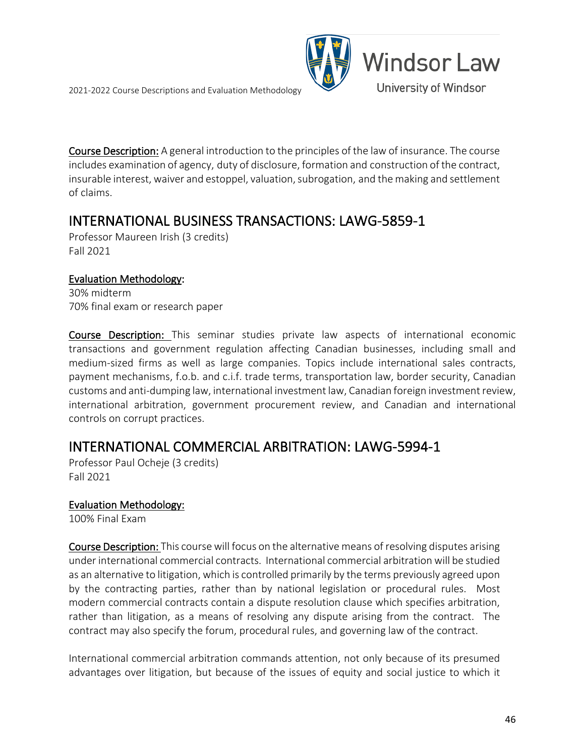**Course Description:** A general introduction to the principles of the law of insurance. The course includes examination of agency, duty of disclosure, formation and construction of the contract, insurable interest, waiver and estoppel, valuation, subrogation, and the making and settlement of claims.

## INTERNATIONAL BUSINESS TRANSACTIONS: LAWG-5859-1

Professor Maureen Irish (3 credits)
Fall 2021

**Evaluation Methodology:**
30% midterm
70% final exam or research paper

**Course Description:** This seminar studies private law aspects of international economic transactions and government regulation affecting Canadian businesses, including small and medium-sized firms as well as large companies. Topics include international sales contracts, payment mechanisms, f.o.b. and c.i.f. trade terms, transportation law, border security, Canadian customs and anti-dumping law, international investment law, Canadian foreign investment review, international arbitration, government procurement review, and Canadian and international controls on corrupt practices.

## INTERNATIONAL COMMERCIAL ARBITRATION: LAWG-5994-1

Professor Paul Ocheje (3 credits)
Fall 2021

**Evaluation Methodology:**
100% Final Exam

**Course Description:** This course will focus on the alternative means of resolving disputes arising under international commercial contracts. International commercial arbitration will be studied as an alternative to litigation, which is controlled primarily by the terms previously agreed upon by the contracting parties, rather than by national legislation or procedural rules. Most modern commercial contracts contain a dispute resolution clause which specifies arbitration, rather than litigation, as a means of resolving any dispute arising from the contract. The contract may also specify the forum, procedural rules, and governing law of the contract.

International commercial arbitration commands attention, not only because of its presumed advantages over litigation, but because of the issues of equity and social justice to which it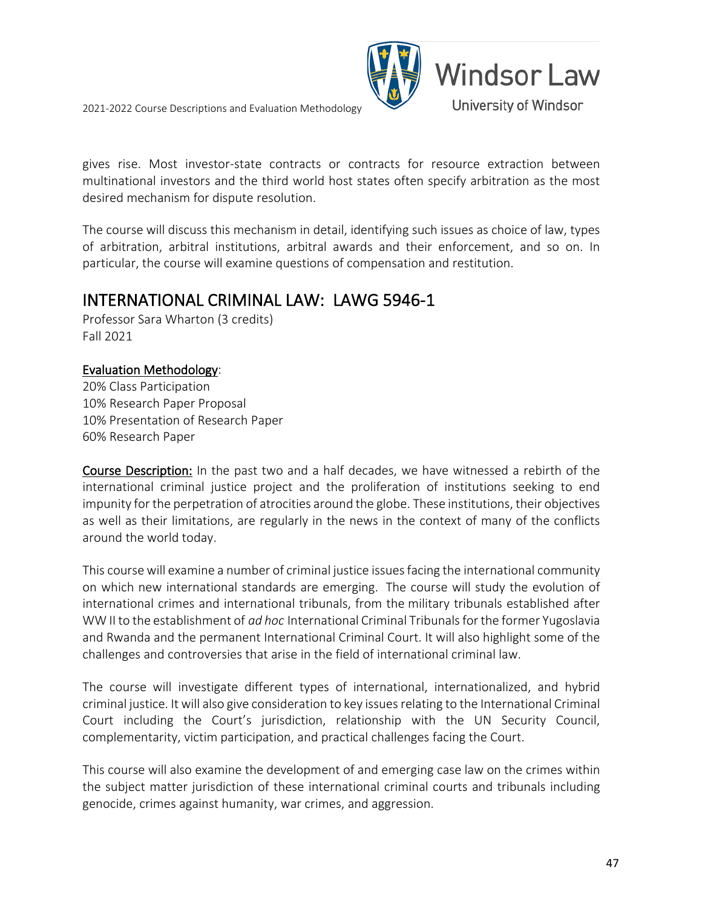gives rise. Most investor-state contracts or contracts for resource extraction between multinational investors and the third world host states often specify arbitration as the most desired mechanism for dispute resolution.

The course will discuss this mechanism in detail, identifying such issues as choice of law, types of arbitration, arbitral institutions, arbitral awards and their enforcement, and so on. In particular, the course will examine questions of compensation and restitution.

## INTERNATIONAL CRIMINAL LAW: LAWG 5946-1

Professor Sara Wharton (3 credits)
Fall 2021

Evaluation Methodology:
20% Class Participation
10% Research Paper Proposal
10% Presentation of Research Paper
60% Research Paper

Course Description: In the past two and a half decades, we have witnessed a rebirth of the international criminal justice project and the proliferation of institutions seeking to end impunity for the perpetration of atrocities around the globe. These institutions, their objectives as well as their limitations, are regularly in the news in the context of many of the conflicts around the world today.

This course will examine a number of criminal justice issues facing the international community on which new international standards are emerging. The course will study the evolution of international crimes and international tribunals, from the military tribunals established after WW II to the establishment of *ad hoc* International Criminal Tribunals for the former Yugoslavia and Rwanda and the permanent International Criminal Court. It will also highlight some of the challenges and controversies that arise in the field of international criminal law.

The course will investigate different types of international, internationalized, and hybrid criminal justice. It will also give consideration to key issues relating to the International Criminal Court including the Court's jurisdiction, relationship with the UN Security Council, complementarity, victim participation, and practical challenges facing the Court.

This course will also examine the development of and emerging case law on the crimes within the subject matter jurisdiction of these international criminal courts and tribunals including genocide, crimes against humanity, war crimes, and aggression.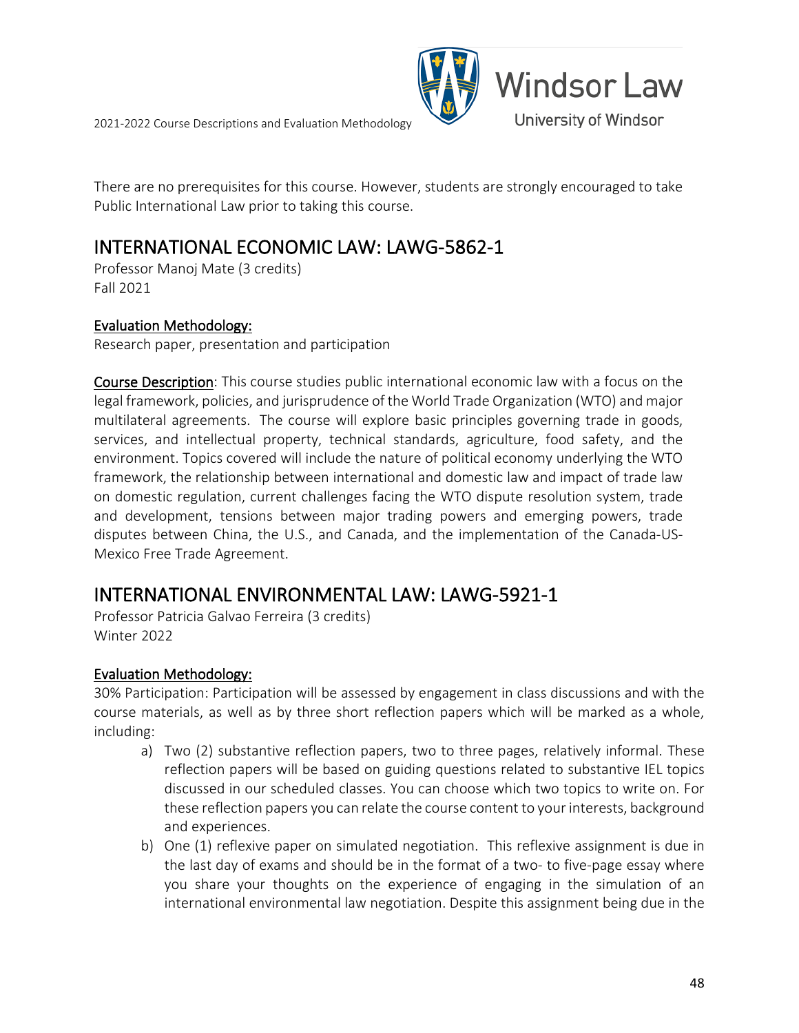There are no prerequisites for this course. However, students are strongly encouraged to take Public International Law prior to taking this course.

## INTERNATIONAL ECONOMIC LAW: LAWG-5862-1

Professor Manoj Mate (3 credits)
Fall 2021

**Evaluation Methodology:**
Research paper, presentation and participation

**Course Description**: This course studies public international economic law with a focus on the legal framework, policies, and jurisprudence of the World Trade Organization (WTO) and major multilateral agreements. The course will explore basic principles governing trade in goods, services, and intellectual property, technical standards, agriculture, food safety, and the environment. Topics covered will include the nature of political economy underlying the WTO framework, the relationship between international and domestic law and impact of trade law on domestic regulation, current challenges facing the WTO dispute resolution system, trade and development, tensions between major trading powers and emerging powers, trade disputes between China, the U.S., and Canada, and the implementation of the Canada-US-Mexico Free Trade Agreement.

## INTERNATIONAL ENVIRONMENTAL LAW: LAWG-5921-1

Professor Patricia Galvao Ferreira (3 credits)
Winter 2022

**Evaluation Methodology:**
30% Participation: Participation will be assessed by engagement in class discussions and with the course materials, as well as by three short reflection papers which will be marked as a whole, including:

a) Two (2) substantive reflection papers, two to three pages, relatively informal. These reflection papers will be based on guiding questions related to substantive IEL topics discussed in our scheduled classes. You can choose which two topics to write on. For these reflection papers you can relate the course content to your interests, background and experiences.
b) One (1) reflexive paper on simulated negotiation. This reflexive assignment is due in the last day of exams and should be in the format of a two- to five-page essay where you share your thoughts on the experience of engaging in the simulation of an international environmental law negotiation. Despite this assignment being due in the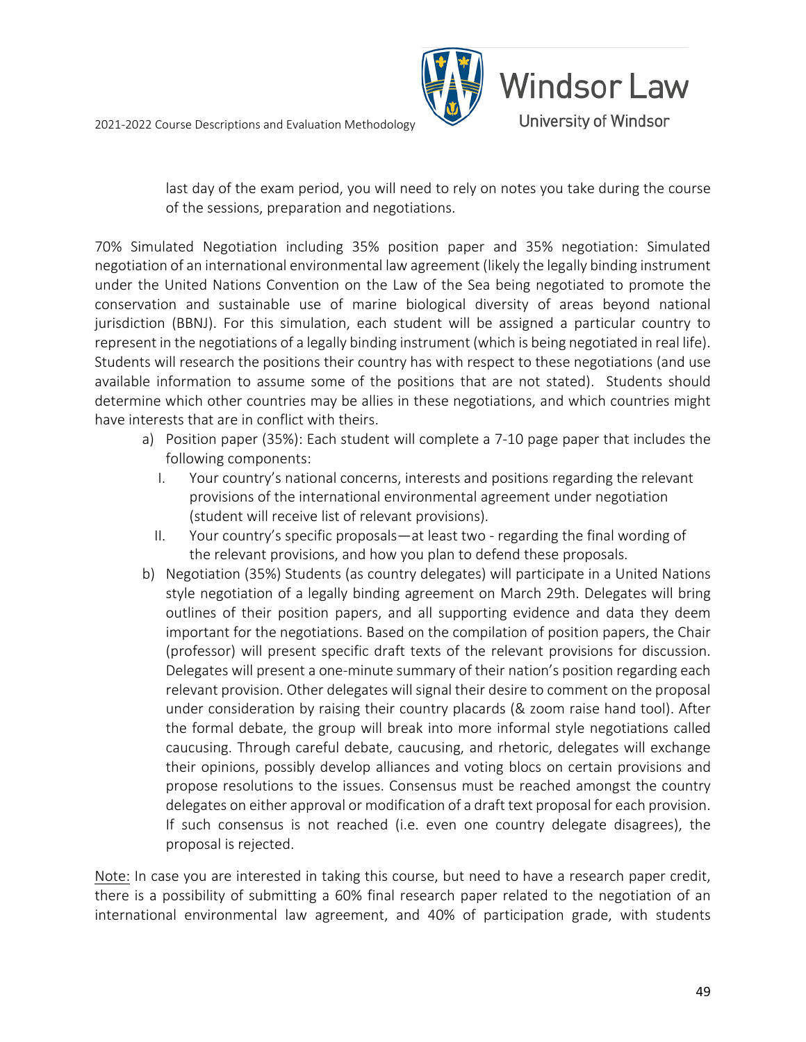last day of the exam period, you will need to rely on notes you take during the course of the sessions, preparation and negotiations.

70% Simulated Negotiation including 35% position paper and 35% negotiation: Simulated negotiation of an international environmental law agreement (likely the legally binding instrument under the United Nations Convention on the Law of the Sea being negotiated to promote the conservation and sustainable use of marine biological diversity of areas beyond national jurisdiction (BBNJ). For this simulation, each student will be assigned a particular country to represent in the negotiations of a legally binding instrument (which is being negotiated in real life). Students will research the positions their country has with respect to these negotiations (and use available information to assume some of the positions that are not stated). Students should determine which other countries may be allies in these negotiations, and which countries might have interests that are in conflict with theirs.

a) Position paper (35%): Each student will complete a 7-10 page paper that includes the following components:
   I. Your country's national concerns, interests and positions regarding the relevant provisions of the international environmental agreement under negotiation (student will receive list of relevant provisions).
   II. Your country's specific proposals—at least two - regarding the final wording of the relevant provisions, and how you plan to defend these proposals.
b) Negotiation (35%) Students (as country delegates) will participate in a United Nations style negotiation of a legally binding agreement on March 29th. Delegates will bring outlines of their position papers, and all supporting evidence and data they deem important for the negotiations. Based on the compilation of position papers, the Chair (professor) will present specific draft texts of the relevant provisions for discussion. Delegates will present a one-minute summary of their nation's position regarding each relevant provision. Other delegates will signal their desire to comment on the proposal under consideration by raising their country placards (& zoom raise hand tool). After the formal debate, the group will break into more informal style negotiations called caucusing. Through careful debate, caucusing, and rhetoric, delegates will exchange their opinions, possibly develop alliances and voting blocs on certain provisions and propose resolutions to the issues. Consensus must be reached amongst the country delegates on either approval or modification of a draft text proposal for each provision. If such consensus is not reached (i.e. even one country delegate disagrees), the proposal is rejected.

<u>Note:</u> In case you are interested in taking this course, but need to have a research paper credit, there is a possibility of submitting a 60% final research paper related to the negotiation of an international environmental law agreement, and 40% of participation grade, with students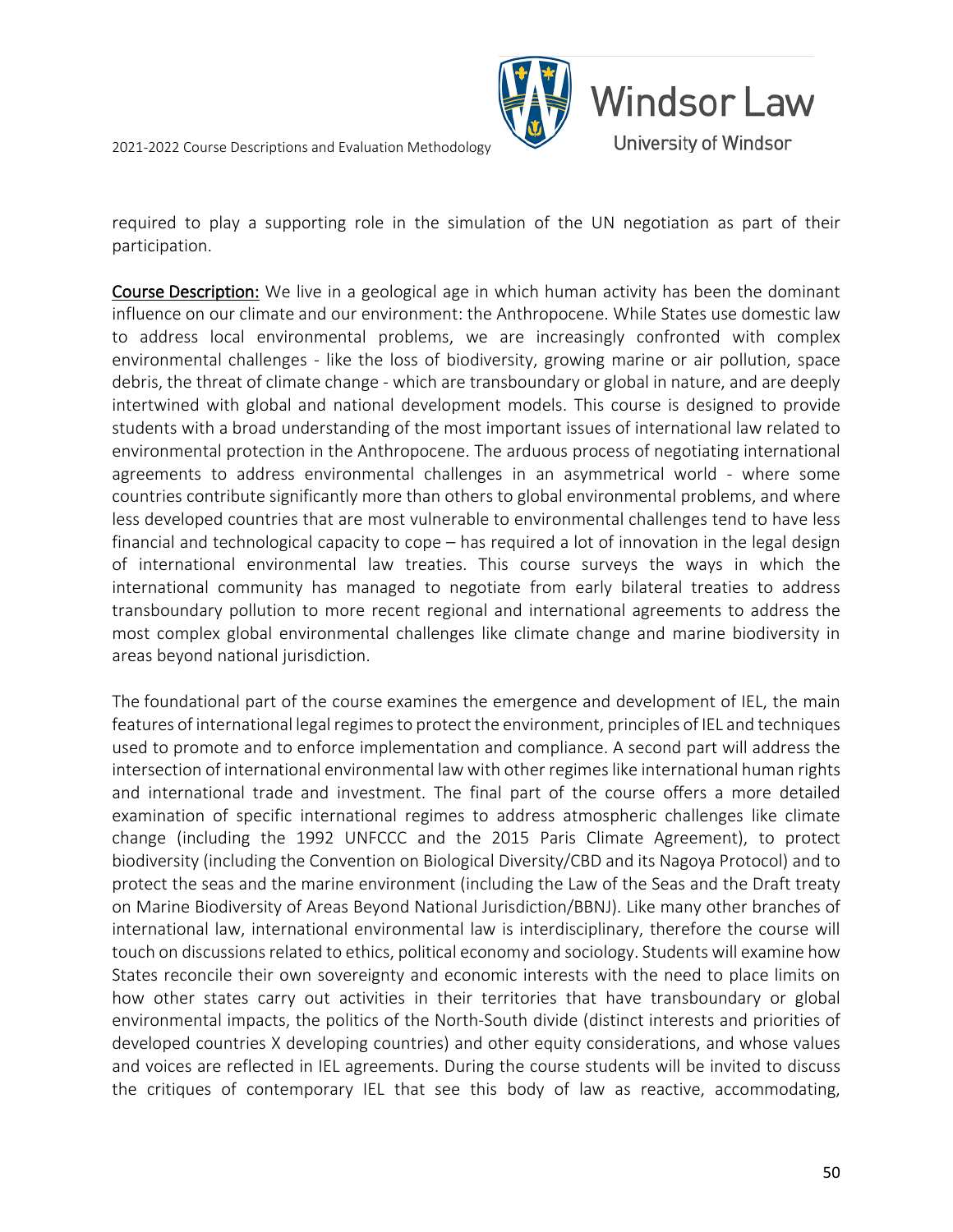required to play a supporting role in the simulation of the UN negotiation as part of their participation.

<u>Course Description:</u> We live in a geological age in which human activity has been the dominant influence on our climate and our environment: the Anthropocene. While States use domestic law to address local environmental problems, we are increasingly confronted with complex environmental challenges - like the loss of biodiversity, growing marine or air pollution, space debris, the threat of climate change - which are transboundary or global in nature, and are deeply intertwined with global and national development models. This course is designed to provide students with a broad understanding of the most important issues of international law related to environmental protection in the Anthropocene. The arduous process of negotiating international agreements to address environmental challenges in an asymmetrical world - where some countries contribute significantly more than others to global environmental problems, and where less developed countries that are most vulnerable to environmental challenges tend to have less financial and technological capacity to cope – has required a lot of innovation in the legal design of international environmental law treaties. This course surveys the ways in which the international community has managed to negotiate from early bilateral treaties to address transboundary pollution to more recent regional and international agreements to address the most complex global environmental challenges like climate change and marine biodiversity in areas beyond national jurisdiction.

The foundational part of the course examines the emergence and development of IEL, the main features of international legal regimes to protect the environment, principles of IEL and techniques used to promote and to enforce implementation and compliance. A second part will address the intersection of international environmental law with other regimes like international human rights and international trade and investment. The final part of the course offers a more detailed examination of specific international regimes to address atmospheric challenges like climate change (including the 1992 UNFCCC and the 2015 Paris Climate Agreement), to protect biodiversity (including the Convention on Biological Diversity/CBD and its Nagoya Protocol) and to protect the seas and the marine environment (including the Law of the Seas and the Draft treaty on Marine Biodiversity of Areas Beyond National Jurisdiction/BBNJ). Like many other branches of international law, international environmental law is interdisciplinary, therefore the course will touch on discussions related to ethics, political economy and sociology. Students will examine how States reconcile their own sovereignty and economic interests with the need to place limits on how other states carry out activities in their territories that have transboundary or global environmental impacts, the politics of the North-South divide (distinct interests and priorities of developed countries X developing countries) and other equity considerations, and whose values and voices are reflected in IEL agreements. During the course students will be invited to discuss the critiques of contemporary IEL that see this body of law as reactive, accommodating,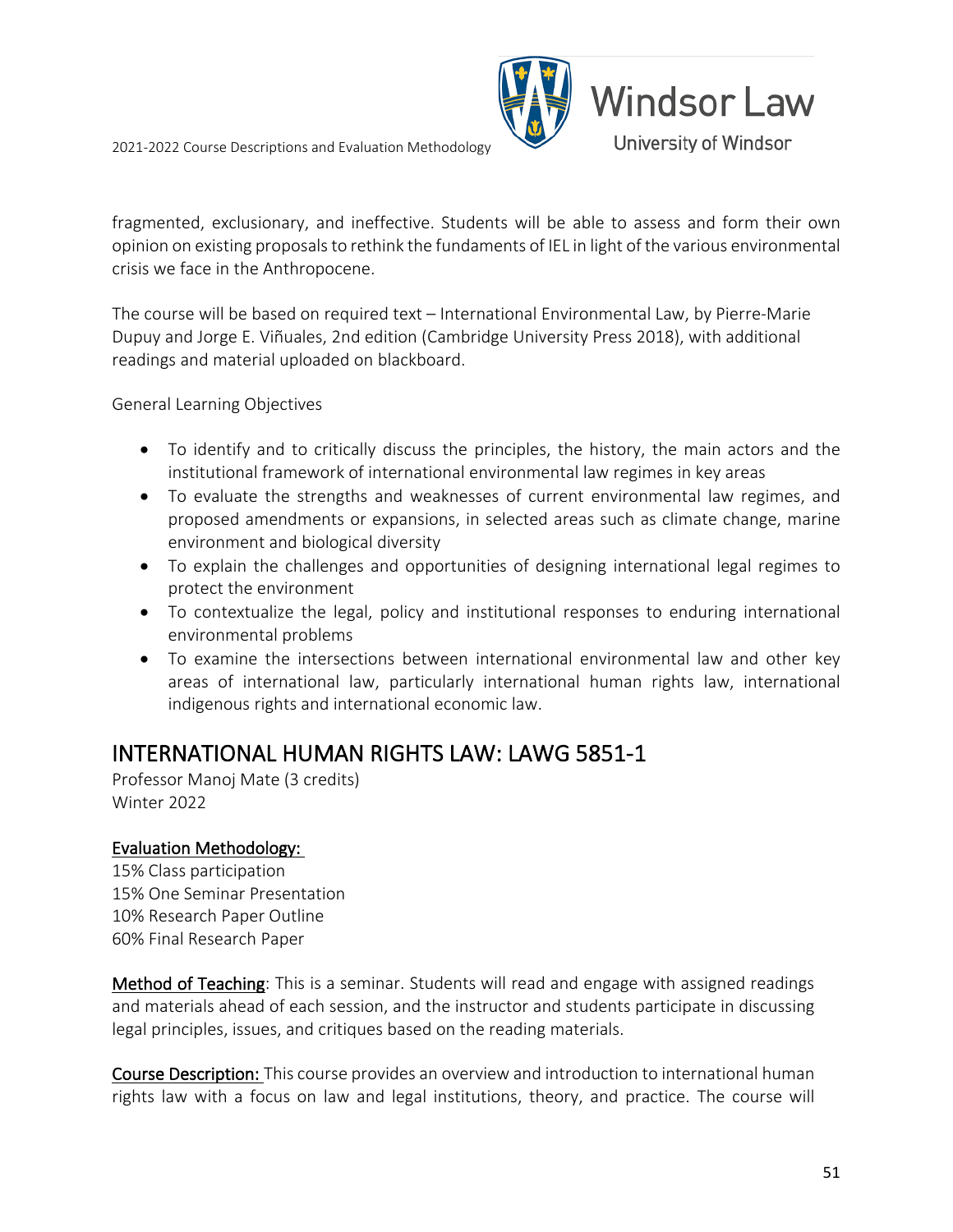fragmented, exclusionary, and ineffective. Students will be able to assess and form their own opinion on existing proposals to rethink the fundaments of IEL in light of the various environmental crisis we face in the Anthropocene.

The course will be based on required text – International Environmental Law, by Pierre-Marie Dupuy and Jorge E. Viñuales, 2nd edition (Cambridge University Press 2018), with additional readings and material uploaded on blackboard.

General Learning Objectives

- To identify and to critically discuss the principles, the history, the main actors and the institutional framework of international environmental law regimes in key areas
- To evaluate the strengths and weaknesses of current environmental law regimes, and proposed amendments or expansions, in selected areas such as climate change, marine environment and biological diversity
- To explain the challenges and opportunities of designing international legal regimes to protect the environment
- To contextualize the legal, policy and institutional responses to enduring international environmental problems
- To examine the intersections between international environmental law and other key areas of international law, particularly international human rights law, international indigenous rights and international economic law.

## INTERNATIONAL HUMAN RIGHTS LAW: LAWG 5851-1

Professor Manoj Mate (3 credits)
Winter 2022

Evaluation Methodology:
15% Class participation
15% One Seminar Presentation
10% Research Paper Outline
60% Final Research Paper

Method of Teaching: This is a seminar. Students will read and engage with assigned readings and materials ahead of each session, and the instructor and students participate in discussing legal principles, issues, and critiques based on the reading materials.

Course Description: This course provides an overview and introduction to international human rights law with a focus on law and legal institutions, theory, and practice. The course will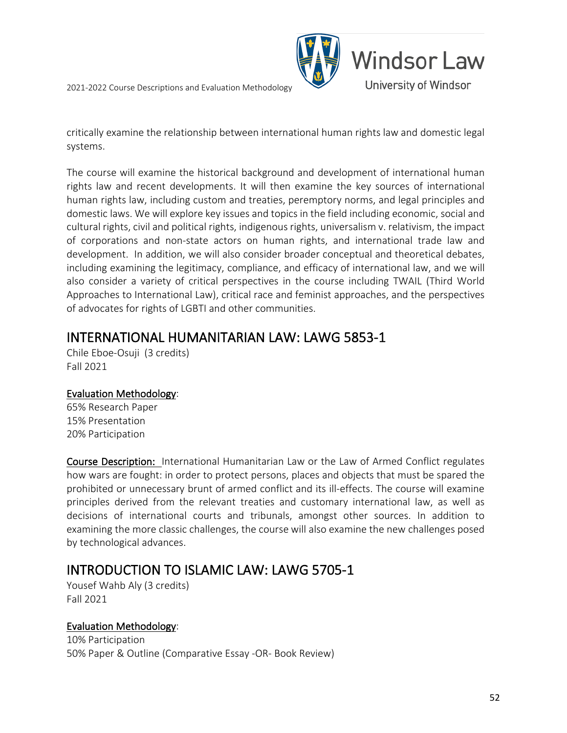critically examine the relationship between international human rights law and domestic legal systems.

The course will examine the historical background and development of international human rights law and recent developments. It will then examine the key sources of international human rights law, including custom and treaties, peremptory norms, and legal principles and domestic laws. We will explore key issues and topics in the field including economic, social and cultural rights, civil and political rights, indigenous rights, universalism v. relativism, the impact of corporations and non-state actors on human rights, and international trade law and development. In addition, we will also consider broader conceptual and theoretical debates, including examining the legitimacy, compliance, and efficacy of international law, and we will also consider a variety of critical perspectives in the course including TWAIL (Third World Approaches to International Law), critical race and feminist approaches, and the perspectives of advocates for rights of LGBTI and other communities.

## INTERNATIONAL HUMANITARIAN LAW: LAWG 5853-1

Chile Eboe-Osuji (3 credits)
Fall 2021

Evaluation Methodology:
65% Research Paper
15% Presentation
20% Participation

Course Description: International Humanitarian Law or the Law of Armed Conflict regulates how wars are fought: in order to protect persons, places and objects that must be spared the prohibited or unnecessary brunt of armed conflict and its ill-effects. The course will examine principles derived from the relevant treaties and customary international law, as well as decisions of international courts and tribunals, amongst other sources. In addition to examining the more classic challenges, the course will also examine the new challenges posed by technological advances.

## INTRODUCTION TO ISLAMIC LAW: LAWG 5705-1

Yousef Wahb Aly (3 credits)
Fall 2021

Evaluation Methodology:
10% Participation
50% Paper & Outline (Comparative Essay -OR- Book Review)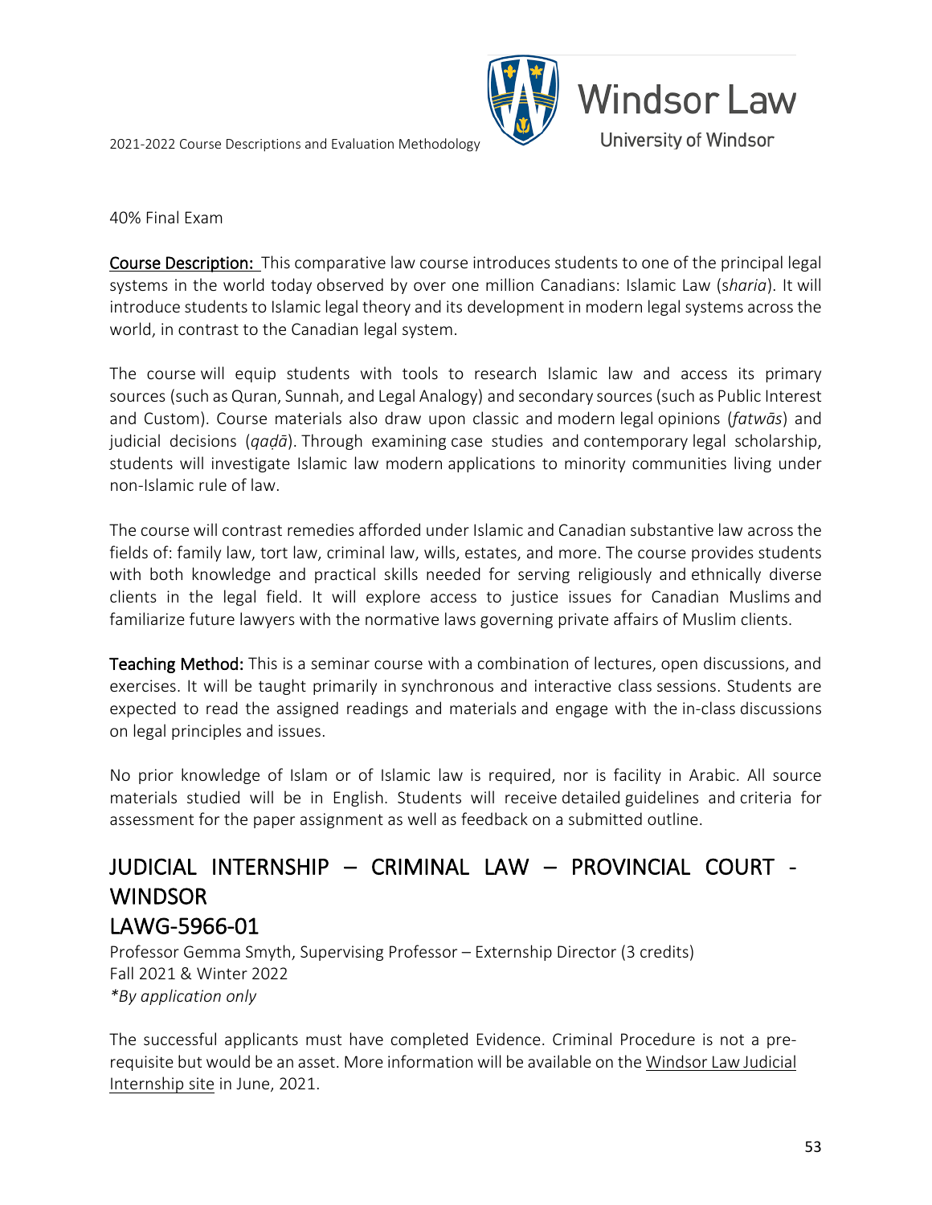40% Final Exam

**Course Description:** This comparative law course introduces students to one of the principal legal systems in the world today observed by over one million Canadians: Islamic Law (s*haria*). It will introduce students to Islamic legal theory and its development in modern legal systems across the world, in contrast to the Canadian legal system.

The course will equip students with tools to research Islamic law and access its primary sources (such as Quran, Sunnah, and Legal Analogy) and secondary sources (such as Public Interest and Custom). Course materials also draw upon classic and modern legal opinions (*fatwās*) and judicial decisions (*qaḍā*). Through examining case studies and contemporary legal scholarship, students will investigate Islamic law modern applications to minority communities living under non-Islamic rule of law.

The course will contrast remedies afforded under Islamic and Canadian substantive law across the fields of: family law, tort law, criminal law, wills, estates, and more. The course provides students with both knowledge and practical skills needed for serving religiously and ethnically diverse clients in the legal field. It will explore access to justice issues for Canadian Muslims and familiarize future lawyers with the normative laws governing private affairs of Muslim clients.

**Teaching Method:** This is a seminar course with a combination of lectures, open discussions, and exercises. It will be taught primarily in synchronous and interactive class sessions. Students are expected to read the assigned readings and materials and engage with the in-class discussions on legal principles and issues.

No prior knowledge of Islam or of Islamic law is required, nor is facility in Arabic. All source materials studied will be in English. Students will receive detailed guidelines and criteria for assessment for the paper assignment as well as feedback on a submitted outline.

## JUDICIAL INTERNSHIP – CRIMINAL LAW – PROVINCIAL COURT - WINDSOR
## LAWG-5966-01

Professor Gemma Smyth, Supervising Professor – Externship Director (3 credits)
Fall 2021 & Winter 2022
*\*By application only*

The successful applicants must have completed Evidence. Criminal Procedure is not a pre-requisite but would be an asset. More information will be available on the Windsor Law Judicial Internship site in June, 2021.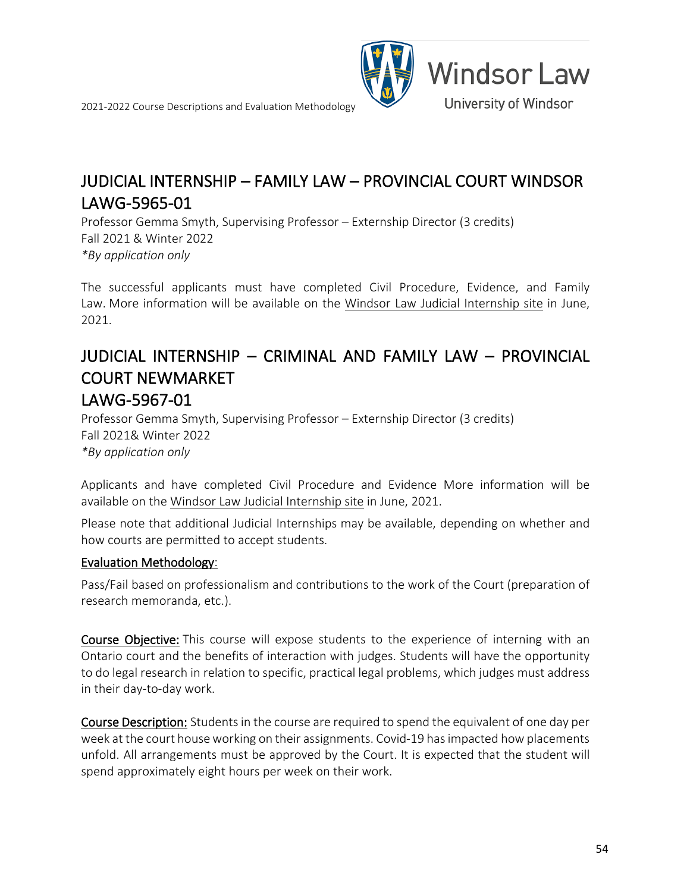# JUDICIAL INTERNSHIP – FAMILY LAW – PROVINCIAL COURT WINDSOR LAWG-5965-01

Professor Gemma Smyth, Supervising Professor – Externship Director (3 credits)
Fall 2021 & Winter 2022
*\*By application only*

The successful applicants must have completed Civil Procedure, Evidence, and Family Law. More information will be available on the Windsor Law Judicial Internship site in June, 2021.

# JUDICIAL INTERNSHIP – CRIMINAL AND FAMILY LAW – PROVINCIAL COURT NEWMARKET LAWG-5967-01

Professor Gemma Smyth, Supervising Professor – Externship Director (3 credits)
Fall 2021& Winter 2022
*\*By application only*

Applicants and have completed Civil Procedure and Evidence More information will be available on the Windsor Law Judicial Internship site in June, 2021.

Please note that additional Judicial Internships may be available, depending on whether and how courts are permitted to accept students.

**Evaluation Methodology**:

Pass/Fail based on professionalism and contributions to the work of the Court (preparation of research memoranda, etc.).

**Course Objective:** This course will expose students to the experience of interning with an Ontario court and the benefits of interaction with judges. Students will have the opportunity to do legal research in relation to specific, practical legal problems, which judges must address in their day-to-day work.

**Course Description:** Students in the course are required to spend the equivalent of one day per week at the court house working on their assignments. Covid-19 has impacted how placements unfold. All arrangements must be approved by the Court. It is expected that the student will spend approximately eight hours per week on their work.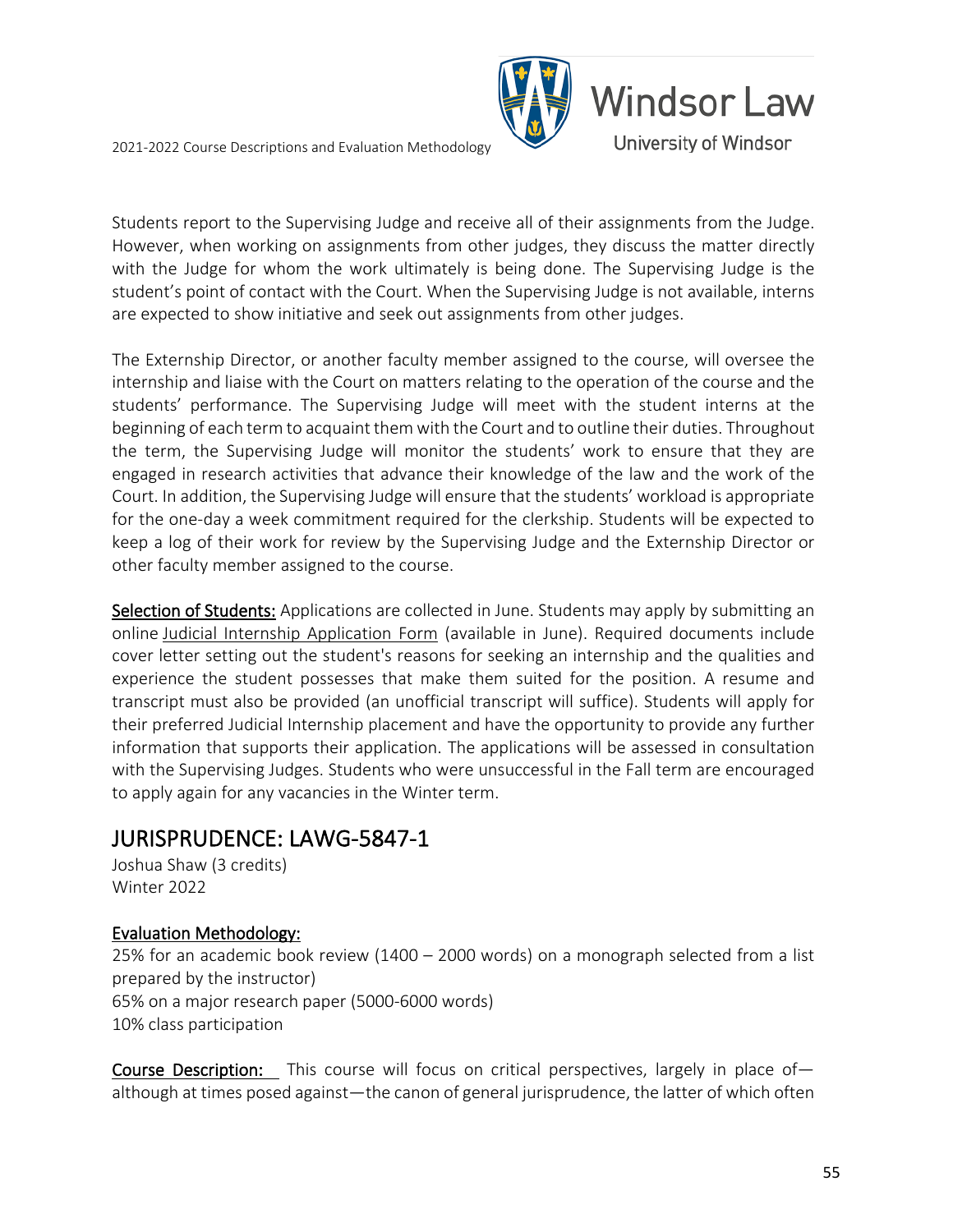Students report to the Supervising Judge and receive all of their assignments from the Judge. However, when working on assignments from other judges, they discuss the matter directly with the Judge for whom the work ultimately is being done. The Supervising Judge is the student's point of contact with the Court. When the Supervising Judge is not available, interns are expected to show initiative and seek out assignments from other judges.

The Externship Director, or another faculty member assigned to the course, will oversee the internship and liaise with the Court on matters relating to the operation of the course and the students' performance. The Supervising Judge will meet with the student interns at the beginning of each term to acquaint them with the Court and to outline their duties. Throughout the term, the Supervising Judge will monitor the students' work to ensure that they are engaged in research activities that advance their knowledge of the law and the work of the Court. In addition, the Supervising Judge will ensure that the students' workload is appropriate for the one-day a week commitment required for the clerkship. Students will be expected to keep a log of their work for review by the Supervising Judge and the Externship Director or other faculty member assigned to the course.

**Selection of Students:** Applications are collected in June. Students may apply by submitting an online Judicial Internship Application Form (available in June). Required documents include cover letter setting out the student's reasons for seeking an internship and the qualities and experience the student possesses that make them suited for the position. A resume and transcript must also be provided (an unofficial transcript will suffice). Students will apply for their preferred Judicial Internship placement and have the opportunity to provide any further information that supports their application. The applications will be assessed in consultation with the Supervising Judges. Students who were unsuccessful in the Fall term are encouraged to apply again for any vacancies in the Winter term.

## JURISPRUDENCE: LAWG-5847-1

Joshua Shaw (3 credits)
Winter 2022

**Evaluation Methodology:**
25% for an academic book review (1400 – 2000 words) on a monograph selected from a list prepared by the instructor)
65% on a major research paper (5000-6000 words)
10% class participation

**Course Description:** This course will focus on critical perspectives, largely in place of—although at times posed against—the canon of general jurisprudence, the latter of which often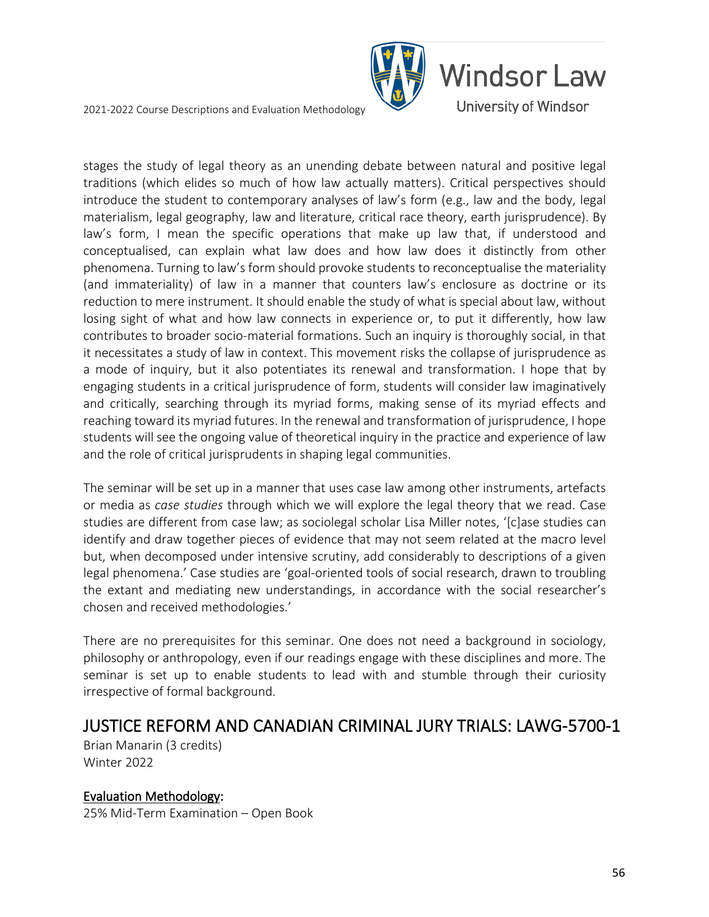stages the study of legal theory as an unending debate between natural and positive legal traditions (which elides so much of how law actually matters). Critical perspectives should introduce the student to contemporary analyses of law's form (e.g., law and the body, legal materialism, legal geography, law and literature, critical race theory, earth jurisprudence). By law's form, I mean the specific operations that make up law that, if understood and conceptualised, can explain what law does and how law does it distinctly from other phenomena. Turning to law's form should provoke students to reconceptualise the materiality (and immateriality) of law in a manner that counters law's enclosure as doctrine or its reduction to mere instrument. It should enable the study of what is special about law, without losing sight of what and how law connects in experience or, to put it differently, how law contributes to broader socio-material formations. Such an inquiry is thoroughly social, in that it necessitates a study of law in context. This movement risks the collapse of jurisprudence as a mode of inquiry, but it also potentiates its renewal and transformation. I hope that by engaging students in a critical jurisprudence of form, students will consider law imaginatively and critically, searching through its myriad forms, making sense of its myriad effects and reaching toward its myriad futures. In the renewal and transformation of jurisprudence, I hope students will see the ongoing value of theoretical inquiry in the practice and experience of law and the role of critical jurisprudents in shaping legal communities.

The seminar will be set up in a manner that uses case law among other instruments, artefacts or media as *case studies* through which we will explore the legal theory that we read. Case studies are different from case law; as sociolegal scholar Lisa Miller notes, '[c]ase studies can identify and draw together pieces of evidence that may not seem related at the macro level but, when decomposed under intensive scrutiny, add considerably to descriptions of a given legal phenomena.' Case studies are 'goal-oriented tools of social research, drawn to troubling the extant and mediating new understandings, in accordance with the social researcher's chosen and received methodologies.'

There are no prerequisites for this seminar. One does not need a background in sociology, philosophy or anthropology, even if our readings engage with these disciplines and more. The seminar is set up to enable students to lead with and stumble through their curiosity irrespective of formal background.

## JUSTICE REFORM AND CANADIAN CRIMINAL JURY TRIALS: LAWG-5700-1

Brian Manarin (3 credits)
Winter 2022

Evaluation Methodology:
25% Mid-Term Examination – Open Book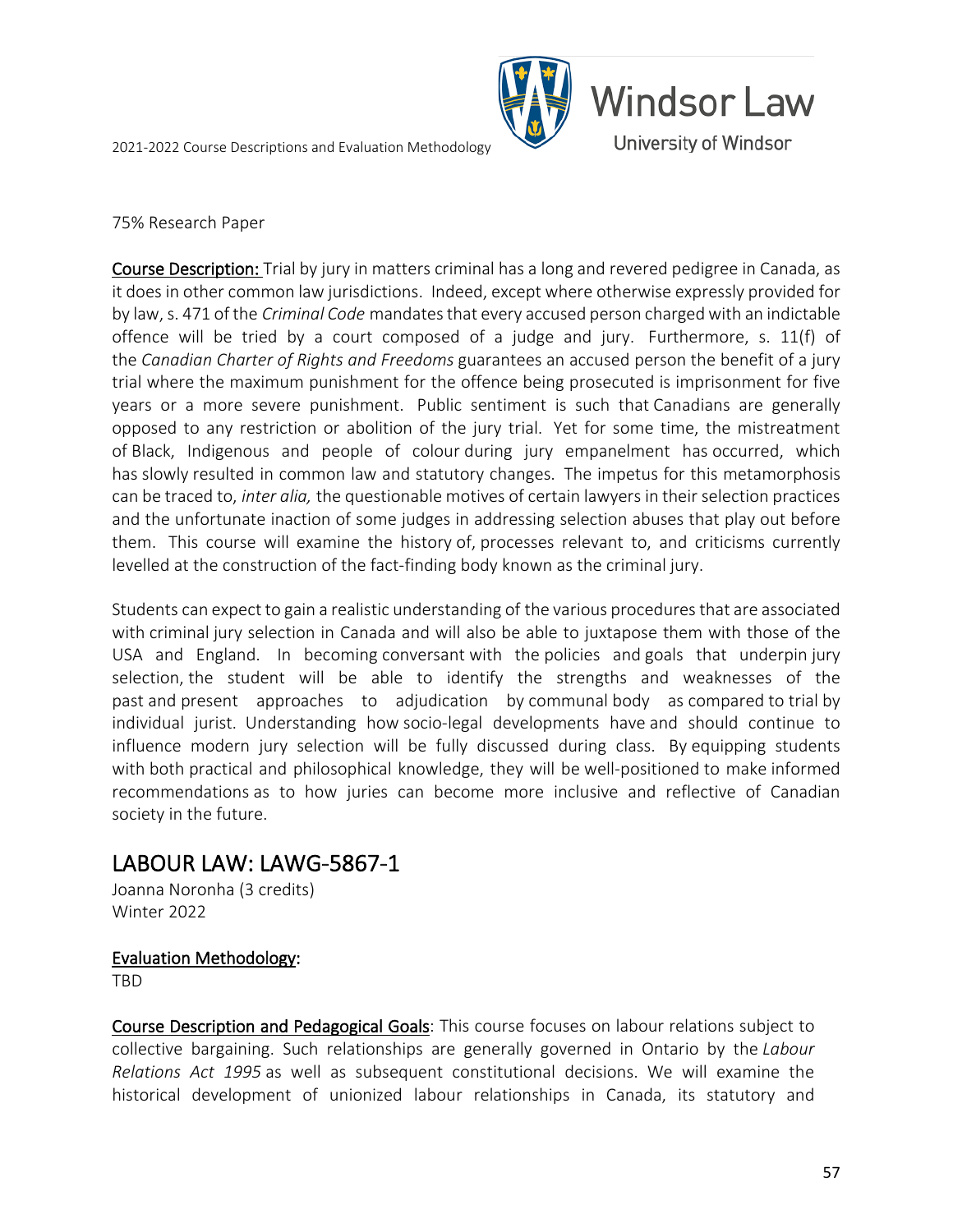75% Research Paper

Course Description: Trial by jury in matters criminal has a long and revered pedigree in Canada, as it does in other common law jurisdictions. Indeed, except where otherwise expressly provided for by law, s. 471 of the *Criminal Code* mandates that every accused person charged with an indictable offence will be tried by a court composed of a judge and jury. Furthermore, s. 11(f) of the *Canadian Charter of Rights and Freedoms* guarantees an accused person the benefit of a jury trial where the maximum punishment for the offence being prosecuted is imprisonment for five years or a more severe punishment. Public sentiment is such that Canadians are generally opposed to any restriction or abolition of the jury trial. Yet for some time, the mistreatment of Black, Indigenous and people of colour during jury empanelment has occurred, which has slowly resulted in common law and statutory changes. The impetus for this metamorphosis can be traced to, *inter alia,* the questionable motives of certain lawyers in their selection practices and the unfortunate inaction of some judges in addressing selection abuses that play out before them. This course will examine the history of, processes relevant to, and criticisms currently levelled at the construction of the fact-finding body known as the criminal jury.

Students can expect to gain a realistic understanding of the various procedures that are associated with criminal jury selection in Canada and will also be able to juxtapose them with those of the USA and England. In becoming conversant with the policies and goals that underpin jury selection, the student will be able to identify the strengths and weaknesses of the past and present approaches to adjudication by communal body as compared to trial by individual jurist. Understanding how socio-legal developments have and should continue to influence modern jury selection will be fully discussed during class. By equipping students with both practical and philosophical knowledge, they will be well-positioned to make informed recommendations as to how juries can become more inclusive and reflective of Canadian society in the future.

## LABOUR LAW: LAWG-5867-1

Joanna Noronha (3 credits)
Winter 2022

Evaluation Methodology:
TBD

Course Description and Pedagogical Goals: This course focuses on labour relations subject to collective bargaining. Such relationships are generally governed in Ontario by the *Labour Relations Act 1995* as well as subsequent constitutional decisions. We will examine the historical development of unionized labour relationships in Canada, its statutory and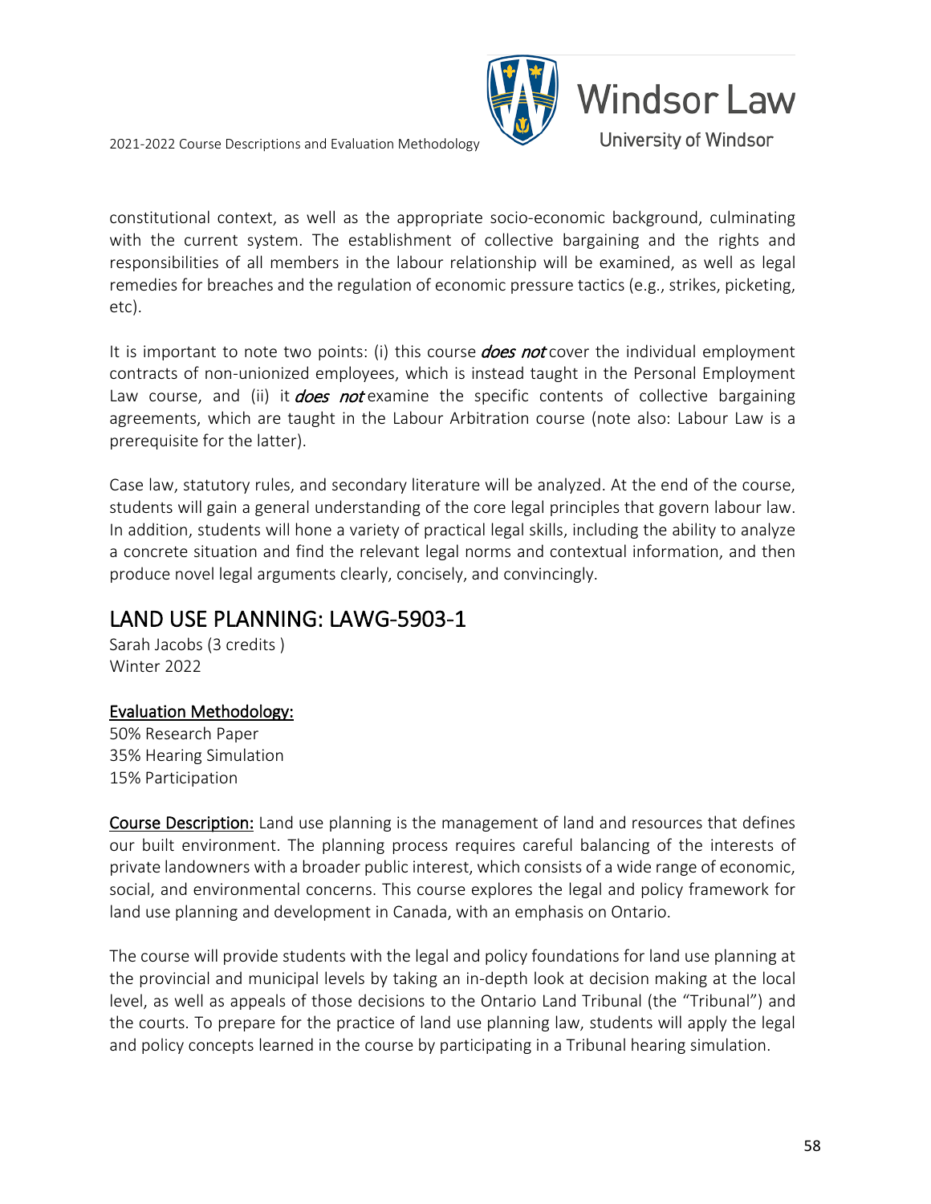constitutional context, as well as the appropriate socio-economic background, culminating with the current system. The establishment of collective bargaining and the rights and responsibilities of all members in the labour relationship will be examined, as well as legal remedies for breaches and the regulation of economic pressure tactics (e.g., strikes, picketing, etc).

It is important to note two points: (i) this course ***does not*** cover the individual employment contracts of non-unionized employees, which is instead taught in the Personal Employment Law course, and (ii) it ***does not*** examine the specific contents of collective bargaining agreements, which are taught in the Labour Arbitration course (note also: Labour Law is a prerequisite for the latter).

Case law, statutory rules, and secondary literature will be analyzed. At the end of the course, students will gain a general understanding of the core legal principles that govern labour law. In addition, students will hone a variety of practical legal skills, including the ability to analyze a concrete situation and find the relevant legal norms and contextual information, and then produce novel legal arguments clearly, concisely, and convincingly.

## LAND USE PLANNING: LAWG-5903-1

Sarah Jacobs (3 credits )
Winter 2022

**Evaluation Methodology:**
50% Research Paper
35% Hearing Simulation
15% Participation

**Course Description:** Land use planning is the management of land and resources that defines our built environment. The planning process requires careful balancing of the interests of private landowners with a broader public interest, which consists of a wide range of economic, social, and environmental concerns. This course explores the legal and policy framework for land use planning and development in Canada, with an emphasis on Ontario.

The course will provide students with the legal and policy foundations for land use planning at the provincial and municipal levels by taking an in-depth look at decision making at the local level, as well as appeals of those decisions to the Ontario Land Tribunal (the "Tribunal") and the courts. To prepare for the practice of land use planning law, students will apply the legal and policy concepts learned in the course by participating in a Tribunal hearing simulation.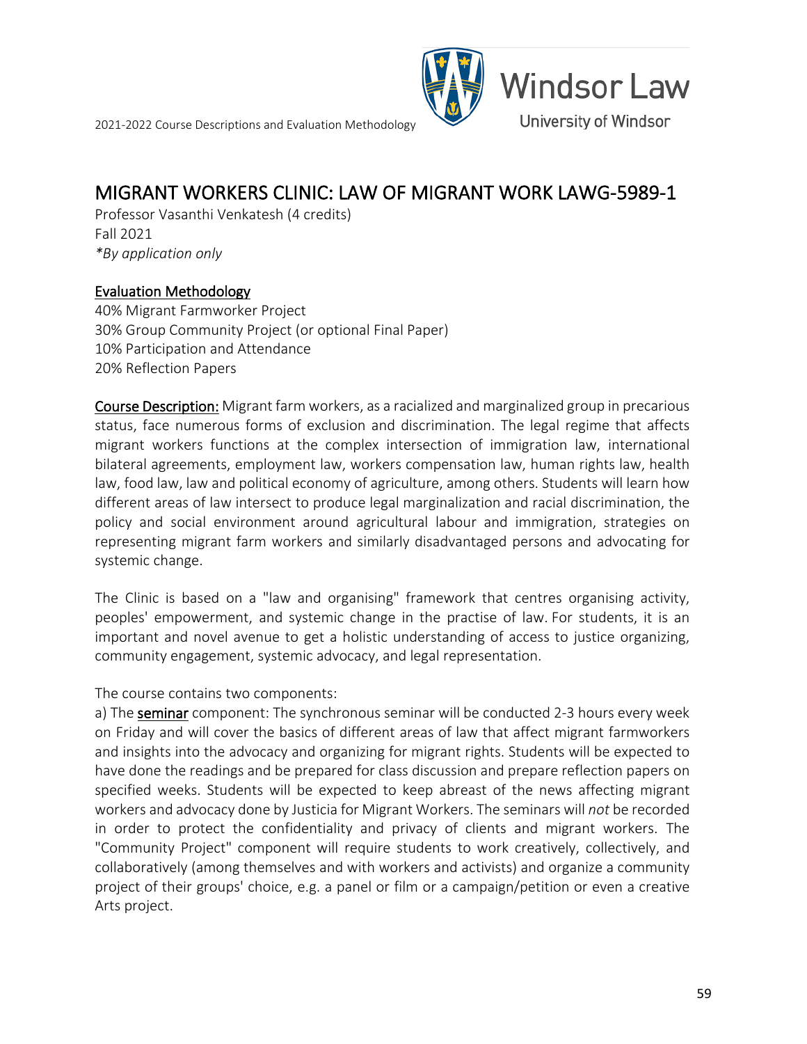# MIGRANT WORKERS CLINIC: LAW OF MIGRANT WORK LAWG-5989-1

Professor Vasanthi Venkatesh (4 credits)
Fall 2021
*\*By application only*

## Evaluation Methodology

40% Migrant Farmworker Project
30% Group Community Project (or optional Final Paper)
10% Participation and Attendance
20% Reflection Papers

**Course Description:** Migrant farm workers, as a racialized and marginalized group in precarious status, face numerous forms of exclusion and discrimination. The legal regime that affects migrant workers functions at the complex intersection of immigration law, international bilateral agreements, employment law, workers compensation law, human rights law, health law, food law, law and political economy of agriculture, among others. Students will learn how different areas of law intersect to produce legal marginalization and racial discrimination, the policy and social environment around agricultural labour and immigration, strategies on representing migrant farm workers and similarly disadvantaged persons and advocating for systemic change.

The Clinic is based on a "law and organising" framework that centres organising activity, peoples' empowerment, and systemic change in the practise of law. For students, it is an important and novel avenue to get a holistic understanding of access to justice organizing, community engagement, systemic advocacy, and legal representation.

The course contains two components:

a) The **seminar** component: The synchronous seminar will be conducted 2-3 hours every week on Friday and will cover the basics of different areas of law that affect migrant farmworkers and insights into the advocacy and organizing for migrant rights. Students will be expected to have done the readings and be prepared for class discussion and prepare reflection papers on specified weeks. Students will be expected to keep abreast of the news affecting migrant workers and advocacy done by Justicia for Migrant Workers. The seminars will *not* be recorded in order to protect the confidentiality and privacy of clients and migrant workers. The "Community Project" component will require students to work creatively, collectively, and collaboratively (among themselves and with workers and activists) and organize a community project of their groups' choice, e.g. a panel or film or a campaign/petition or even a creative Arts project.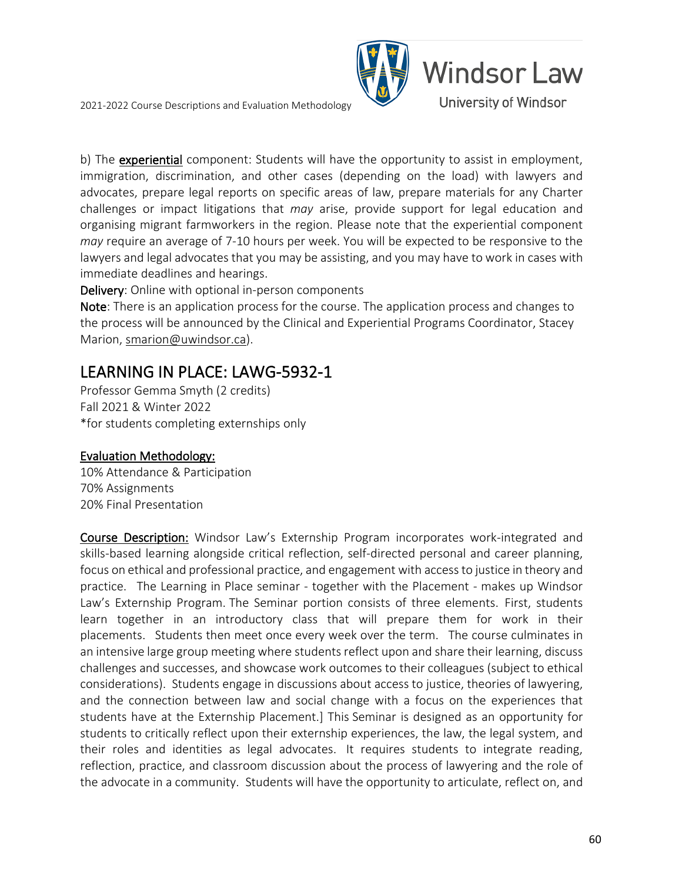b) The **experiential** component: Students will have the opportunity to assist in employment, immigration, discrimination, and other cases (depending on the load) with lawyers and advocates, prepare legal reports on specific areas of law, prepare materials for any Charter challenges or impact litigations that *may* arise, provide support for legal education and organising migrant farmworkers in the region. Please note that the experiential component *may* require an average of 7-10 hours per week. You will be expected to be responsive to the lawyers and legal advocates that you may be assisting, and you may have to work in cases with immediate deadlines and hearings.

**Delivery**: Online with optional in-person components

**Note**: There is an application process for the course. The application process and changes to the process will be announced by the Clinical and Experiential Programs Coordinator, Stacey Marion, smarion@uwindsor.ca).

## LEARNING IN PLACE: LAWG-5932-1

Professor Gemma Smyth (2 credits)
Fall 2021 & Winter 2022
*for students completing externships only

**Evaluation Methodology:**

10% Attendance & Participation
70% Assignments
20% Final Presentation

**Course Description:** Windsor Law's Externship Program incorporates work-integrated and skills-based learning alongside critical reflection, self-directed personal and career planning, focus on ethical and professional practice, and engagement with access to justice in theory and practice. The Learning in Place seminar - together with the Placement - makes up Windsor Law's Externship Program. The Seminar portion consists of three elements. First, students learn together in an introductory class that will prepare them for work in their placements. Students then meet once every week over the term. The course culminates in an intensive large group meeting where students reflect upon and share their learning, discuss challenges and successes, and showcase work outcomes to their colleagues (subject to ethical considerations). Students engage in discussions about access to justice, theories of lawyering, and the connection between law and social change with a focus on the experiences that students have at the Externship Placement.] This Seminar is designed as an opportunity for students to critically reflect upon their externship experiences, the law, the legal system, and their roles and identities as legal advocates. It requires students to integrate reading, reflection, practice, and classroom discussion about the process of lawyering and the role of the advocate in a community. Students will have the opportunity to articulate, reflect on, and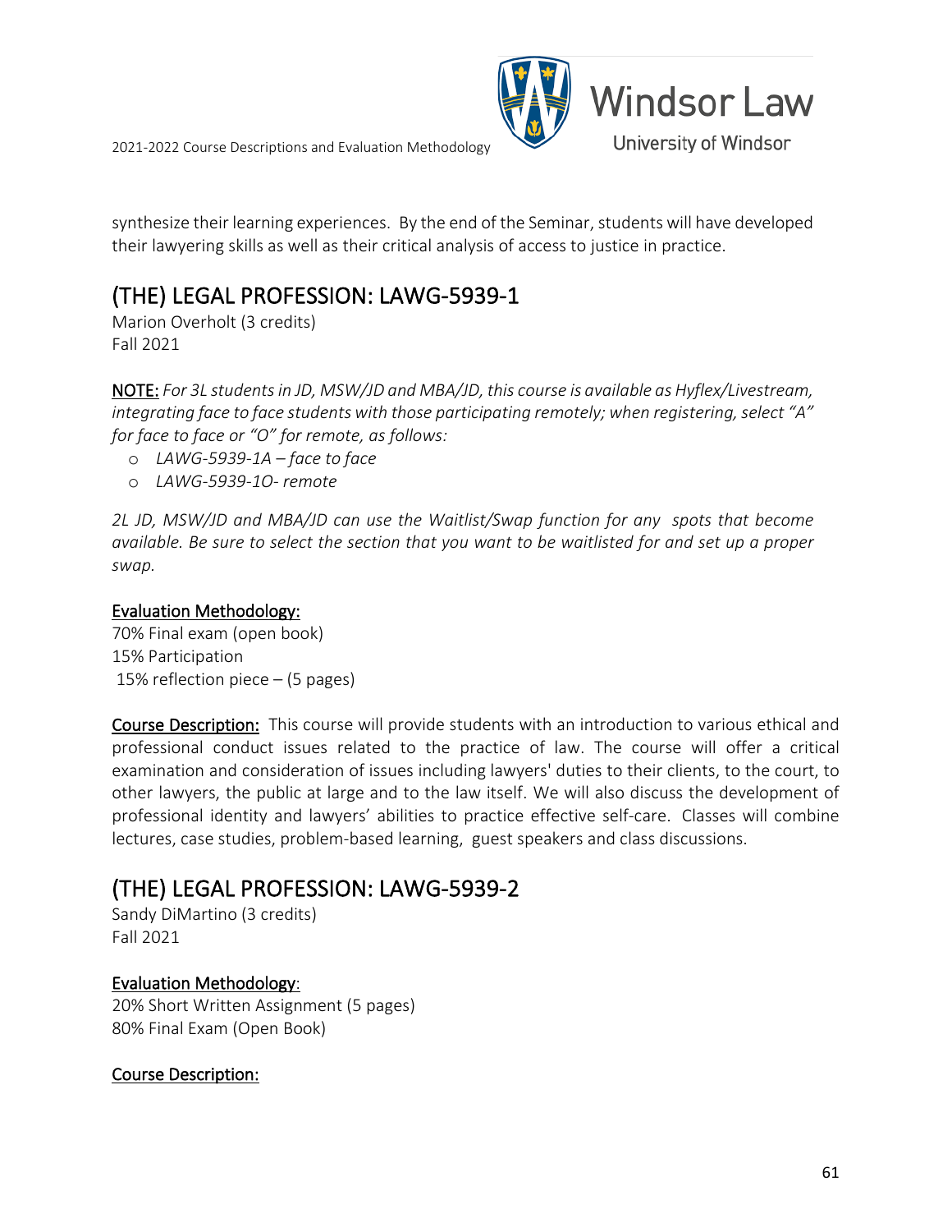synthesize their learning experiences. By the end of the Seminar, students will have developed their lawyering skills as well as their critical analysis of access to justice in practice.

## (THE) LEGAL PROFESSION: LAWG-5939-1

Marion Overholt (3 credits)
Fall 2021

NOTE: *For 3L students in JD, MSW/JD and MBA/JD, this course is available as Hyflex/Livestream, integrating face to face students with those participating remotely; when registering, select "A" for face to face or "O" for remote, as follows:*

- *LAWG-5939-1A – face to face*
- *LAWG-5939-1O- remote*

*2L JD, MSW/JD and MBA/JD can use the Waitlist/Swap function for any spots that become available. Be sure to select the section that you want to be waitlisted for and set up a proper swap.*

Evaluation Methodology:
70% Final exam (open book)
15% Participation
15% reflection piece – (5 pages)

Course Description: This course will provide students with an introduction to various ethical and professional conduct issues related to the practice of law. The course will offer a critical examination and consideration of issues including lawyers' duties to their clients, to the court, to other lawyers, the public at large and to the law itself. We will also discuss the development of professional identity and lawyers' abilities to practice effective self-care. Classes will combine lectures, case studies, problem-based learning, guest speakers and class discussions.

## (THE) LEGAL PROFESSION: LAWG-5939-2

Sandy DiMartino (3 credits)
Fall 2021

Evaluation Methodology:
20% Short Written Assignment (5 pages)
80% Final Exam (Open Book)

Course Description: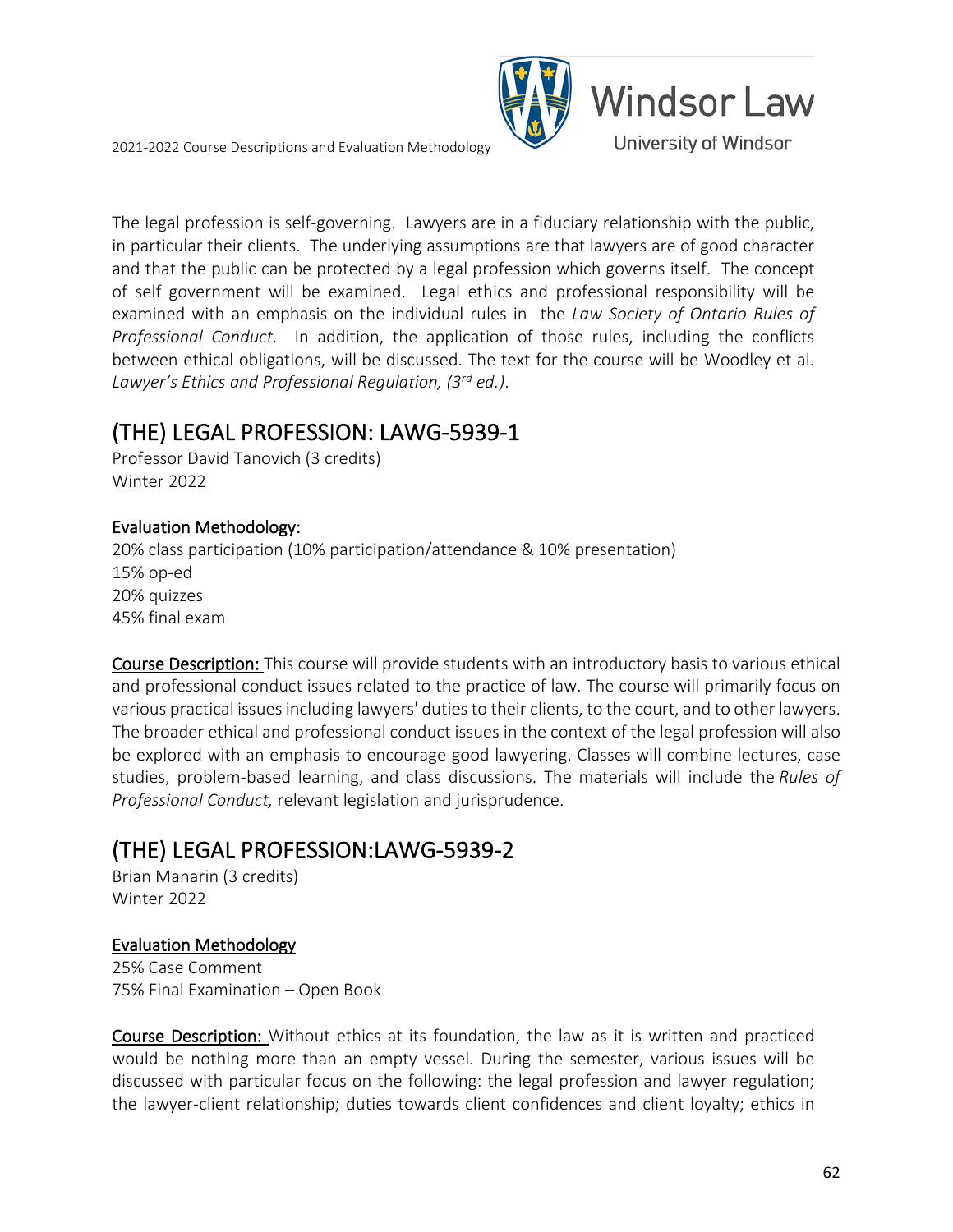The legal profession is self-governing. Lawyers are in a fiduciary relationship with the public, in particular their clients. The underlying assumptions are that lawyers are of good character and that the public can be protected by a legal profession which governs itself. The concept of self government will be examined. Legal ethics and professional responsibility will be examined with an emphasis on the individual rules in the *Law Society of Ontario Rules of Professional Conduct.* In addition, the application of those rules, including the conflicts between ethical obligations, will be discussed. The text for the course will be Woodley et al. *Lawyer's Ethics and Professional Regulation, (3rd ed.).*

## (THE) LEGAL PROFESSION: LAWG-5939-1

Professor David Tanovich (3 credits)
Winter 2022

**Evaluation Methodology:**

20% class participation (10% participation/attendance & 10% presentation)
15% op-ed
20% quizzes
45% final exam

**Course Description:** This course will provide students with an introductory basis to various ethical and professional conduct issues related to the practice of law. The course will primarily focus on various practical issues including lawyers' duties to their clients, to the court, and to other lawyers. The broader ethical and professional conduct issues in the context of the legal profession will also be explored with an emphasis to encourage good lawyering. Classes will combine lectures, case studies, problem-based learning, and class discussions. The materials will include the *Rules of Professional Conduct,* relevant legislation and jurisprudence.

## (THE) LEGAL PROFESSION:LAWG-5939-2

Brian Manarin (3 credits)
Winter 2022

**Evaluation Methodology**

25% Case Comment
75% Final Examination – Open Book

**Course Description:** Without ethics at its foundation, the law as it is written and practiced would be nothing more than an empty vessel. During the semester, various issues will be discussed with particular focus on the following: the legal profession and lawyer regulation; the lawyer-client relationship; duties towards client confidences and client loyalty; ethics in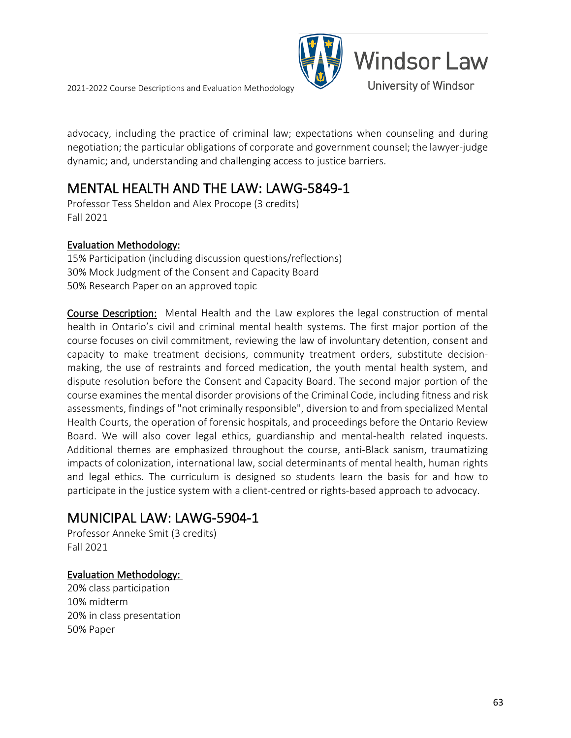advocacy, including the practice of criminal law; expectations when counseling and during negotiation; the particular obligations of corporate and government counsel; the lawyer-judge dynamic; and, understanding and challenging access to justice barriers.

## MENTAL HEALTH AND THE LAW: LAWG-5849-1

Professor Tess Sheldon and Alex Procope (3 credits)
Fall 2021

**Evaluation Methodology:**

15% Participation (including discussion questions/reflections)
30% Mock Judgment of the Consent and Capacity Board
50% Research Paper on an approved topic

**Course Description:** Mental Health and the Law explores the legal construction of mental health in Ontario's civil and criminal mental health systems. The first major portion of the course focuses on civil commitment, reviewing the law of involuntary detention, consent and capacity to make treatment decisions, community treatment orders, substitute decision-making, the use of restraints and forced medication, the youth mental health system, and dispute resolution before the Consent and Capacity Board. The second major portion of the course examines the mental disorder provisions of the Criminal Code, including fitness and risk assessments, findings of "not criminally responsible", diversion to and from specialized Mental Health Courts, the operation of forensic hospitals, and proceedings before the Ontario Review Board. We will also cover legal ethics, guardianship and mental-health related inquests. Additional themes are emphasized throughout the course, anti-Black sanism, traumatizing impacts of colonization, international law, social determinants of mental health, human rights and legal ethics. The curriculum is designed so students learn the basis for and how to participate in the justice system with a client-centred or rights-based approach to advocacy.

## MUNICIPAL LAW: LAWG-5904-1

Professor Anneke Smit (3 credits)
Fall 2021

**Evaluation Methodology:**

20% class participation
10% midterm
20% in class presentation
50% Paper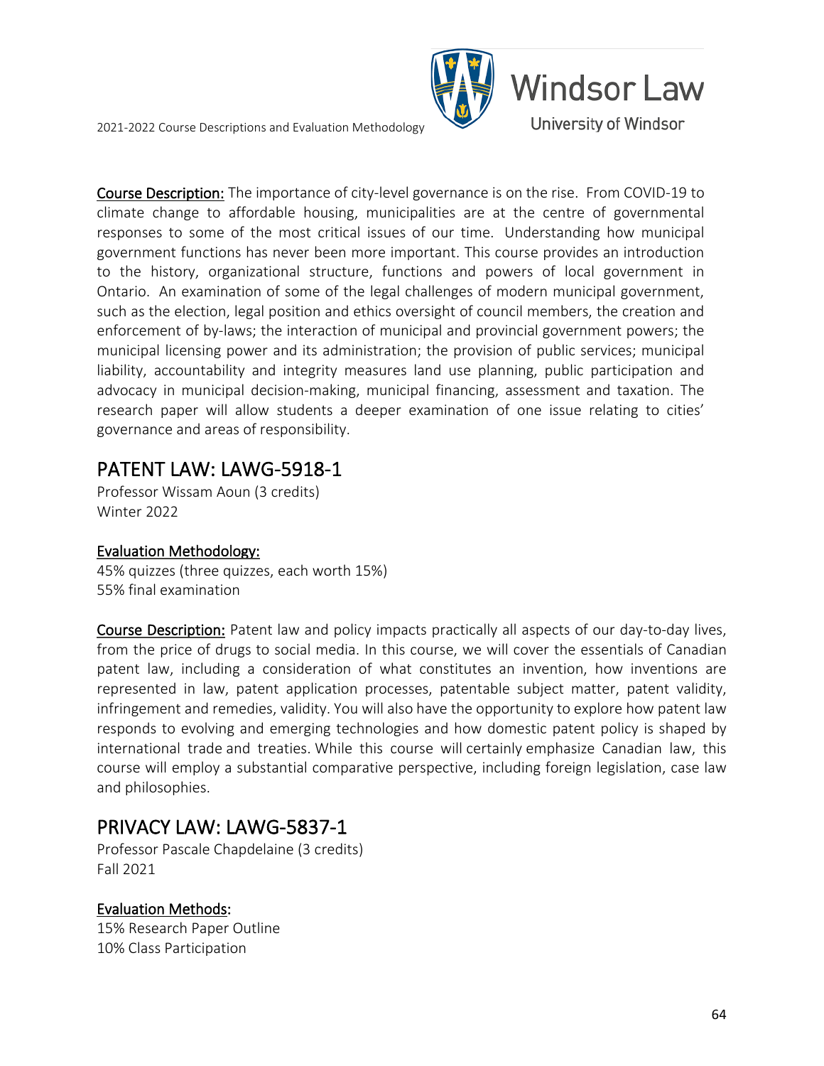**Course Description:** The importance of city-level governance is on the rise. From COVID-19 to climate change to affordable housing, municipalities are at the centre of governmental responses to some of the most critical issues of our time. Understanding how municipal government functions has never been more important. This course provides an introduction to the history, organizational structure, functions and powers of local government in Ontario. An examination of some of the legal challenges of modern municipal government, such as the election, legal position and ethics oversight of council members, the creation and enforcement of by-laws; the interaction of municipal and provincial government powers; the municipal licensing power and its administration; the provision of public services; municipal liability, accountability and integrity measures land use planning, public participation and advocacy in municipal decision-making, municipal financing, assessment and taxation. The research paper will allow students a deeper examination of one issue relating to cities' governance and areas of responsibility.

## PATENT LAW: LAWG-5918-1

Professor Wissam Aoun (3 credits)
Winter 2022

**Evaluation Methodology:**
45% quizzes (three quizzes, each worth 15%)
55% final examination

**Course Description:** Patent law and policy impacts practically all aspects of our day-to-day lives, from the price of drugs to social media. In this course, we will cover the essentials of Canadian patent law, including a consideration of what constitutes an invention, how inventions are represented in law, patent application processes, patentable subject matter, patent validity, infringement and remedies, validity. You will also have the opportunity to explore how patent law responds to evolving and emerging technologies and how domestic patent policy is shaped by international trade and treaties. While this course will certainly emphasize Canadian law, this course will employ a substantial comparative perspective, including foreign legislation, case law and philosophies.

## PRIVACY LAW: LAWG-5837-1

Professor Pascale Chapdelaine (3 credits)
Fall 2021

**Evaluation Methods:**
15% Research Paper Outline
10% Class Participation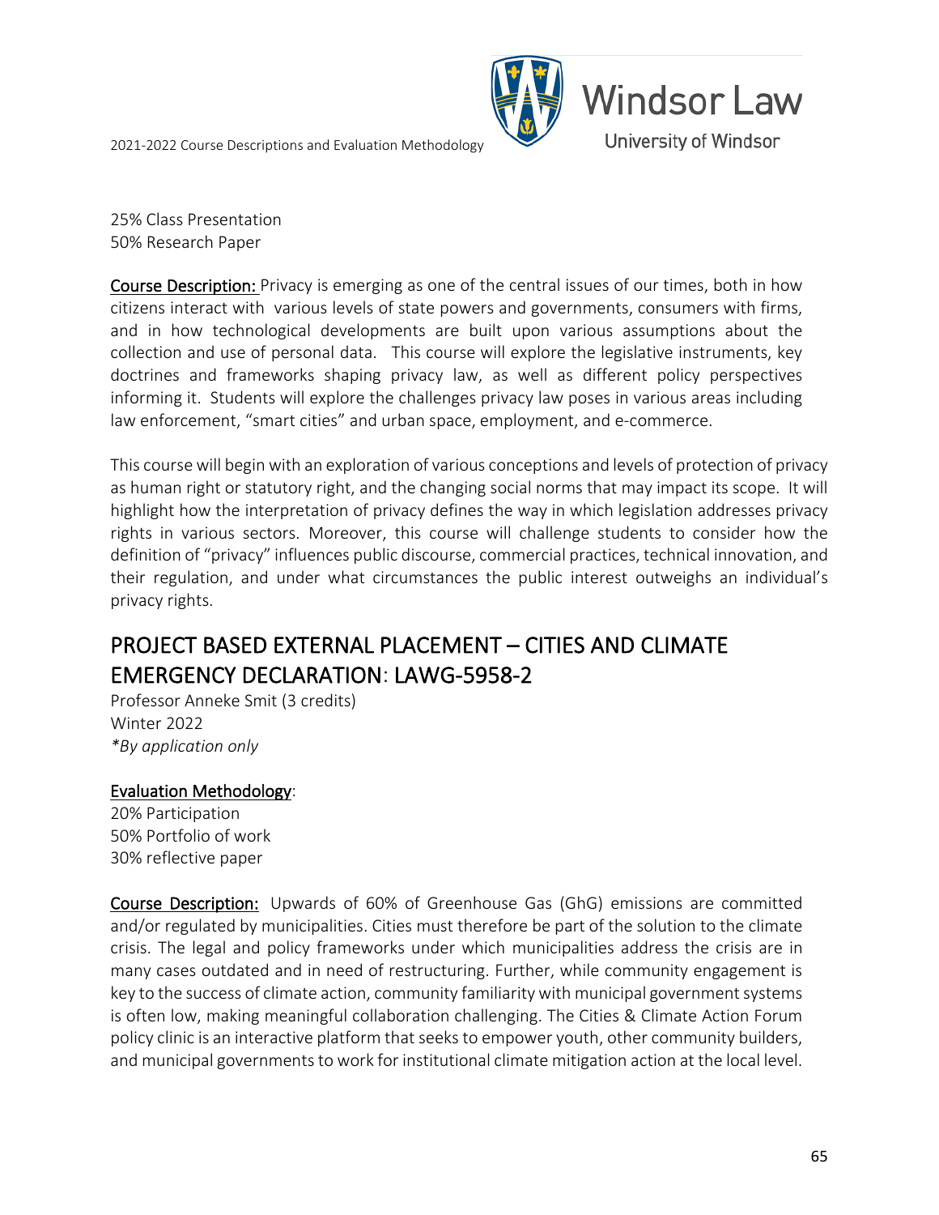25% Class Presentation
50% Research Paper

**Course Description:** Privacy is emerging as one of the central issues of our times, both in how citizens interact with various levels of state powers and governments, consumers with firms, and in how technological developments are built upon various assumptions about the collection and use of personal data. This course will explore the legislative instruments, key doctrines and frameworks shaping privacy law, as well as different policy perspectives informing it. Students will explore the challenges privacy law poses in various areas including law enforcement, "smart cities" and urban space, employment, and e-commerce.

This course will begin with an exploration of various conceptions and levels of protection of privacy as human right or statutory right, and the changing social norms that may impact its scope. It will highlight how the interpretation of privacy defines the way in which legislation addresses privacy rights in various sectors. Moreover, this course will challenge students to consider how the definition of "privacy" influences public discourse, commercial practices, technical innovation, and their regulation, and under what circumstances the public interest outweighs an individual's privacy rights.

## PROJECT BASED EXTERNAL PLACEMENT – CITIES AND CLIMATE EMERGENCY DECLARATION: LAWG-5958-2

Professor Anneke Smit (3 credits)
Winter 2022
*\*By application only*

**Evaluation Methodology**:
20% Participation
50% Portfolio of work
30% reflective paper

**Course Description:** Upwards of 60% of Greenhouse Gas (GhG) emissions are committed and/or regulated by municipalities. Cities must therefore be part of the solution to the climate crisis. The legal and policy frameworks under which municipalities address the crisis are in many cases outdated and in need of restructuring. Further, while community engagement is key to the success of climate action, community familiarity with municipal government systems is often low, making meaningful collaboration challenging. The Cities & Climate Action Forum policy clinic is an interactive platform that seeks to empower youth, other community builders, and municipal governments to work for institutional climate mitigation action at the local level.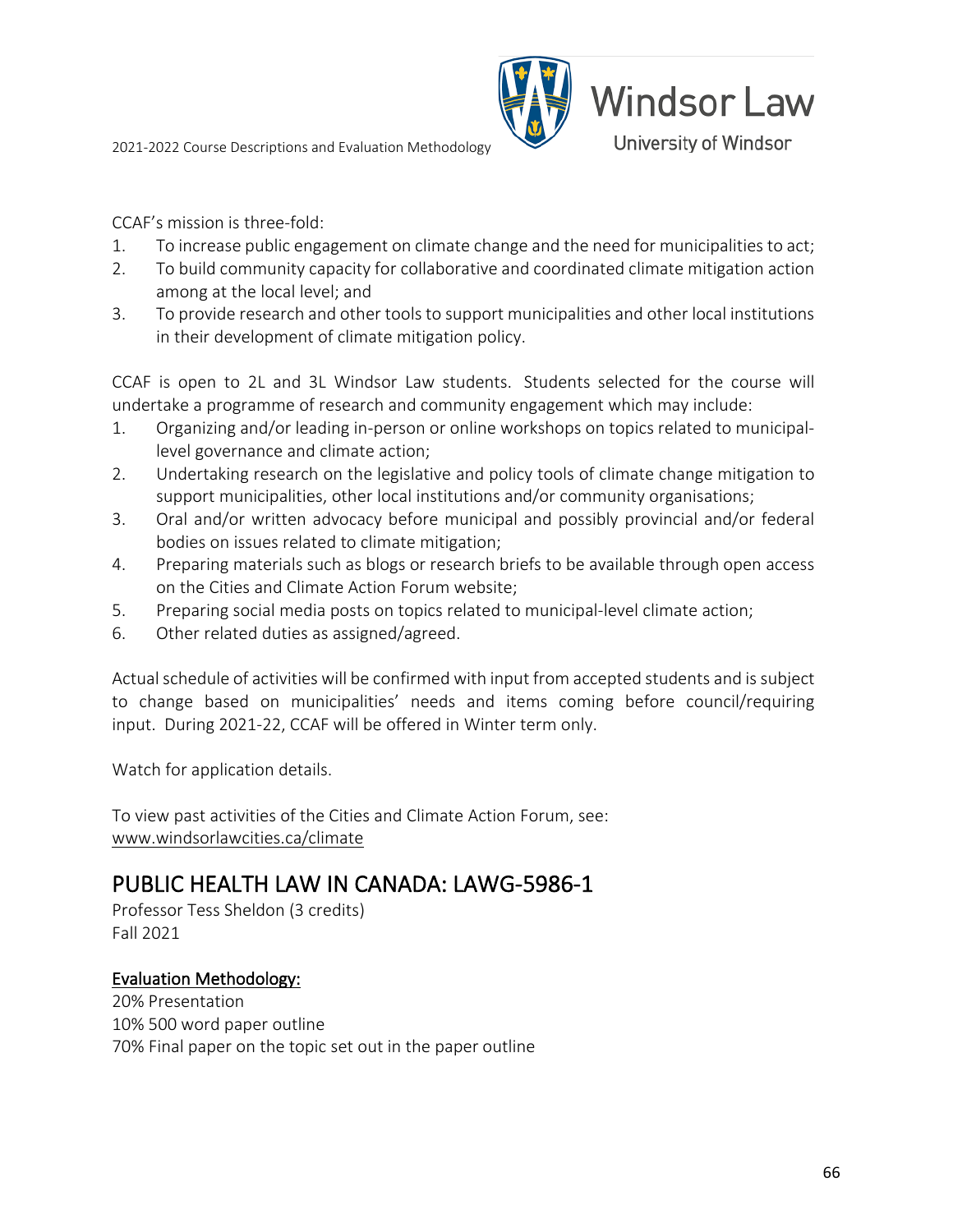CCAF's mission is three-fold:

1. To increase public engagement on climate change and the need for municipalities to act;
2. To build community capacity for collaborative and coordinated climate mitigation action among at the local level; and
3. To provide research and other tools to support municipalities and other local institutions in their development of climate mitigation policy.

CCAF is open to 2L and 3L Windsor Law students. Students selected for the course will undertake a programme of research and community engagement which may include:

1. Organizing and/or leading in-person or online workshops on topics related to municipal-level governance and climate action;
2. Undertaking research on the legislative and policy tools of climate change mitigation to support municipalities, other local institutions and/or community organisations;
3. Oral and/or written advocacy before municipal and possibly provincial and/or federal bodies on issues related to climate mitigation;
4. Preparing materials such as blogs or research briefs to be available through open access on the Cities and Climate Action Forum website;
5. Preparing social media posts on topics related to municipal-level climate action;
6. Other related duties as assigned/agreed.

Actual schedule of activities will be confirmed with input from accepted students and is subject to change based on municipalities' needs and items coming before council/requiring input. During 2021-22, CCAF will be offered in Winter term only.

Watch for application details.

To view past activities of the Cities and Climate Action Forum, see: www.windsorlawcities.ca/climate

## PUBLIC HEALTH LAW IN CANADA: LAWG-5986-1

Professor Tess Sheldon (3 credits)
Fall 2021

**Evaluation Methodology:**

20% Presentation
10% 500 word paper outline
70% Final paper on the topic set out in the paper outline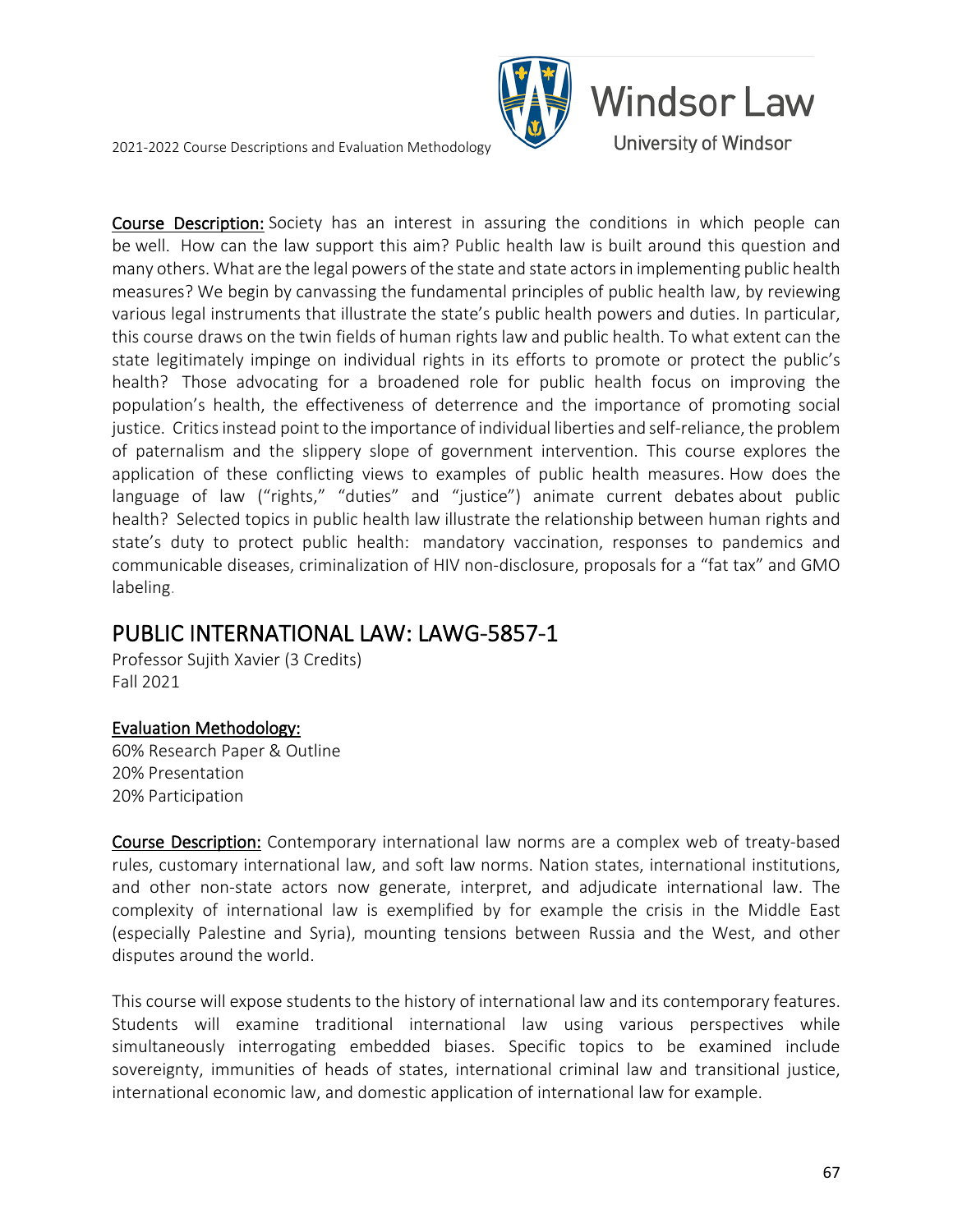**Course Description:** Society has an interest in assuring the conditions in which people can be well. How can the law support this aim? Public health law is built around this question and many others. What are the legal powers of the state and state actors in implementing public health measures? We begin by canvassing the fundamental principles of public health law, by reviewing various legal instruments that illustrate the state's public health powers and duties. In particular, this course draws on the twin fields of human rights law and public health. To what extent can the state legitimately impinge on individual rights in its efforts to promote or protect the public's health? Those advocating for a broadened role for public health focus on improving the population's health, the effectiveness of deterrence and the importance of promoting social justice. Critics instead point to the importance of individual liberties and self-reliance, the problem of paternalism and the slippery slope of government intervention. This course explores the application of these conflicting views to examples of public health measures. How does the language of law ("rights," "duties" and "justice") animate current debates about public health? Selected topics in public health law illustrate the relationship between human rights and state's duty to protect public health: mandatory vaccination, responses to pandemics and communicable diseases, criminalization of HIV non-disclosure, proposals for a "fat tax" and GMO labeling.

## PUBLIC INTERNATIONAL LAW: LAWG-5857-1

Professor Sujith Xavier (3 Credits)
Fall 2021

**Evaluation Methodology:**

60% Research Paper & Outline
20% Presentation
20% Participation

**Course Description:** Contemporary international law norms are a complex web of treaty-based rules, customary international law, and soft law norms. Nation states, international institutions, and other non-state actors now generate, interpret, and adjudicate international law. The complexity of international law is exemplified by for example the crisis in the Middle East (especially Palestine and Syria), mounting tensions between Russia and the West, and other disputes around the world.

This course will expose students to the history of international law and its contemporary features. Students will examine traditional international law using various perspectives while simultaneously interrogating embedded biases. Specific topics to be examined include sovereignty, immunities of heads of states, international criminal law and transitional justice, international economic law, and domestic application of international law for example.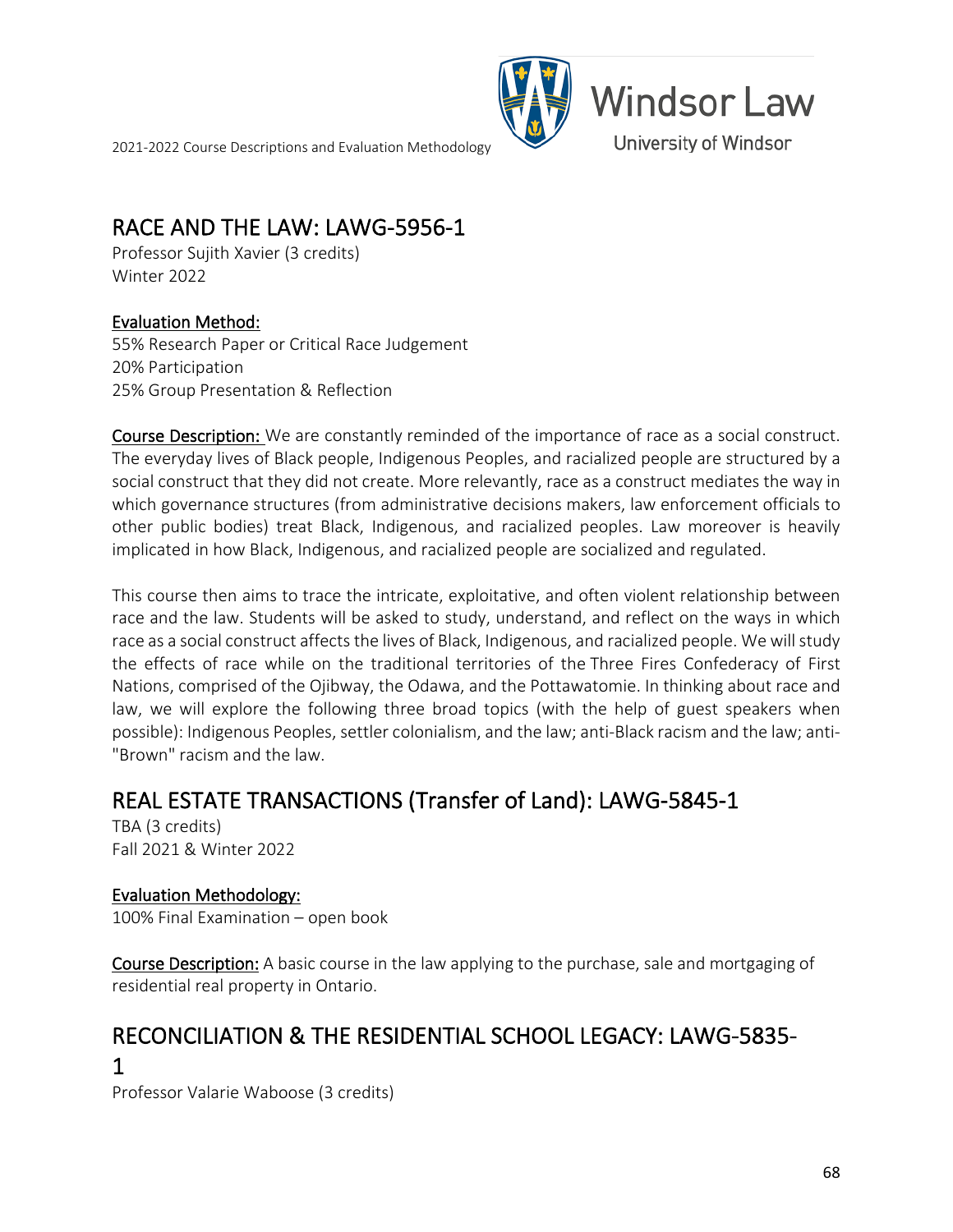## RACE AND THE LAW: LAWG-5956-1

Professor Sujith Xavier (3 credits)
Winter 2022

**Evaluation Method:**
55% Research Paper or Critical Race Judgement
20% Participation
25% Group Presentation & Reflection

**Course Description:** We are constantly reminded of the importance of race as a social construct. The everyday lives of Black people, Indigenous Peoples, and racialized people are structured by a social construct that they did not create. More relevantly, race as a construct mediates the way in which governance structures (from administrative decisions makers, law enforcement officials to other public bodies) treat Black, Indigenous, and racialized peoples. Law moreover is heavily implicated in how Black, Indigenous, and racialized people are socialized and regulated.

This course then aims to trace the intricate, exploitative, and often violent relationship between race and the law. Students will be asked to study, understand, and reflect on the ways in which race as a social construct affects the lives of Black, Indigenous, and racialized people. We will study the effects of race while on the traditional territories of the Three Fires Confederacy of First Nations, comprised of the Ojibway, the Odawa, and the Pottawatomie. In thinking about race and law, we will explore the following three broad topics (with the help of guest speakers when possible): Indigenous Peoples, settler colonialism, and the law; anti-Black racism and the law; anti-"Brown" racism and the law.

## REAL ESTATE TRANSACTIONS (Transfer of Land): LAWG-5845-1

TBA (3 credits)
Fall 2021 & Winter 2022

**Evaluation Methodology:**
100% Final Examination – open book

**Course Description:** A basic course in the law applying to the purchase, sale and mortgaging of residential real property in Ontario.

## RECONCILIATION & THE RESIDENTIAL SCHOOL LEGACY: LAWG-5835-1

Professor Valarie Waboose (3 credits)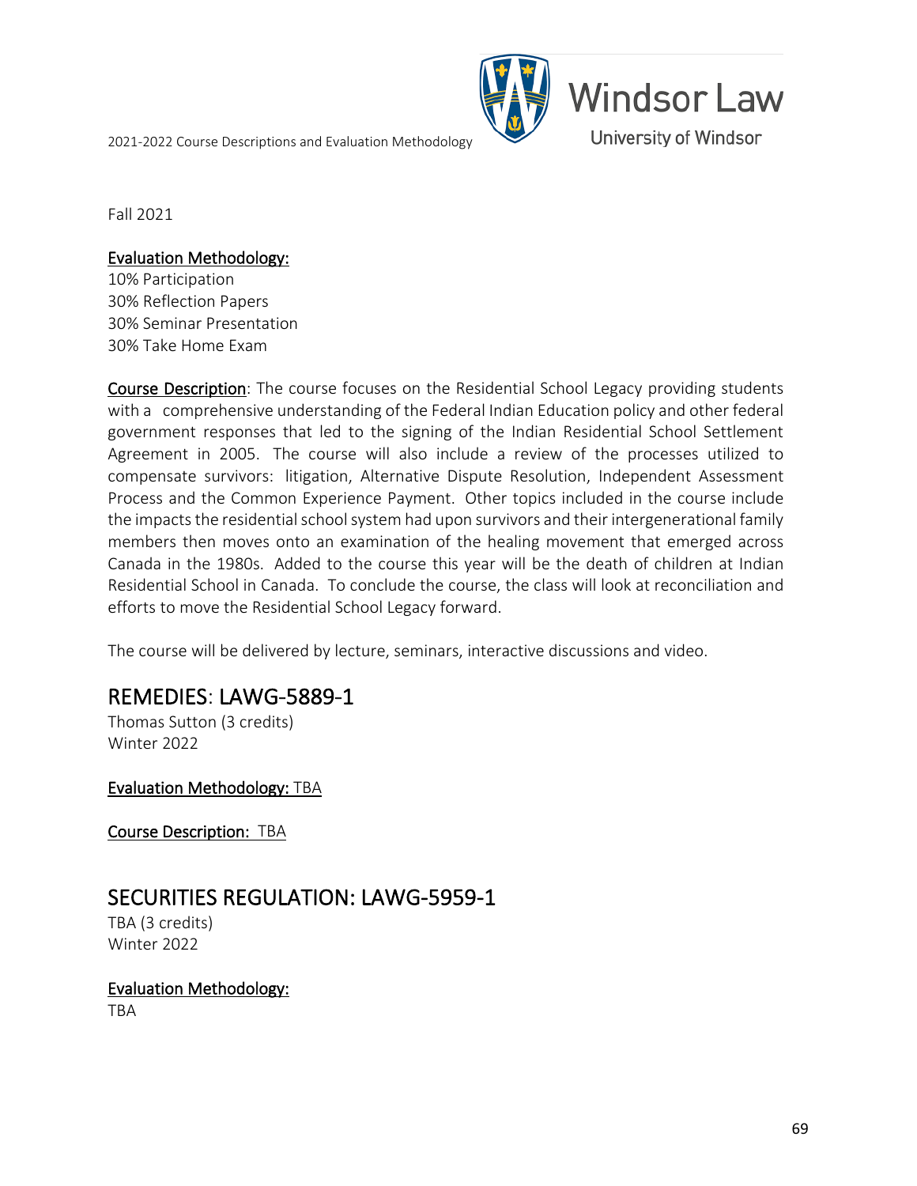Fall 2021

**Evaluation Methodology:**
10% Participation
30% Reflection Papers
30% Seminar Presentation
30% Take Home Exam

**Course Description**: The course focuses on the Residential School Legacy providing students with a comprehensive understanding of the Federal Indian Education policy and other federal government responses that led to the signing of the Indian Residential School Settlement Agreement in 2005. The course will also include a review of the processes utilized to compensate survivors: litigation, Alternative Dispute Resolution, Independent Assessment Process and the Common Experience Payment. Other topics included in the course include the impacts the residential school system had upon survivors and their intergenerational family members then moves onto an examination of the healing movement that emerged across Canada in the 1980s. Added to the course this year will be the death of children at Indian Residential School in Canada. To conclude the course, the class will look at reconciliation and efforts to move the Residential School Legacy forward.

The course will be delivered by lecture, seminars, interactive discussions and video.

## REMEDIES: LAWG-5889-1

Thomas Sutton (3 credits)
Winter 2022

**Evaluation Methodology:** TBA

**Course Description:** TBA

## SECURITIES REGULATION: LAWG-5959-1

TBA (3 credits)
Winter 2022

**Evaluation Methodology:**
TBA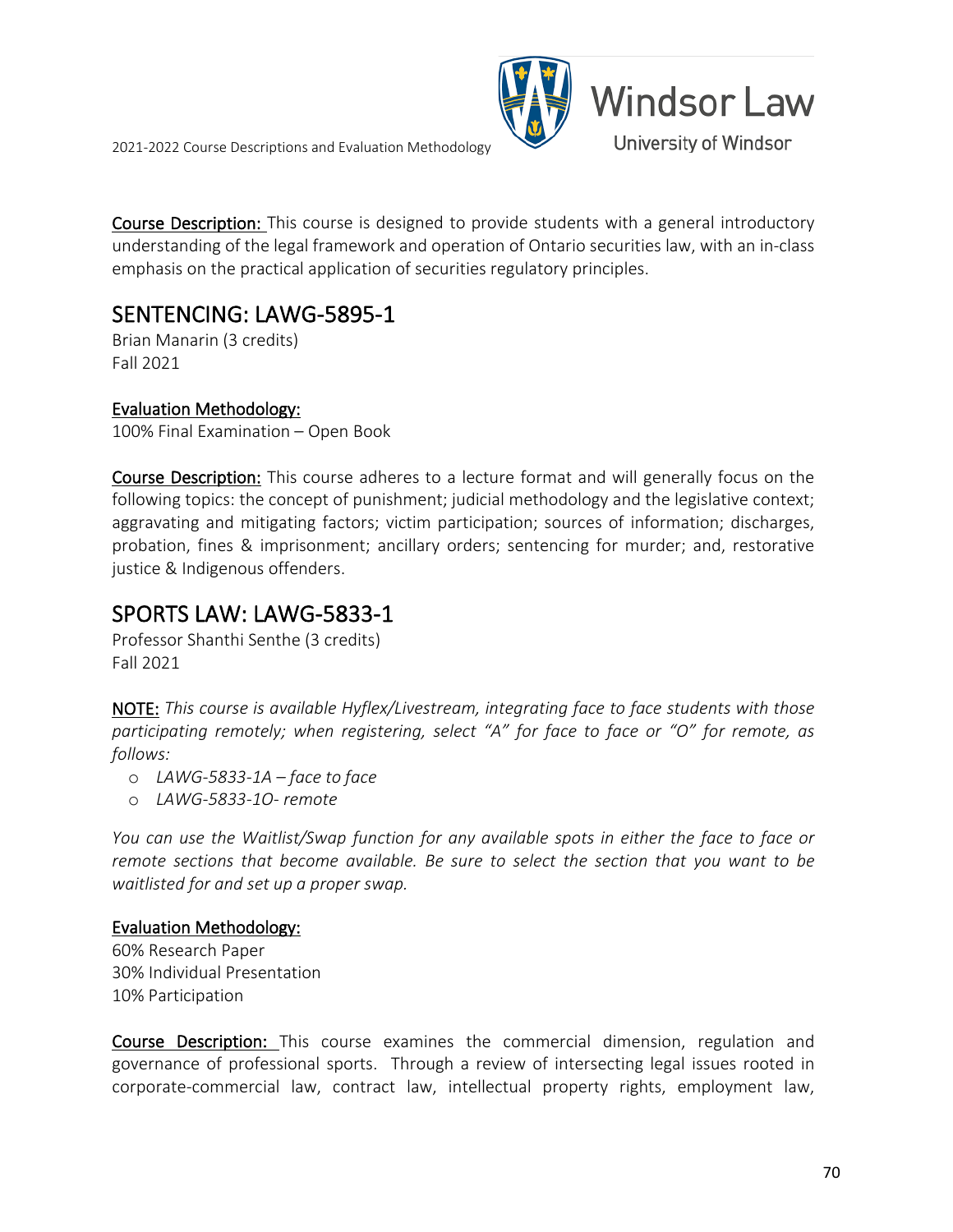**Course Description:** This course is designed to provide students with a general introductory understanding of the legal framework and operation of Ontario securities law, with an in-class emphasis on the practical application of securities regulatory principles.

## SENTENCING: LAWG-5895-1

Brian Manarin (3 credits)
Fall 2021

**Evaluation Methodology:**
100% Final Examination – Open Book

**Course Description:** This course adheres to a lecture format and will generally focus on the following topics: the concept of punishment; judicial methodology and the legislative context; aggravating and mitigating factors; victim participation; sources of information; discharges, probation, fines & imprisonment; ancillary orders; sentencing for murder; and, restorative justice & Indigenous offenders.

## SPORTS LAW: LAWG-5833-1

Professor Shanthi Senthe (3 credits)
Fall 2021

**NOTE:** *This course is available Hyflex/Livestream, integrating face to face students with those participating remotely; when registering, select "A" for face to face or "O" for remote, as follows:*

- *LAWG-5833-1A – face to face*
- *LAWG-5833-1O- remote*

*You can use the Waitlist/Swap function for any available spots in either the face to face or remote sections that become available. Be sure to select the section that you want to be waitlisted for and set up a proper swap.*

**Evaluation Methodology:**
60% Research Paper
30% Individual Presentation
10% Participation

**Course Description:** This course examines the commercial dimension, regulation and governance of professional sports. Through a review of intersecting legal issues rooted in corporate-commercial law, contract law, intellectual property rights, employment law,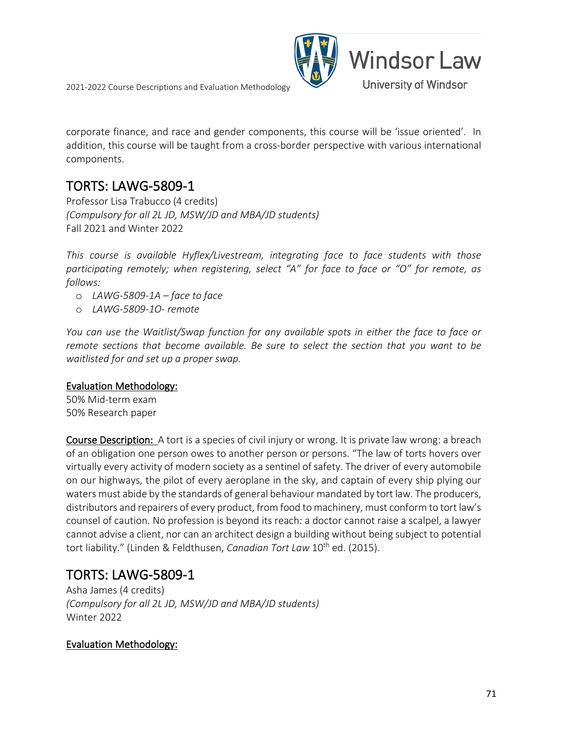corporate finance, and race and gender components, this course will be 'issue oriented'. In addition, this course will be taught from a cross-border perspective with various international components.

## TORTS: LAWG-5809-1

Professor Lisa Trabucco (4 credits)
*(Compulsory for all 2L JD, MSW/JD and MBA/JD students)*
Fall 2021 and Winter 2022

*This course is available Hyflex/Livestream, integrating face to face students with those participating remotely; when registering, select "A" for face to face or "O" for remote, as follows:*

- *LAWG-5809-1A – face to face*
- *LAWG-5809-1O- remote*

*You can use the Waitlist/Swap function for any available spots in either the face to face or remote sections that become available. Be sure to select the section that you want to be waitlisted for and set up a proper swap.*

<u>Evaluation Methodology:</u>
50% Mid-term exam
50% Research paper

<u>Course Description:</u> A tort is a species of civil injury or wrong. It is private law wrong: a breach of an obligation one person owes to another person or persons. "The law of torts hovers over virtually every activity of modern society as a sentinel of safety. The driver of every automobile on our highways, the pilot of every aeroplane in the sky, and captain of every ship plying our waters must abide by the standards of general behaviour mandated by tort law. The producers, distributors and repairers of every product, from food to machinery, must conform to tort law's counsel of caution. No profession is beyond its reach: a doctor cannot raise a scalpel, a lawyer cannot advise a client, nor can an architect design a building without being subject to potential tort liability." (Linden & Feldthusen, *Canadian Tort Law* 10th ed. (2015).

## TORTS: LAWG-5809-1

Asha James (4 credits)
*(Compulsory for all 2L JD, MSW/JD and MBA/JD students)*
Winter 2022

<u>Evaluation Methodology:</u>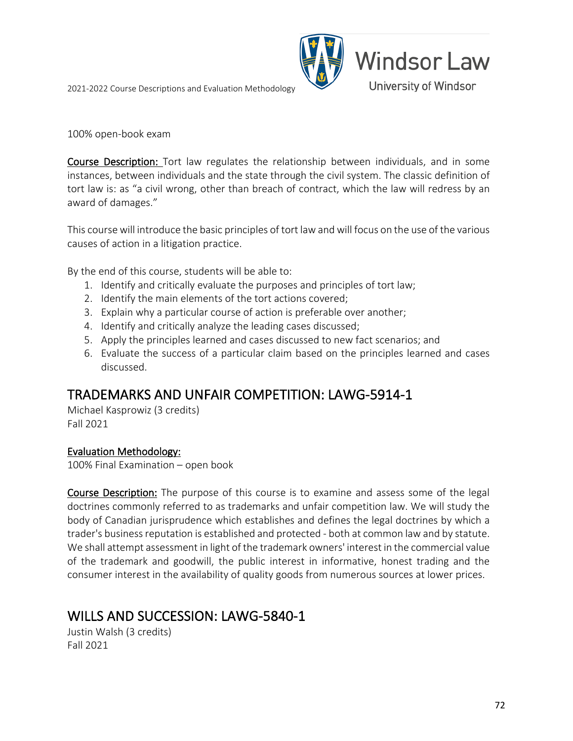100% open-book exam

**Course Description:** Tort law regulates the relationship between individuals, and in some instances, between individuals and the state through the civil system. The classic definition of tort law is: as "a civil wrong, other than breach of contract, which the law will redress by an award of damages."

This course will introduce the basic principles of tort law and will focus on the use of the various causes of action in a litigation practice.

By the end of this course, students will be able to:

1. Identify and critically evaluate the purposes and principles of tort law;
2. Identify the main elements of the tort actions covered;
3. Explain why a particular course of action is preferable over another;
4. Identify and critically analyze the leading cases discussed;
5. Apply the principles learned and cases discussed to new fact scenarios; and
6. Evaluate the success of a particular claim based on the principles learned and cases discussed.

## TRADEMARKS AND UNFAIR COMPETITION: LAWG-5914-1

Michael Kasprowiz (3 credits)
Fall 2021

**Evaluation Methodology:**
100% Final Examination – open book

**Course Description:** The purpose of this course is to examine and assess some of the legal doctrines commonly referred to as trademarks and unfair competition law. We will study the body of Canadian jurisprudence which establishes and defines the legal doctrines by which a trader's business reputation is established and protected - both at common law and by statute. We shall attempt assessment in light of the trademark owners' interest in the commercial value of the trademark and goodwill, the public interest in informative, honest trading and the consumer interest in the availability of quality goods from numerous sources at lower prices.

## WILLS AND SUCCESSION: LAWG-5840-1

Justin Walsh (3 credits)
Fall 2021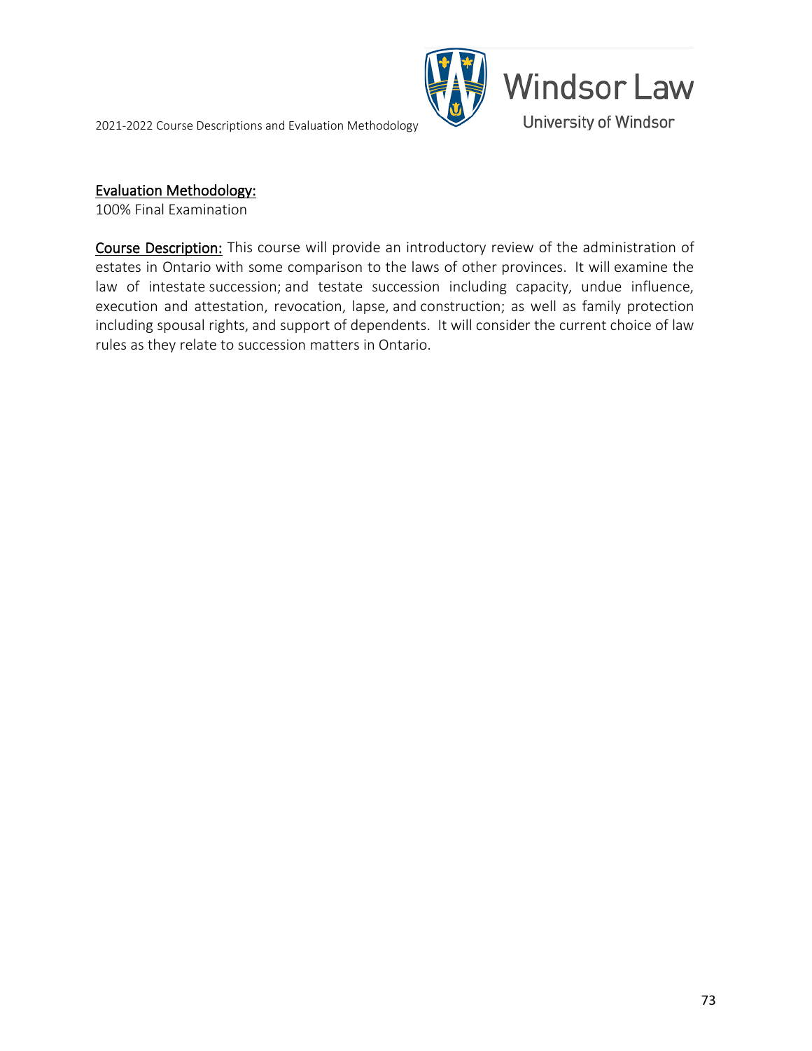Evaluation Methodology:
100% Final Examination

**Course Description:** This course will provide an introductory review of the administration of estates in Ontario with some comparison to the laws of other provinces. It will examine the law of intestate succession; and testate succession including capacity, undue influence, execution and attestation, revocation, lapse, and construction; as well as family protection including spousal rights, and support of dependents. It will consider the current choice of law rules as they relate to succession matters in Ontario.